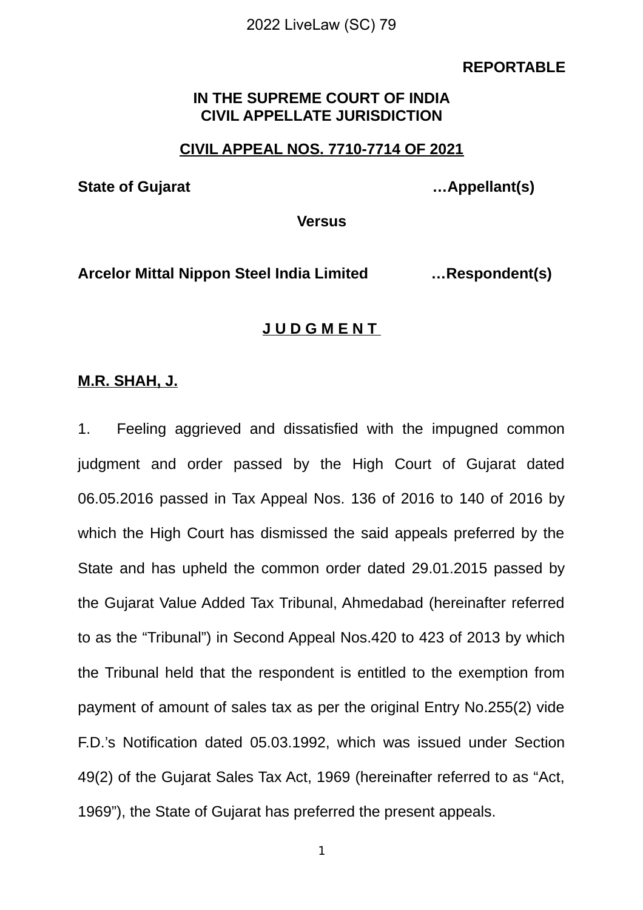2022 LiveLaw (SC) 79

**REPORTABLE**

**IN THE SUPREME COURT OF INDIA**
**CIVIL APPELLATE JURISDICTION**

**CIVIL APPEAL NOS. 7710-7714 OF 2021**

**State of Gujarat …Appellant(s)**

**Versus**

**Arcelor Mittal Nippon Steel India Limited …Respondent(s)**

**J U D G M E N T**

**M.R. SHAH, J.**

1. Feeling aggrieved and dissatisfied with the impugned common judgment and order passed by the High Court of Gujarat dated 06.05.2016 passed in Tax Appeal Nos. 136 of 2016 to 140 of 2016 by which the High Court has dismissed the said appeals preferred by the State and has upheld the common order dated 29.01.2015 passed by the Gujarat Value Added Tax Tribunal, Ahmedabad (hereinafter referred to as the "Tribunal") in Second Appeal Nos.420 to 423 of 2013 by which the Tribunal held that the respondent is entitled to the exemption from payment of amount of sales tax as per the original Entry No.255(2) vide F.D.'s Notification dated 05.03.1992, which was issued under Section 49(2) of the Gujarat Sales Tax Act, 1969 (hereinafter referred to as "Act, 1969"), the State of Gujarat has preferred the present appeals.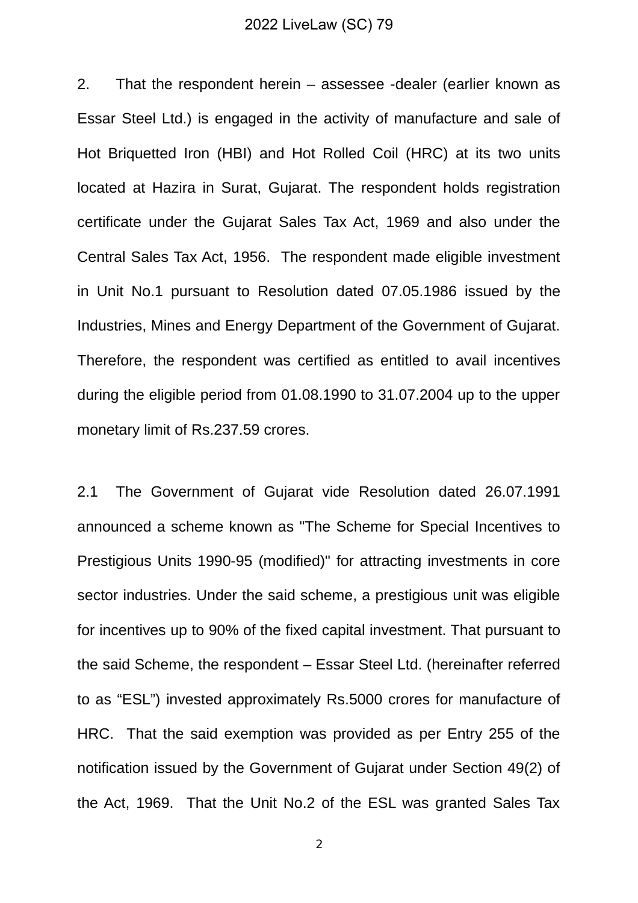2. That the respondent herein – assessee -dealer (earlier known as Essar Steel Ltd.) is engaged in the activity of manufacture and sale of Hot Briquetted Iron (HBI) and Hot Rolled Coil (HRC) at its two units located at Hazira in Surat, Gujarat. The respondent holds registration certificate under the Gujarat Sales Tax Act, 1969 and also under the Central Sales Tax Act, 1956. The respondent made eligible investment in Unit No.1 pursuant to Resolution dated 07.05.1986 issued by the Industries, Mines and Energy Department of the Government of Gujarat. Therefore, the respondent was certified as entitled to avail incentives during the eligible period from 01.08.1990 to 31.07.2004 up to the upper monetary limit of Rs.237.59 crores.

2.1 The Government of Gujarat vide Resolution dated 26.07.1991 announced a scheme known as "The Scheme for Special Incentives to Prestigious Units 1990-95 (modified)" for attracting investments in core sector industries. Under the said scheme, a prestigious unit was eligible for incentives up to 90% of the fixed capital investment. That pursuant to the said Scheme, the respondent – Essar Steel Ltd. (hereinafter referred to as "ESL") invested approximately Rs.5000 crores for manufacture of HRC. That the said exemption was provided as per Entry 255 of the notification issued by the Government of Gujarat under Section 49(2) of the Act, 1969. That the Unit No.2 of the ESL was granted Sales Tax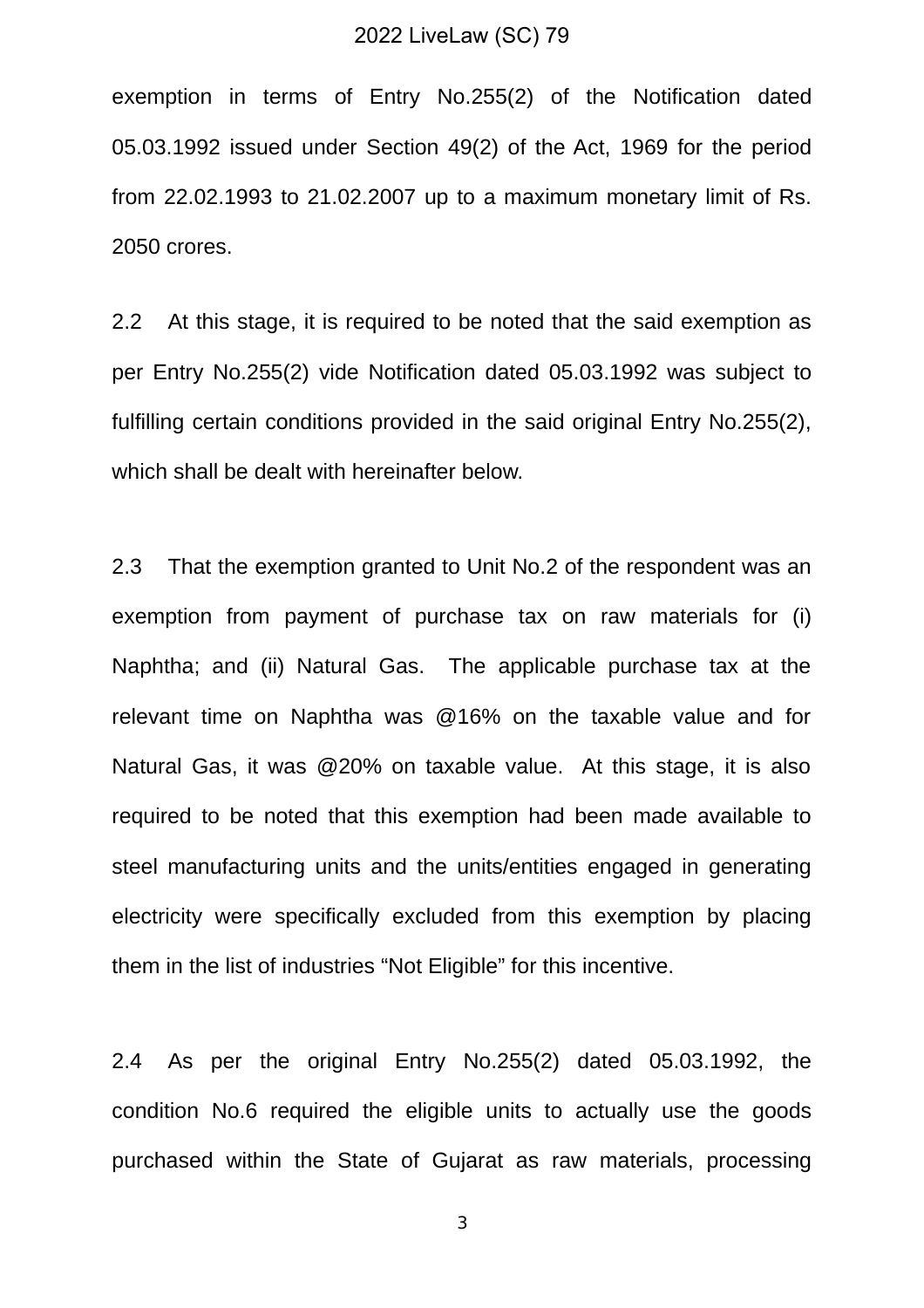exemption in terms of Entry No.255(2) of the Notification dated 05.03.1992 issued under Section 49(2) of the Act, 1969 for the period from 22.02.1993 to 21.02.2007 up to a maximum monetary limit of Rs. 2050 crores.

2.2 At this stage, it is required to be noted that the said exemption as per Entry No.255(2) vide Notification dated 05.03.1992 was subject to fulfilling certain conditions provided in the said original Entry No.255(2), which shall be dealt with hereinafter below.

2.3 That the exemption granted to Unit No.2 of the respondent was an exemption from payment of purchase tax on raw materials for (i) Naphtha; and (ii) Natural Gas. The applicable purchase tax at the relevant time on Naphtha was @16% on the taxable value and for Natural Gas, it was @20% on taxable value. At this stage, it is also required to be noted that this exemption had been made available to steel manufacturing units and the units/entities engaged in generating electricity were specifically excluded from this exemption by placing them in the list of industries "Not Eligible" for this incentive.

2.4 As per the original Entry No.255(2) dated 05.03.1992, the condition No.6 required the eligible units to actually use the goods purchased within the State of Gujarat as raw materials, processing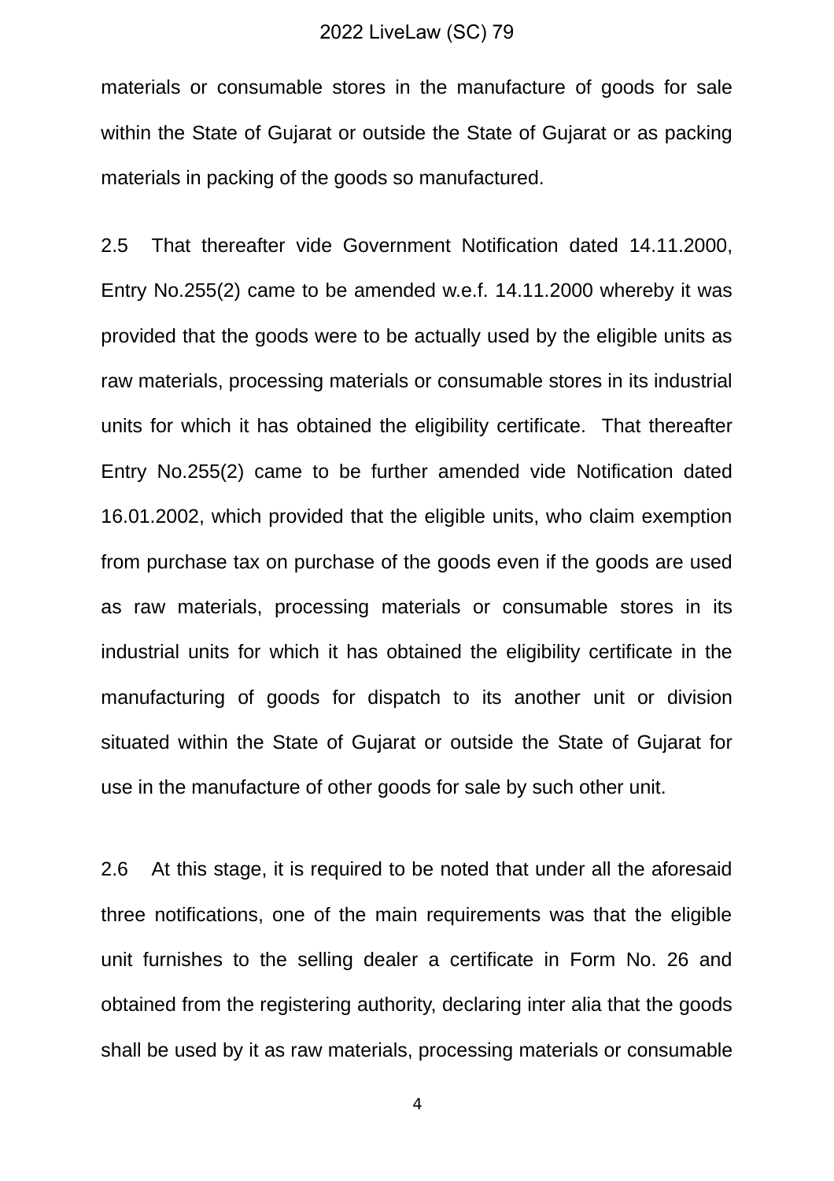materials or consumable stores in the manufacture of goods for sale within the State of Gujarat or outside the State of Gujarat or as packing materials in packing of the goods so manufactured.

2.5 That thereafter vide Government Notification dated 14.11.2000, Entry No.255(2) came to be amended w.e.f. 14.11.2000 whereby it was provided that the goods were to be actually used by the eligible units as raw materials, processing materials or consumable stores in its industrial units for which it has obtained the eligibility certificate. That thereafter Entry No.255(2) came to be further amended vide Notification dated 16.01.2002, which provided that the eligible units, who claim exemption from purchase tax on purchase of the goods even if the goods are used as raw materials, processing materials or consumable stores in its industrial units for which it has obtained the eligibility certificate in the manufacturing of goods for dispatch to its another unit or division situated within the State of Gujarat or outside the State of Gujarat for use in the manufacture of other goods for sale by such other unit.

2.6 At this stage, it is required to be noted that under all the aforesaid three notifications, one of the main requirements was that the eligible unit furnishes to the selling dealer a certificate in Form No. 26 and obtained from the registering authority, declaring inter alia that the goods shall be used by it as raw materials, processing materials or consumable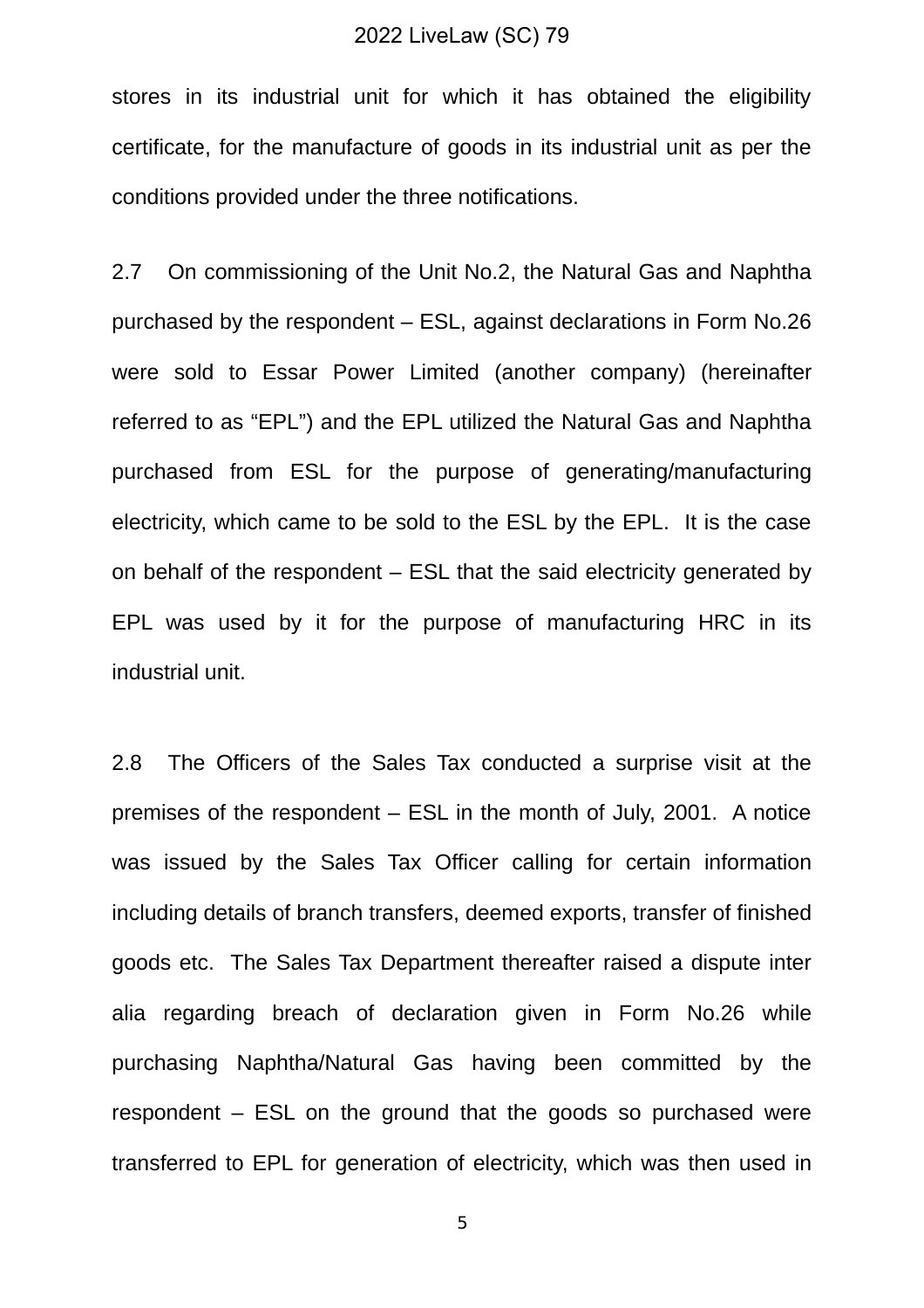stores in its industrial unit for which it has obtained the eligibility certificate, for the manufacture of goods in its industrial unit as per the conditions provided under the three notifications.

2.7 On commissioning of the Unit No.2, the Natural Gas and Naphtha purchased by the respondent – ESL, against declarations in Form No.26 were sold to Essar Power Limited (another company) (hereinafter referred to as "EPL") and the EPL utilized the Natural Gas and Naphtha purchased from ESL for the purpose of generating/manufacturing electricity, which came to be sold to the ESL by the EPL. It is the case on behalf of the respondent – ESL that the said electricity generated by EPL was used by it for the purpose of manufacturing HRC in its industrial unit.

2.8 The Officers of the Sales Tax conducted a surprise visit at the premises of the respondent – ESL in the month of July, 2001. A notice was issued by the Sales Tax Officer calling for certain information including details of branch transfers, deemed exports, transfer of finished goods etc. The Sales Tax Department thereafter raised a dispute inter alia regarding breach of declaration given in Form No.26 while purchasing Naphtha/Natural Gas having been committed by the respondent – ESL on the ground that the goods so purchased were transferred to EPL for generation of electricity, which was then used in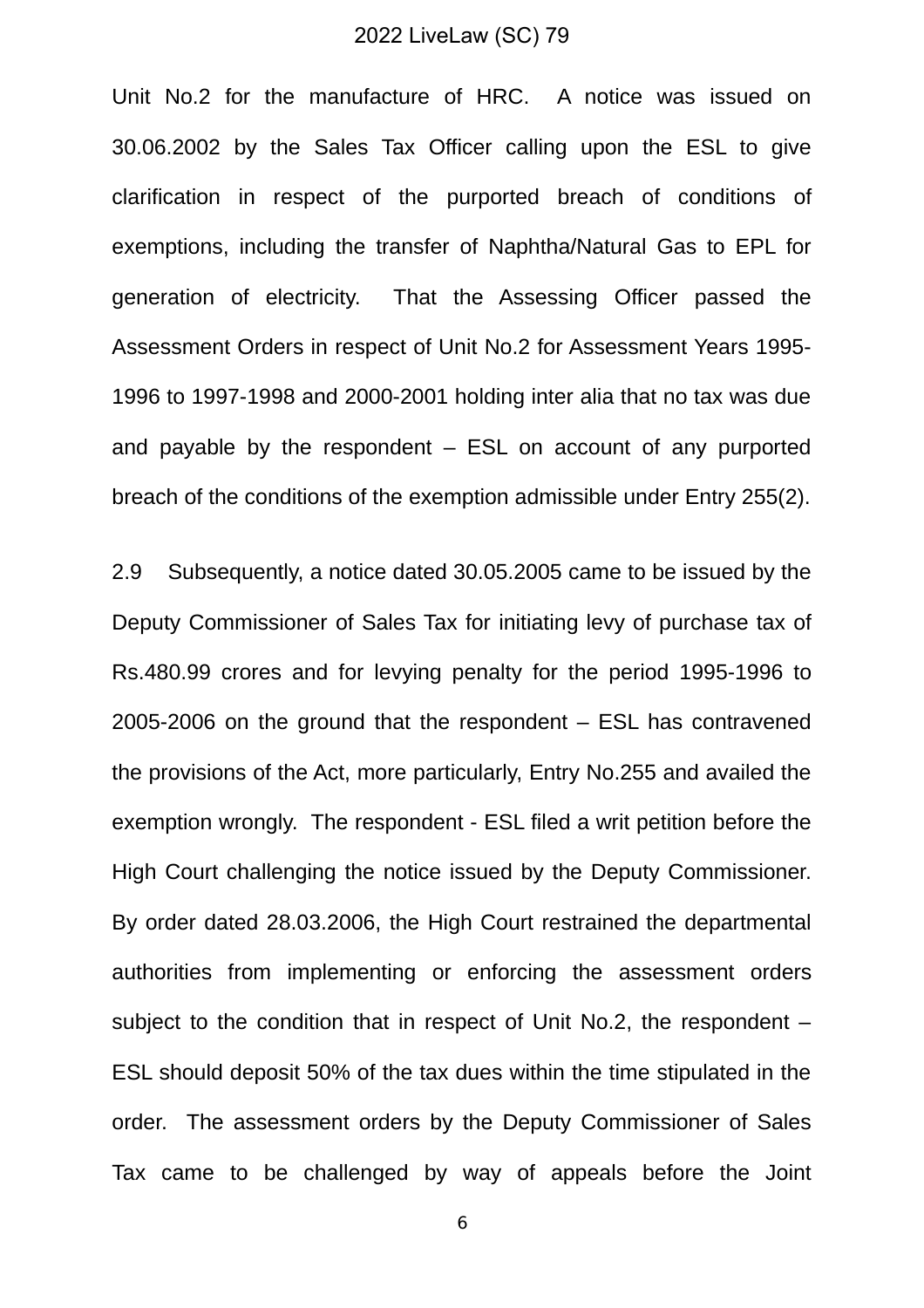Unit No.2 for the manufacture of HRC. A notice was issued on 30.06.2002 by the Sales Tax Officer calling upon the ESL to give clarification in respect of the purported breach of conditions of exemptions, including the transfer of Naphtha/Natural Gas to EPL for generation of electricity. That the Assessing Officer passed the Assessment Orders in respect of Unit No.2 for Assessment Years 1995-1996 to 1997-1998 and 2000-2001 holding inter alia that no tax was due and payable by the respondent – ESL on account of any purported breach of the conditions of the exemption admissible under Entry 255(2).

2.9 Subsequently, a notice dated 30.05.2005 came to be issued by the Deputy Commissioner of Sales Tax for initiating levy of purchase tax of Rs.480.99 crores and for levying penalty for the period 1995-1996 to 2005-2006 on the ground that the respondent – ESL has contravened the provisions of the Act, more particularly, Entry No.255 and availed the exemption wrongly. The respondent - ESL filed a writ petition before the High Court challenging the notice issued by the Deputy Commissioner. By order dated 28.03.2006, the High Court restrained the departmental authorities from implementing or enforcing the assessment orders subject to the condition that in respect of Unit No.2, the respondent – ESL should deposit 50% of the tax dues within the time stipulated in the order. The assessment orders by the Deputy Commissioner of Sales Tax came to be challenged by way of appeals before the Joint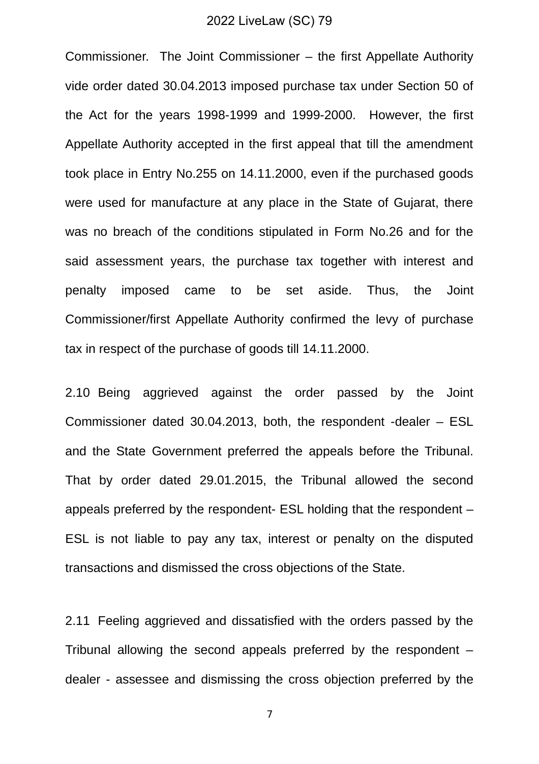Commissioner. The Joint Commissioner – the first Appellate Authority vide order dated 30.04.2013 imposed purchase tax under Section 50 of the Act for the years 1998-1999 and 1999-2000. However, the first Appellate Authority accepted in the first appeal that till the amendment took place in Entry No.255 on 14.11.2000, even if the purchased goods were used for manufacture at any place in the State of Gujarat, there was no breach of the conditions stipulated in Form No.26 and for the said assessment years, the purchase tax together with interest and penalty imposed came to be set aside. Thus, the Joint Commissioner/first Appellate Authority confirmed the levy of purchase tax in respect of the purchase of goods till 14.11.2000.

2.10 Being aggrieved against the order passed by the Joint Commissioner dated 30.04.2013, both, the respondent -dealer – ESL and the State Government preferred the appeals before the Tribunal. That by order dated 29.01.2015, the Tribunal allowed the second appeals preferred by the respondent- ESL holding that the respondent – ESL is not liable to pay any tax, interest or penalty on the disputed transactions and dismissed the cross objections of the State.

2.11 Feeling aggrieved and dissatisfied with the orders passed by the Tribunal allowing the second appeals preferred by the respondent – dealer - assessee and dismissing the cross objection preferred by the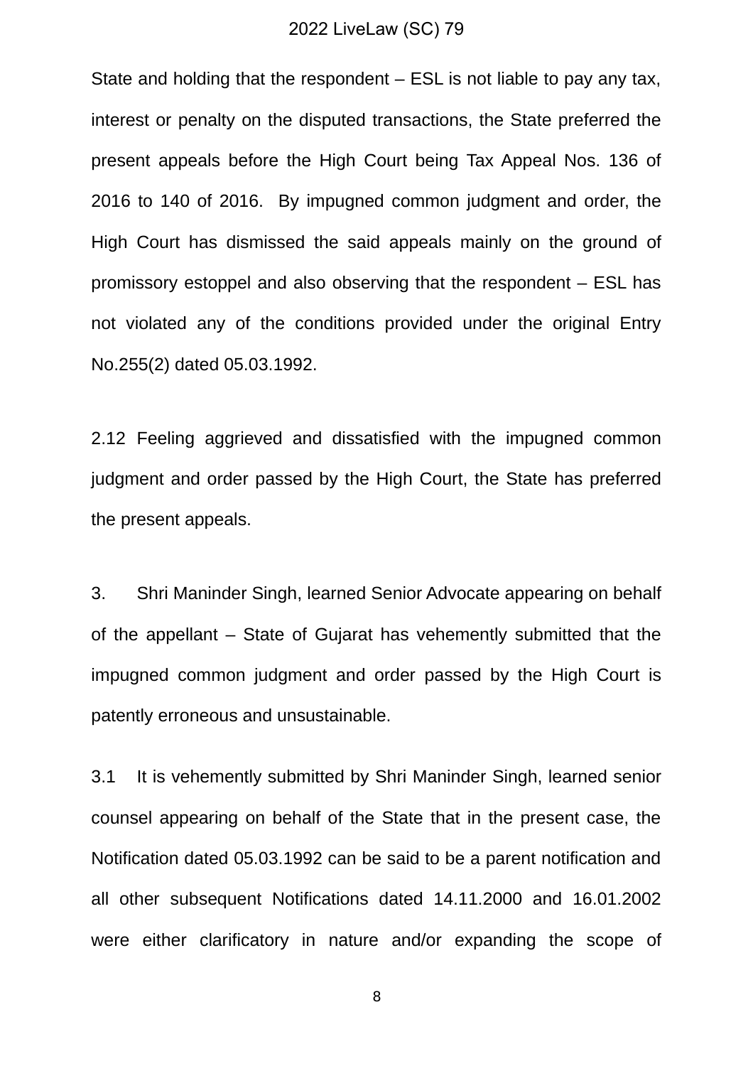State and holding that the respondent – ESL is not liable to pay any tax, interest or penalty on the disputed transactions, the State preferred the present appeals before the High Court being Tax Appeal Nos. 136 of 2016 to 140 of 2016. By impugned common judgment and order, the High Court has dismissed the said appeals mainly on the ground of promissory estoppel and also observing that the respondent – ESL has not violated any of the conditions provided under the original Entry No.255(2) dated 05.03.1992.

2.12 Feeling aggrieved and dissatisfied with the impugned common judgment and order passed by the High Court, the State has preferred the present appeals.

3. Shri Maninder Singh, learned Senior Advocate appearing on behalf of the appellant – State of Gujarat has vehemently submitted that the impugned common judgment and order passed by the High Court is patently erroneous and unsustainable.

3.1 It is vehemently submitted by Shri Maninder Singh, learned senior counsel appearing on behalf of the State that in the present case, the Notification dated 05.03.1992 can be said to be a parent notification and all other subsequent Notifications dated 14.11.2000 and 16.01.2002 were either clarificatory in nature and/or expanding the scope of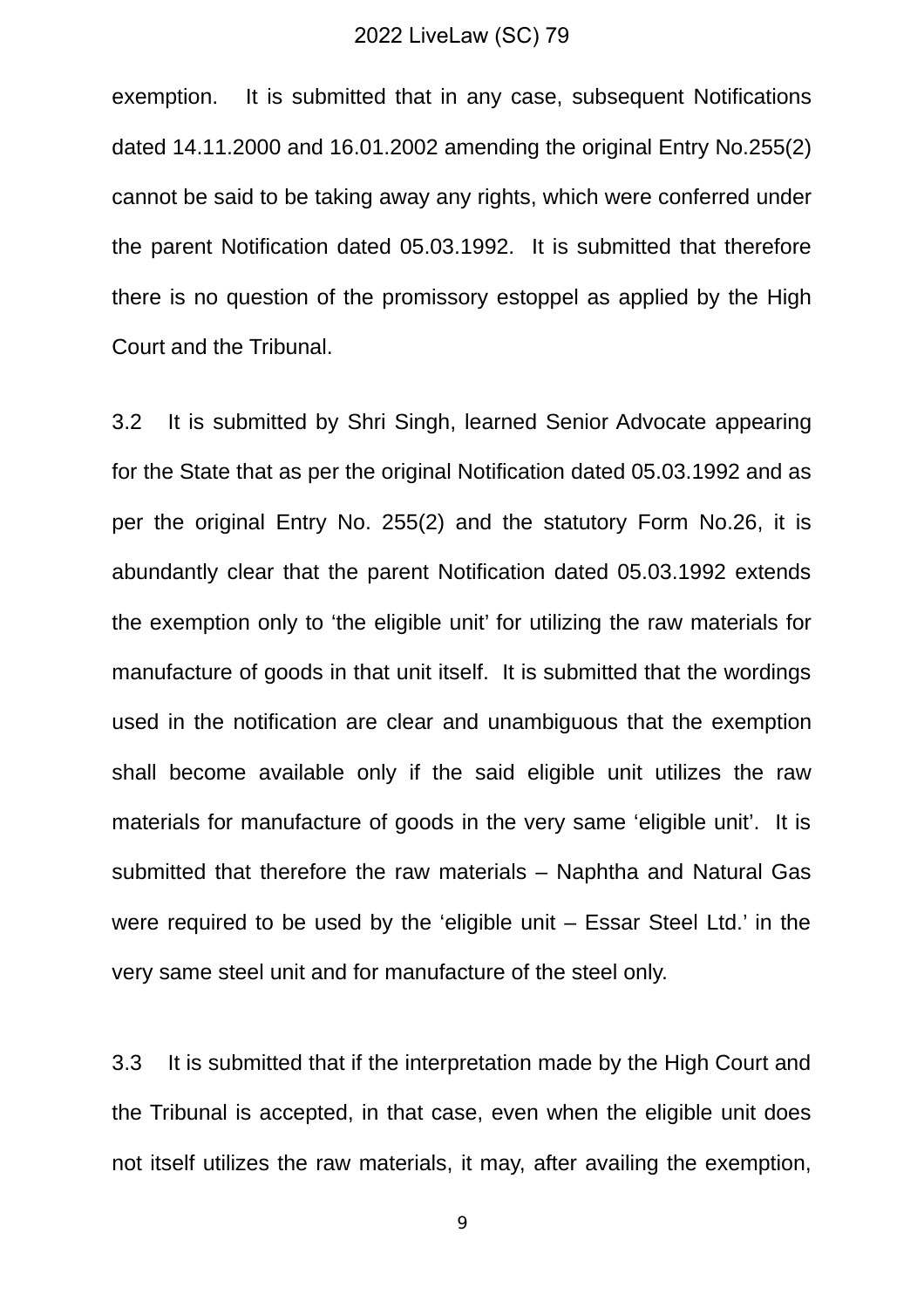exemption. It is submitted that in any case, subsequent Notifications dated 14.11.2000 and 16.01.2002 amending the original Entry No.255(2) cannot be said to be taking away any rights, which were conferred under the parent Notification dated 05.03.1992. It is submitted that therefore there is no question of the promissory estoppel as applied by the High Court and the Tribunal.

3.2 It is submitted by Shri Singh, learned Senior Advocate appearing for the State that as per the original Notification dated 05.03.1992 and as per the original Entry No. 255(2) and the statutory Form No.26, it is abundantly clear that the parent Notification dated 05.03.1992 extends the exemption only to 'the eligible unit' for utilizing the raw materials for manufacture of goods in that unit itself. It is submitted that the wordings used in the notification are clear and unambiguous that the exemption shall become available only if the said eligible unit utilizes the raw materials for manufacture of goods in the very same 'eligible unit'. It is submitted that therefore the raw materials – Naphtha and Natural Gas were required to be used by the 'eligible unit – Essar Steel Ltd.' in the very same steel unit and for manufacture of the steel only.

3.3 It is submitted that if the interpretation made by the High Court and the Tribunal is accepted, in that case, even when the eligible unit does not itself utilizes the raw materials, it may, after availing the exemption,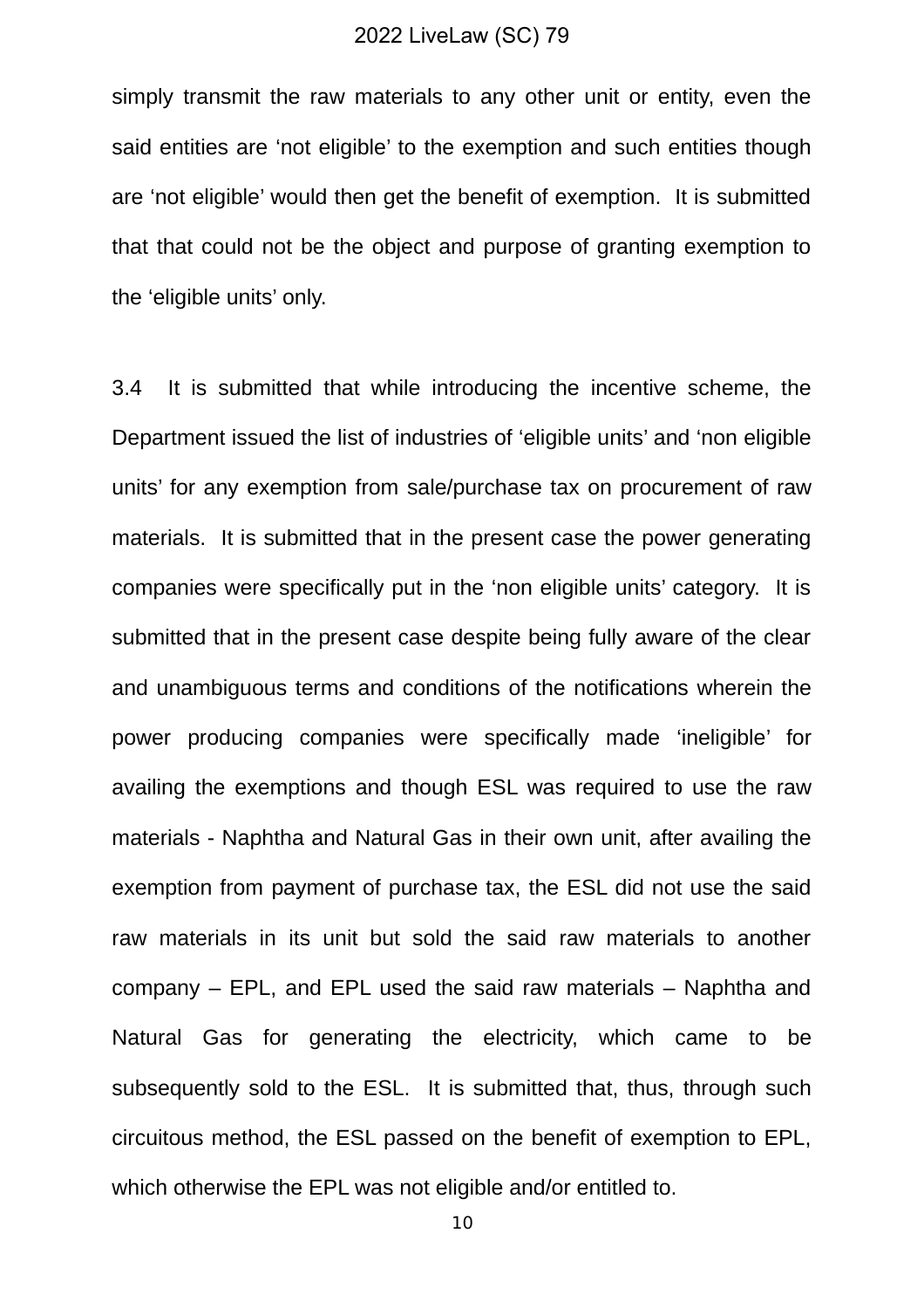simply transmit the raw materials to any other unit or entity, even the said entities are ‘not eligible’ to the exemption and such entities though are ‘not eligible’ would then get the benefit of exemption. It is submitted that that could not be the object and purpose of granting exemption to the ‘eligible units’ only.

3.4 It is submitted that while introducing the incentive scheme, the Department issued the list of industries of ‘eligible units’ and ‘non eligible units’ for any exemption from sale/purchase tax on procurement of raw materials. It is submitted that in the present case the power generating companies were specifically put in the ‘non eligible units’ category. It is submitted that in the present case despite being fully aware of the clear and unambiguous terms and conditions of the notifications wherein the power producing companies were specifically made ‘ineligible’ for availing the exemptions and though ESL was required to use the raw materials - Naphtha and Natural Gas in their own unit, after availing the exemption from payment of purchase tax, the ESL did not use the said raw materials in its unit but sold the said raw materials to another company – EPL, and EPL used the said raw materials – Naphtha and Natural Gas for generating the electricity, which came to be subsequently sold to the ESL. It is submitted that, thus, through such circuitous method, the ESL passed on the benefit of exemption to EPL, which otherwise the EPL was not eligible and/or entitled to.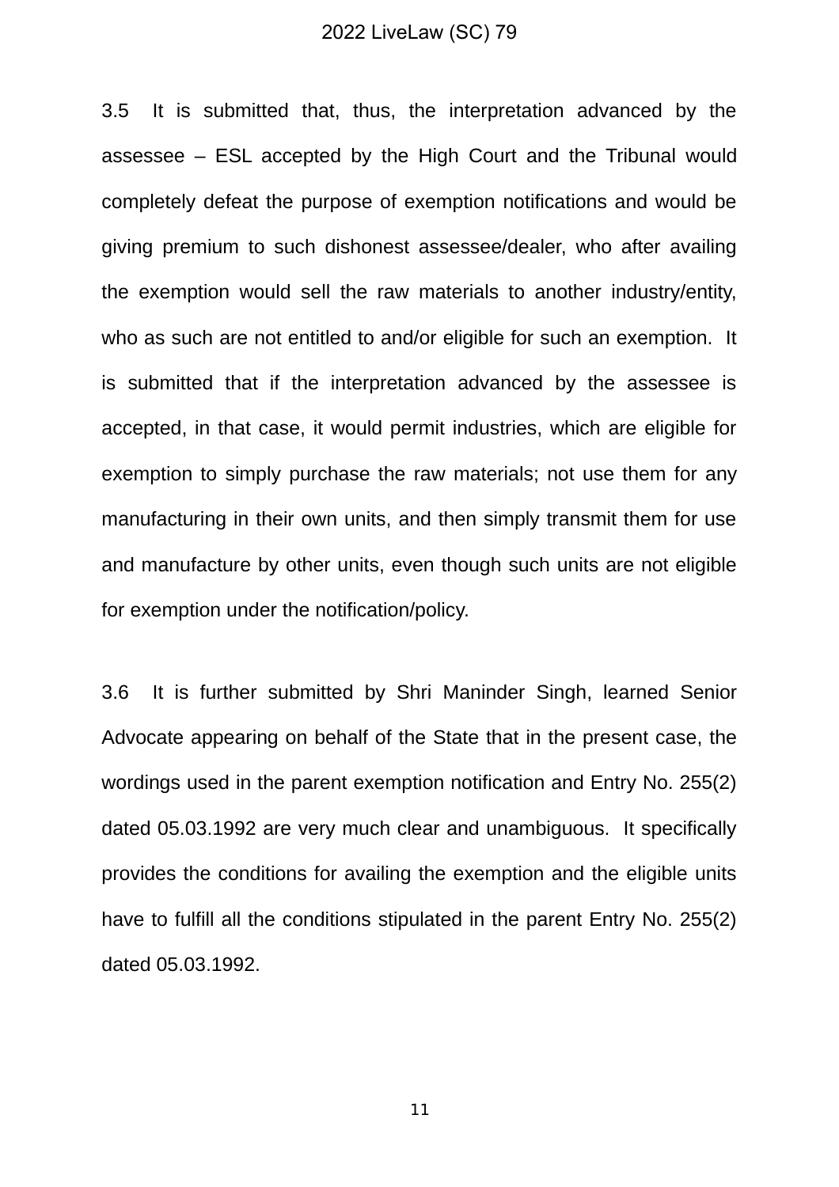3.5 It is submitted that, thus, the interpretation advanced by the assessee – ESL accepted by the High Court and the Tribunal would completely defeat the purpose of exemption notifications and would be giving premium to such dishonest assessee/dealer, who after availing the exemption would sell the raw materials to another industry/entity, who as such are not entitled to and/or eligible for such an exemption. It is submitted that if the interpretation advanced by the assessee is accepted, in that case, it would permit industries, which are eligible for exemption to simply purchase the raw materials; not use them for any manufacturing in their own units, and then simply transmit them for use and manufacture by other units, even though such units are not eligible for exemption under the notification/policy.

3.6 It is further submitted by Shri Maninder Singh, learned Senior Advocate appearing on behalf of the State that in the present case, the wordings used in the parent exemption notification and Entry No. 255(2) dated 05.03.1992 are very much clear and unambiguous. It specifically provides the conditions for availing the exemption and the eligible units have to fulfill all the conditions stipulated in the parent Entry No. 255(2) dated 05.03.1992.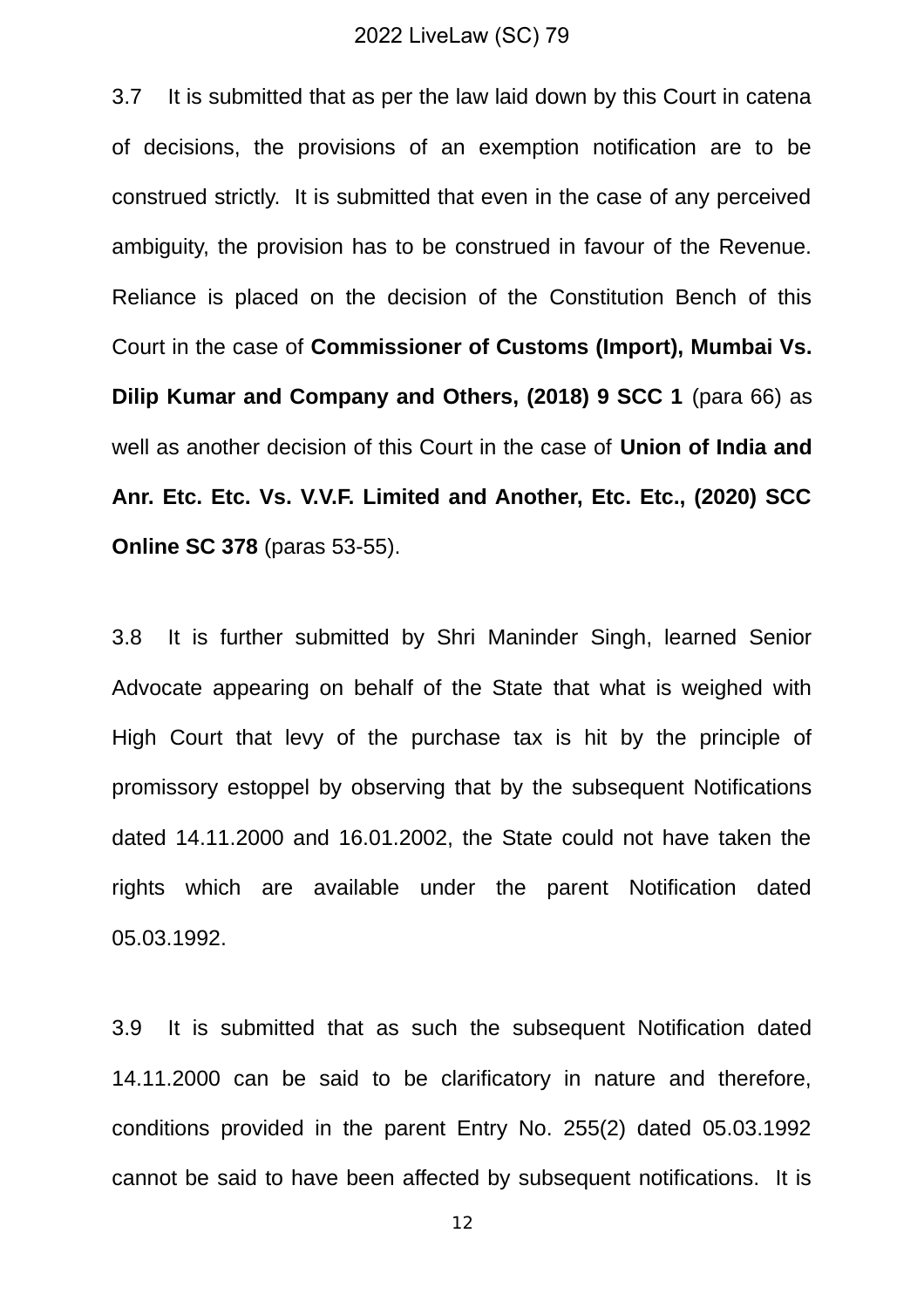3.7 It is submitted that as per the law laid down by this Court in catena of decisions, the provisions of an exemption notification are to be construed strictly. It is submitted that even in the case of any perceived ambiguity, the provision has to be construed in favour of the Revenue. Reliance is placed on the decision of the Constitution Bench of this Court in the case of **Commissioner of Customs (Import), Mumbai Vs. Dilip Kumar and Company and Others, (2018) 9 SCC 1** (para 66) as well as another decision of this Court in the case of **Union of India and Anr. Etc. Etc. Vs. V.V.F. Limited and Another, Etc. Etc., (2020) SCC Online SC 378** (paras 53-55).

3.8 It is further submitted by Shri Maninder Singh, learned Senior Advocate appearing on behalf of the State that what is weighed with High Court that levy of the purchase tax is hit by the principle of promissory estoppel by observing that by the subsequent Notifications dated 14.11.2000 and 16.01.2002, the State could not have taken the rights which are available under the parent Notification dated 05.03.1992.

3.9 It is submitted that as such the subsequent Notification dated 14.11.2000 can be said to be clarificatory in nature and therefore, conditions provided in the parent Entry No. 255(2) dated 05.03.1992 cannot be said to have been affected by subsequent notifications. It is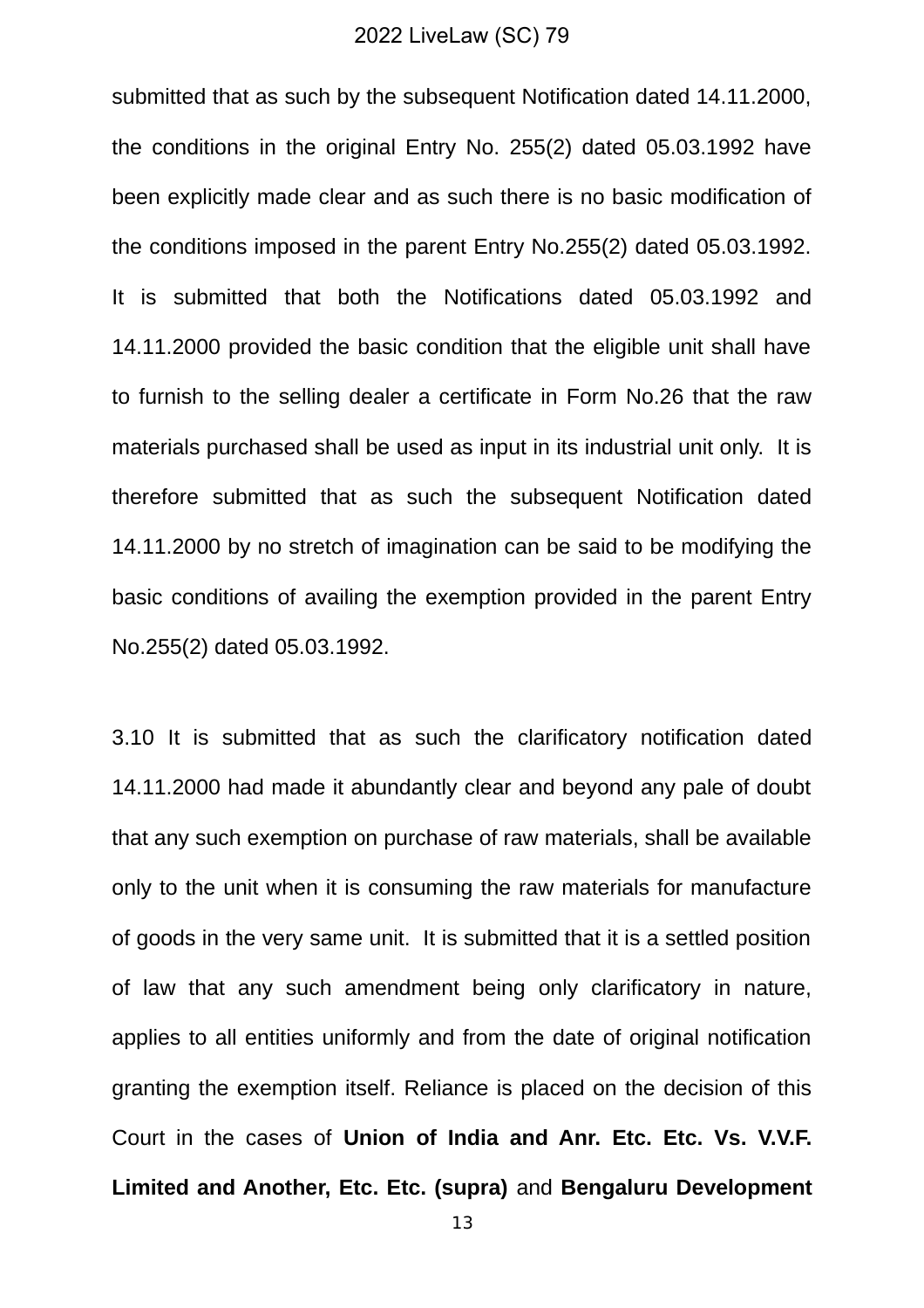submitted that as such by the subsequent Notification dated 14.11.2000, the conditions in the original Entry No. 255(2) dated 05.03.1992 have been explicitly made clear and as such there is no basic modification of the conditions imposed in the parent Entry No.255(2) dated 05.03.1992. It is submitted that both the Notifications dated 05.03.1992 and 14.11.2000 provided the basic condition that the eligible unit shall have to furnish to the selling dealer a certificate in Form No.26 that the raw materials purchased shall be used as input in its industrial unit only. It is therefore submitted that as such the subsequent Notification dated 14.11.2000 by no stretch of imagination can be said to be modifying the basic conditions of availing the exemption provided in the parent Entry No.255(2) dated 05.03.1992.

3.10 It is submitted that as such the clarificatory notification dated 14.11.2000 had made it abundantly clear and beyond any pale of doubt that any such exemption on purchase of raw materials, shall be available only to the unit when it is consuming the raw materials for manufacture of goods in the very same unit. It is submitted that it is a settled position of law that any such amendment being only clarificatory in nature, applies to all entities uniformly and from the date of original notification granting the exemption itself. Reliance is placed on the decision of this Court in the cases of **Union of India and Anr. Etc. Etc. Vs. V.V.F. Limited and Another, Etc. Etc. (supra)** and **Bengaluru Development**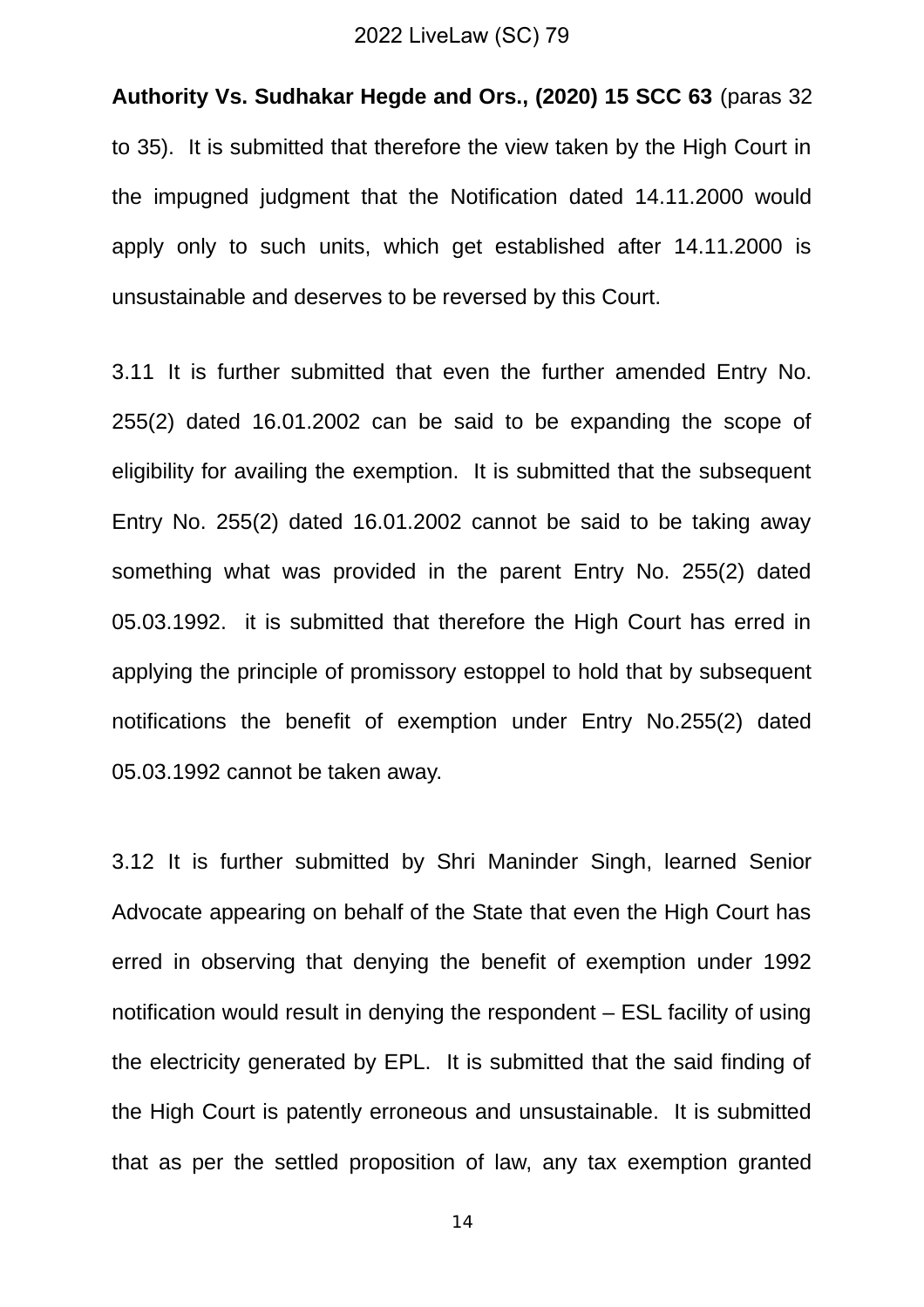**Authority Vs. Sudhakar Hegde and Ors., (2020) 15 SCC 63** (paras 32 to 35). It is submitted that therefore the view taken by the High Court in the impugned judgment that the Notification dated 14.11.2000 would apply only to such units, which get established after 14.11.2000 is unsustainable and deserves to be reversed by this Court.

3.11 It is further submitted that even the further amended Entry No. 255(2) dated 16.01.2002 can be said to be expanding the scope of eligibility for availing the exemption. It is submitted that the subsequent Entry No. 255(2) dated 16.01.2002 cannot be said to be taking away something what was provided in the parent Entry No. 255(2) dated 05.03.1992. it is submitted that therefore the High Court has erred in applying the principle of promissory estoppel to hold that by subsequent notifications the benefit of exemption under Entry No.255(2) dated 05.03.1992 cannot be taken away.

3.12 It is further submitted by Shri Maninder Singh, learned Senior Advocate appearing on behalf of the State that even the High Court has erred in observing that denying the benefit of exemption under 1992 notification would result in denying the respondent – ESL facility of using the electricity generated by EPL. It is submitted that the said finding of the High Court is patently erroneous and unsustainable. It is submitted that as per the settled proposition of law, any tax exemption granted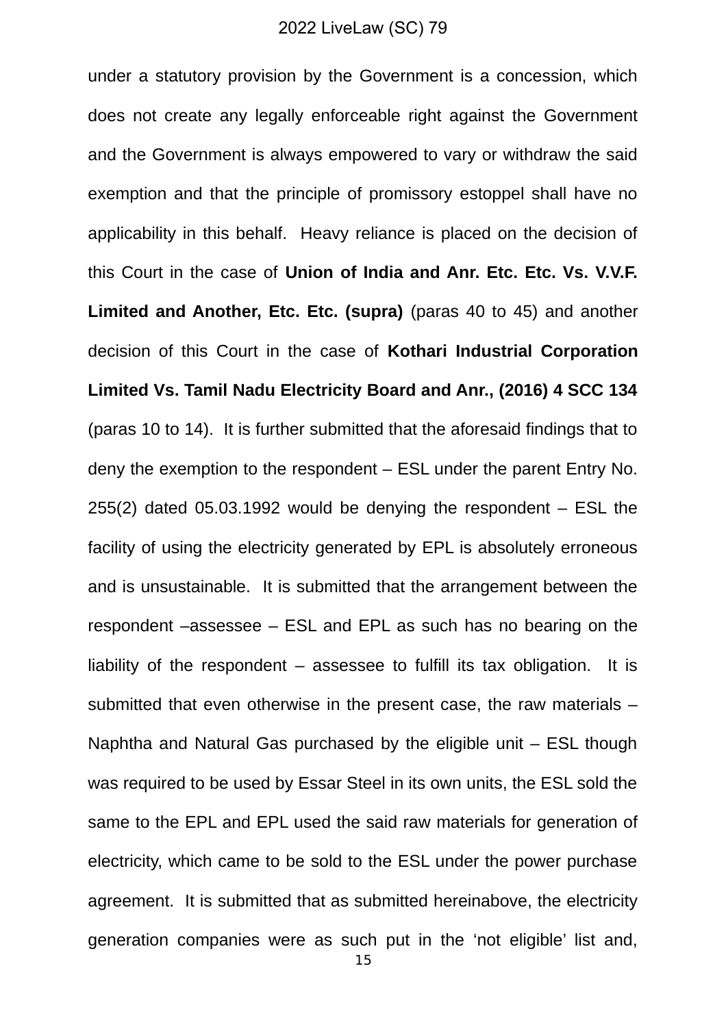under a statutory provision by the Government is a concession, which does not create any legally enforceable right against the Government and the Government is always empowered to vary or withdraw the said exemption and that the principle of promissory estoppel shall have no applicability in this behalf. Heavy reliance is placed on the decision of this Court in the case of **Union of India and Anr. Etc. Etc. Vs. V.V.F. Limited and Another, Etc. Etc. (supra)** (paras 40 to 45) and another decision of this Court in the case of **Kothari Industrial Corporation Limited Vs. Tamil Nadu Electricity Board and Anr., (2016) 4 SCC 134** (paras 10 to 14). It is further submitted that the aforesaid findings that to deny the exemption to the respondent – ESL under the parent Entry No. 255(2) dated 05.03.1992 would be denying the respondent – ESL the facility of using the electricity generated by EPL is absolutely erroneous and is unsustainable. It is submitted that the arrangement between the respondent –assessee – ESL and EPL as such has no bearing on the liability of the respondent – assessee to fulfill its tax obligation. It is submitted that even otherwise in the present case, the raw materials – Naphtha and Natural Gas purchased by the eligible unit – ESL though was required to be used by Essar Steel in its own units, the ESL sold the same to the EPL and EPL used the said raw materials for generation of electricity, which came to be sold to the ESL under the power purchase agreement. It is submitted that as submitted hereinabove, the electricity generation companies were as such put in the 'not eligible' list and,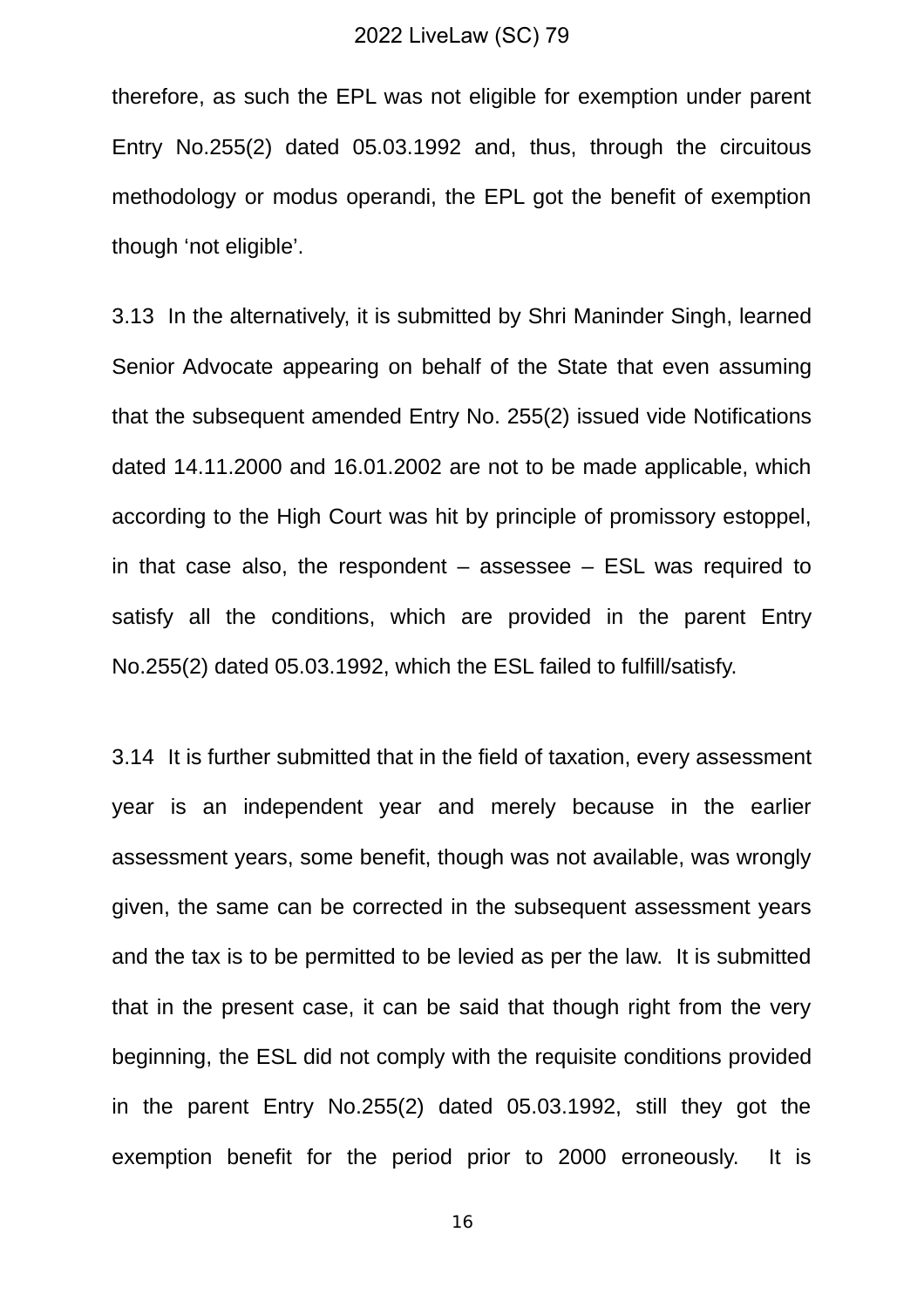therefore, as such the EPL was not eligible for exemption under parent Entry No.255(2) dated 05.03.1992 and, thus, through the circuitous methodology or modus operandi, the EPL got the benefit of exemption though ‘not eligible’.

3.13 In the alternatively, it is submitted by Shri Maninder Singh, learned Senior Advocate appearing on behalf of the State that even assuming that the subsequent amended Entry No. 255(2) issued vide Notifications dated 14.11.2000 and 16.01.2002 are not to be made applicable, which according to the High Court was hit by principle of promissory estoppel, in that case also, the respondent – assessee – ESL was required to satisfy all the conditions, which are provided in the parent Entry No.255(2) dated 05.03.1992, which the ESL failed to fulfill/satisfy.

3.14 It is further submitted that in the field of taxation, every assessment year is an independent year and merely because in the earlier assessment years, some benefit, though was not available, was wrongly given, the same can be corrected in the subsequent assessment years and the tax is to be permitted to be levied as per the law. It is submitted that in the present case, it can be said that though right from the very beginning, the ESL did not comply with the requisite conditions provided in the parent Entry No.255(2) dated 05.03.1992, still they got the exemption benefit for the period prior to 2000 erroneously. It is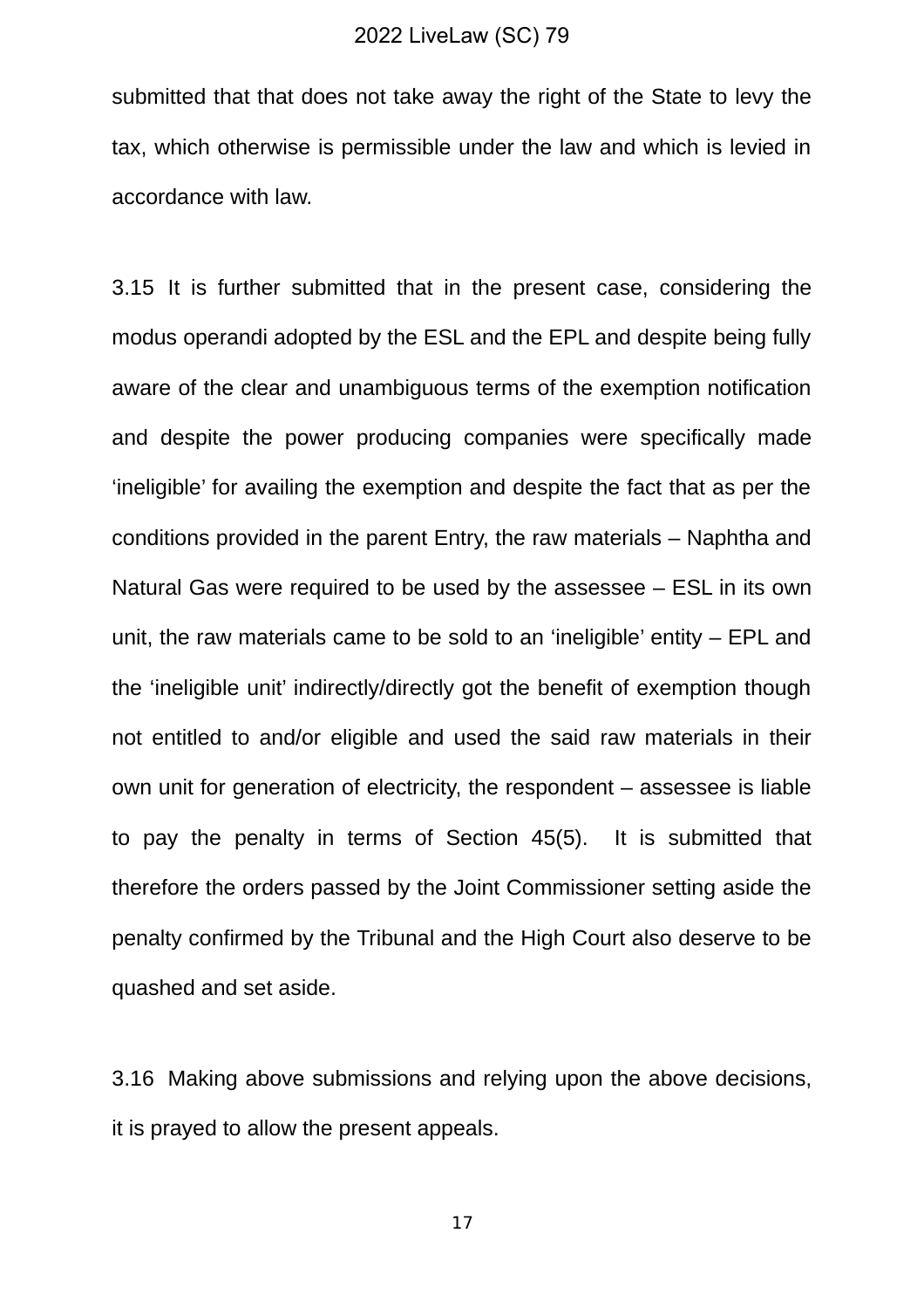submitted that that does not take away the right of the State to levy the tax, which otherwise is permissible under the law and which is levied in accordance with law.

3.15 It is further submitted that in the present case, considering the modus operandi adopted by the ESL and the EPL and despite being fully aware of the clear and unambiguous terms of the exemption notification and despite the power producing companies were specifically made 'ineligible' for availing the exemption and despite the fact that as per the conditions provided in the parent Entry, the raw materials – Naphtha and Natural Gas were required to be used by the assessee – ESL in its own unit, the raw materials came to be sold to an 'ineligible' entity – EPL and the 'ineligible unit' indirectly/directly got the benefit of exemption though not entitled to and/or eligible and used the said raw materials in their own unit for generation of electricity, the respondent – assessee is liable to pay the penalty in terms of Section 45(5). It is submitted that therefore the orders passed by the Joint Commissioner setting aside the penalty confirmed by the Tribunal and the High Court also deserve to be quashed and set aside.

3.16 Making above submissions and relying upon the above decisions, it is prayed to allow the present appeals.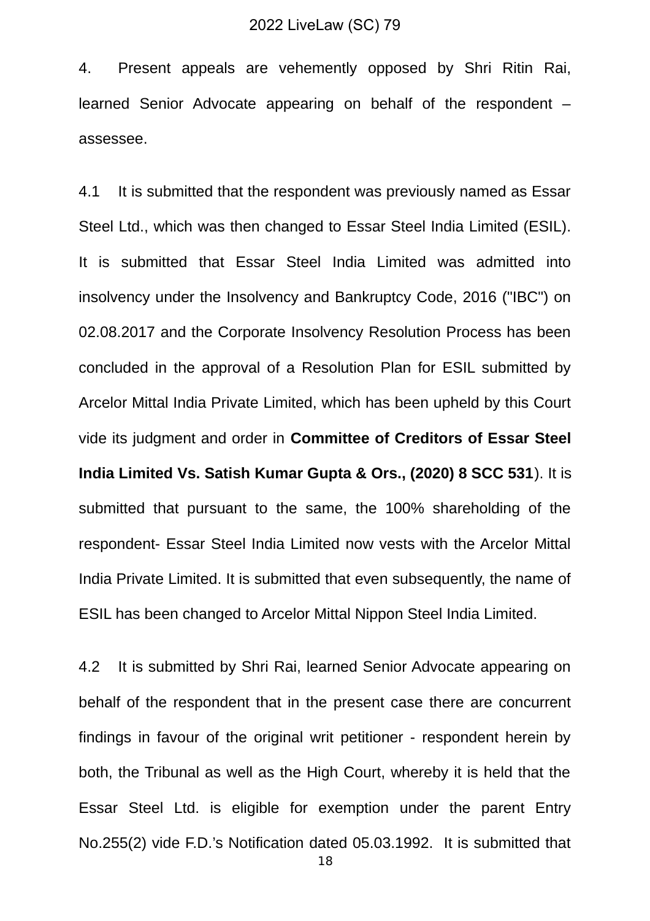4. Present appeals are vehemently opposed by Shri Ritin Rai, learned Senior Advocate appearing on behalf of the respondent – assessee.

4.1 It is submitted that the respondent was previously named as Essar Steel Ltd., which was then changed to Essar Steel India Limited (ESIL). It is submitted that Essar Steel India Limited was admitted into insolvency under the Insolvency and Bankruptcy Code, 2016 ("IBC") on 02.08.2017 and the Corporate Insolvency Resolution Process has been concluded in the approval of a Resolution Plan for ESIL submitted by Arcelor Mittal India Private Limited, which has been upheld by this Court vide its judgment and order in **Committee of Creditors of Essar Steel India Limited Vs. Satish Kumar Gupta & Ors., (2020) 8 SCC 531**). It is submitted that pursuant to the same, the 100% shareholding of the respondent- Essar Steel India Limited now vests with the Arcelor Mittal India Private Limited. It is submitted that even subsequently, the name of ESIL has been changed to Arcelor Mittal Nippon Steel India Limited.

4.2 It is submitted by Shri Rai, learned Senior Advocate appearing on behalf of the respondent that in the present case there are concurrent findings in favour of the original writ petitioner - respondent herein by both, the Tribunal as well as the High Court, whereby it is held that the Essar Steel Ltd. is eligible for exemption under the parent Entry No.255(2) vide F.D.'s Notification dated 05.03.1992. It is submitted that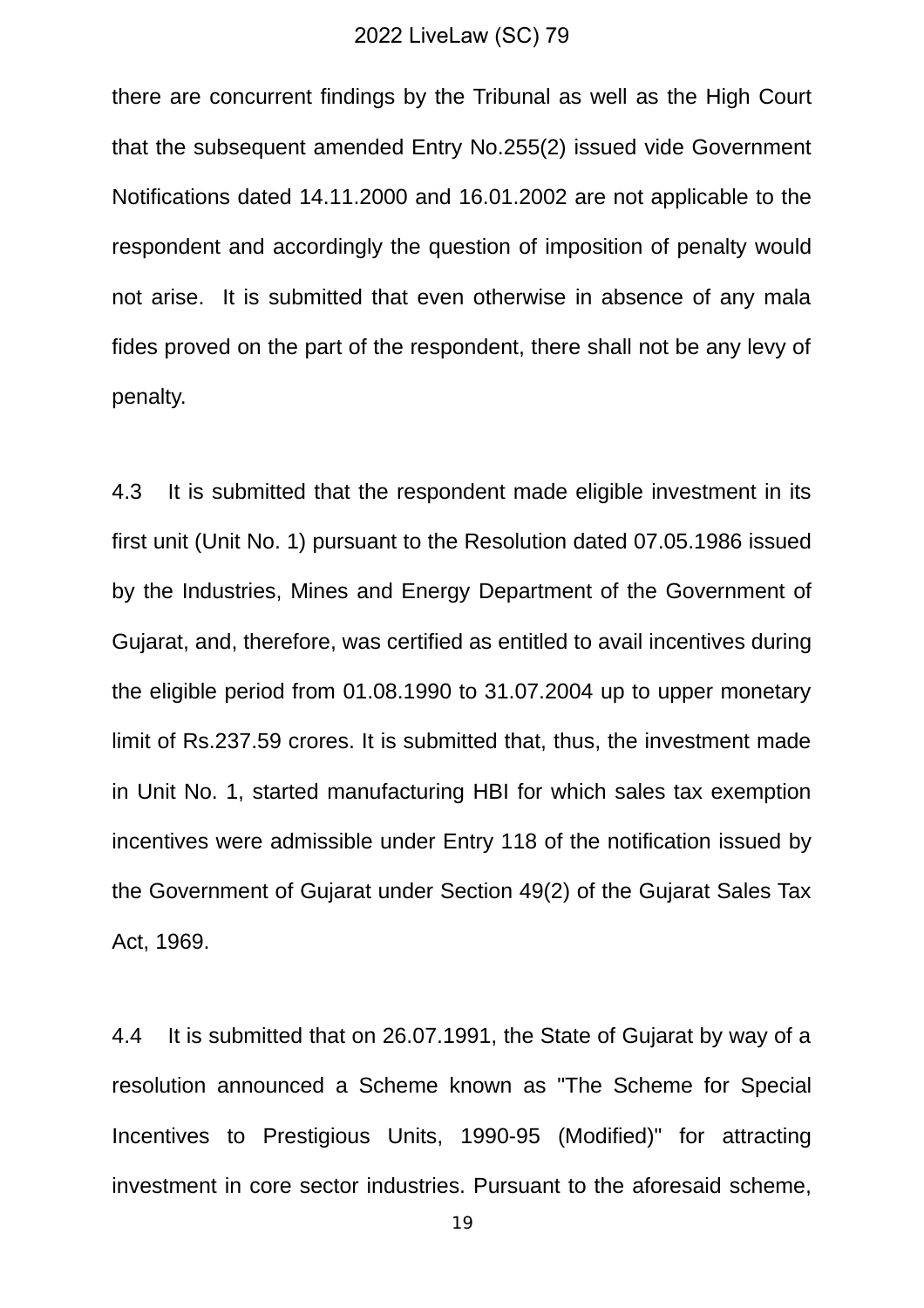there are concurrent findings by the Tribunal as well as the High Court that the subsequent amended Entry No.255(2) issued vide Government Notifications dated 14.11.2000 and 16.01.2002 are not applicable to the respondent and accordingly the question of imposition of penalty would not arise. It is submitted that even otherwise in absence of any mala fides proved on the part of the respondent, there shall not be any levy of penalty.

4.3 It is submitted that the respondent made eligible investment in its first unit (Unit No. 1) pursuant to the Resolution dated 07.05.1986 issued by the Industries, Mines and Energy Department of the Government of Gujarat, and, therefore, was certified as entitled to avail incentives during the eligible period from 01.08.1990 to 31.07.2004 up to upper monetary limit of Rs.237.59 crores. It is submitted that, thus, the investment made in Unit No. 1, started manufacturing HBI for which sales tax exemption incentives were admissible under Entry 118 of the notification issued by the Government of Gujarat under Section 49(2) of the Gujarat Sales Tax Act, 1969.

4.4 It is submitted that on 26.07.1991, the State of Gujarat by way of a resolution announced a Scheme known as "The Scheme for Special Incentives to Prestigious Units, 1990-95 (Modified)" for attracting investment in core sector industries. Pursuant to the aforesaid scheme,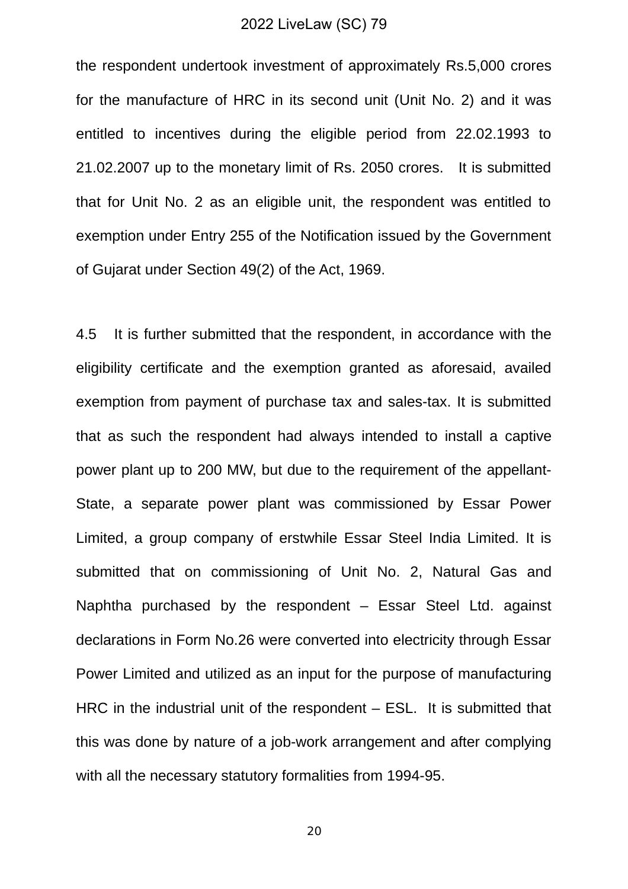the respondent undertook investment of approximately Rs.5,000 crores for the manufacture of HRC in its second unit (Unit No. 2) and it was entitled to incentives during the eligible period from 22.02.1993 to 21.02.2007 up to the monetary limit of Rs. 2050 crores. It is submitted that for Unit No. 2 as an eligible unit, the respondent was entitled to exemption under Entry 255 of the Notification issued by the Government of Gujarat under Section 49(2) of the Act, 1969.

4.5 It is further submitted that the respondent, in accordance with the eligibility certificate and the exemption granted as aforesaid, availed exemption from payment of purchase tax and sales-tax. It is submitted that as such the respondent had always intended to install a captive power plant up to 200 MW, but due to the requirement of the appellant-State, a separate power plant was commissioned by Essar Power Limited, a group company of erstwhile Essar Steel India Limited. It is submitted that on commissioning of Unit No. 2, Natural Gas and Naphtha purchased by the respondent – Essar Steel Ltd. against declarations in Form No.26 were converted into electricity through Essar Power Limited and utilized as an input for the purpose of manufacturing HRC in the industrial unit of the respondent – ESL. It is submitted that this was done by nature of a job-work arrangement and after complying with all the necessary statutory formalities from 1994-95.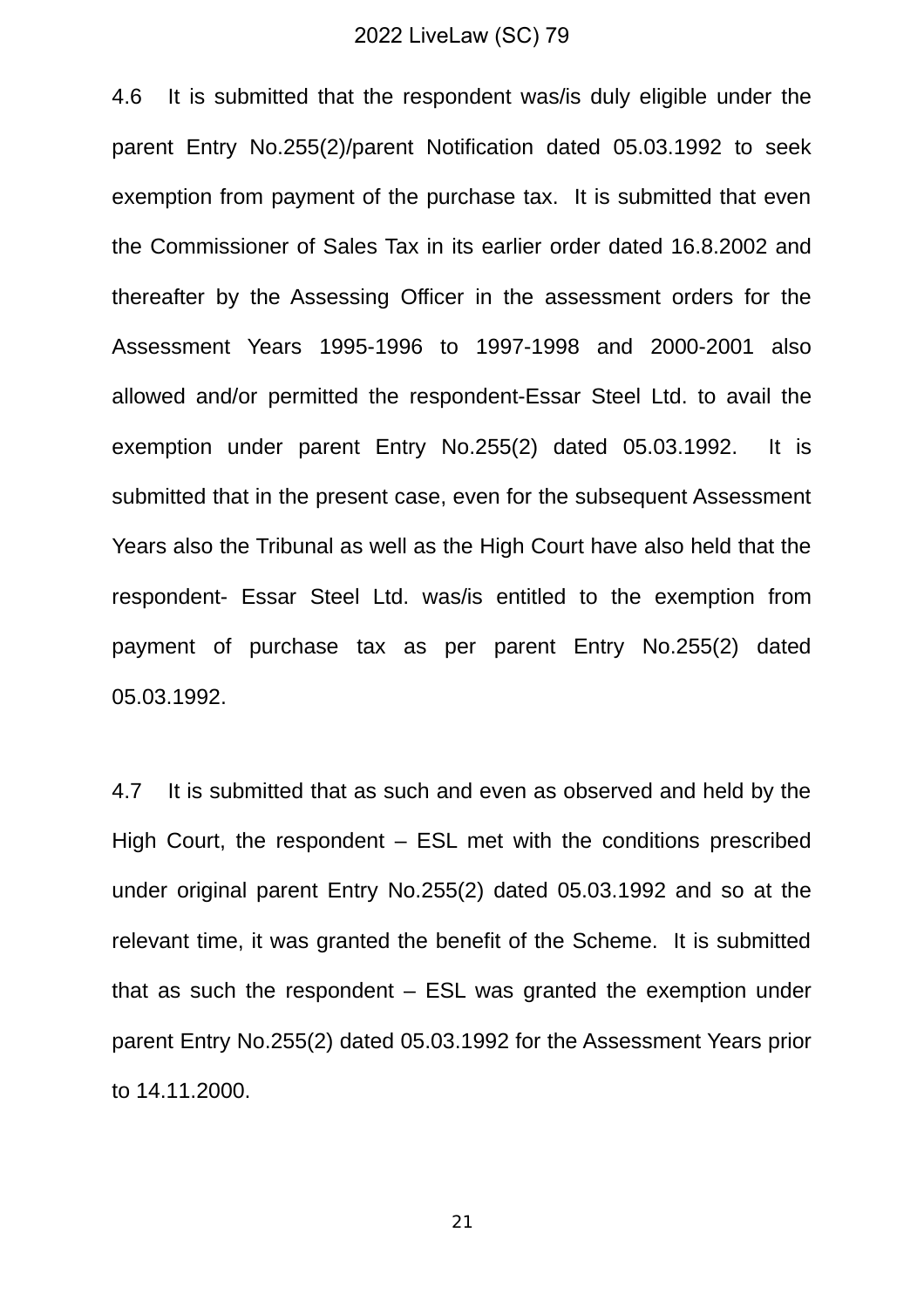4.6 It is submitted that the respondent was/is duly eligible under the parent Entry No.255(2)/parent Notification dated 05.03.1992 to seek exemption from payment of the purchase tax. It is submitted that even the Commissioner of Sales Tax in its earlier order dated 16.8.2002 and thereafter by the Assessing Officer in the assessment orders for the Assessment Years 1995-1996 to 1997-1998 and 2000-2001 also allowed and/or permitted the respondent-Essar Steel Ltd. to avail the exemption under parent Entry No.255(2) dated 05.03.1992. It is submitted that in the present case, even for the subsequent Assessment Years also the Tribunal as well as the High Court have also held that the respondent- Essar Steel Ltd. was/is entitled to the exemption from payment of purchase tax as per parent Entry No.255(2) dated 05.03.1992.

4.7 It is submitted that as such and even as observed and held by the High Court, the respondent – ESL met with the conditions prescribed under original parent Entry No.255(2) dated 05.03.1992 and so at the relevant time, it was granted the benefit of the Scheme. It is submitted that as such the respondent – ESL was granted the exemption under parent Entry No.255(2) dated 05.03.1992 for the Assessment Years prior to 14.11.2000.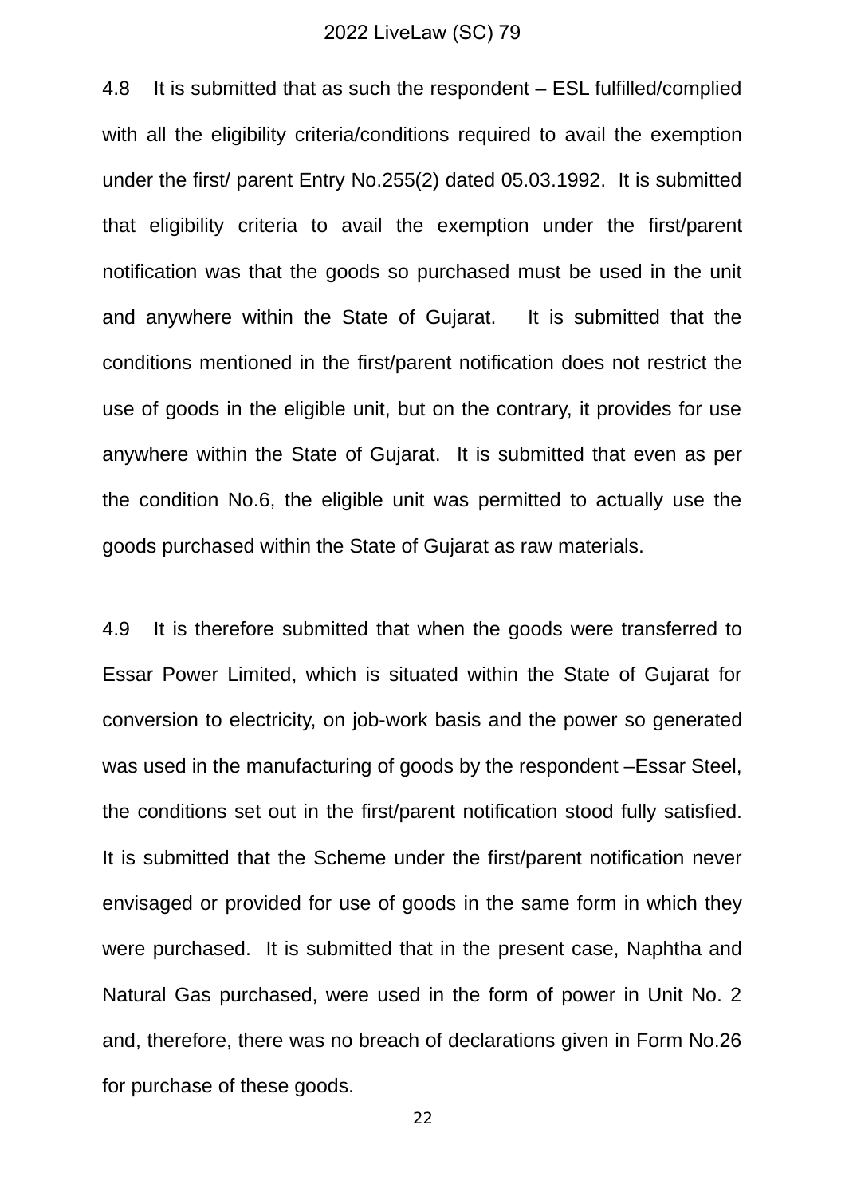4.8 It is submitted that as such the respondent – ESL fulfilled/complied with all the eligibility criteria/conditions required to avail the exemption under the first/ parent Entry No.255(2) dated 05.03.1992. It is submitted that eligibility criteria to avail the exemption under the first/parent notification was that the goods so purchased must be used in the unit and anywhere within the State of Gujarat. It is submitted that the conditions mentioned in the first/parent notification does not restrict the use of goods in the eligible unit, but on the contrary, it provides for use anywhere within the State of Gujarat. It is submitted that even as per the condition No.6, the eligible unit was permitted to actually use the goods purchased within the State of Gujarat as raw materials.

4.9 It is therefore submitted that when the goods were transferred to Essar Power Limited, which is situated within the State of Gujarat for conversion to electricity, on job-work basis and the power so generated was used in the manufacturing of goods by the respondent –Essar Steel, the conditions set out in the first/parent notification stood fully satisfied. It is submitted that the Scheme under the first/parent notification never envisaged or provided for use of goods in the same form in which they were purchased. It is submitted that in the present case, Naphtha and Natural Gas purchased, were used in the form of power in Unit No. 2 and, therefore, there was no breach of declarations given in Form No.26 for purchase of these goods.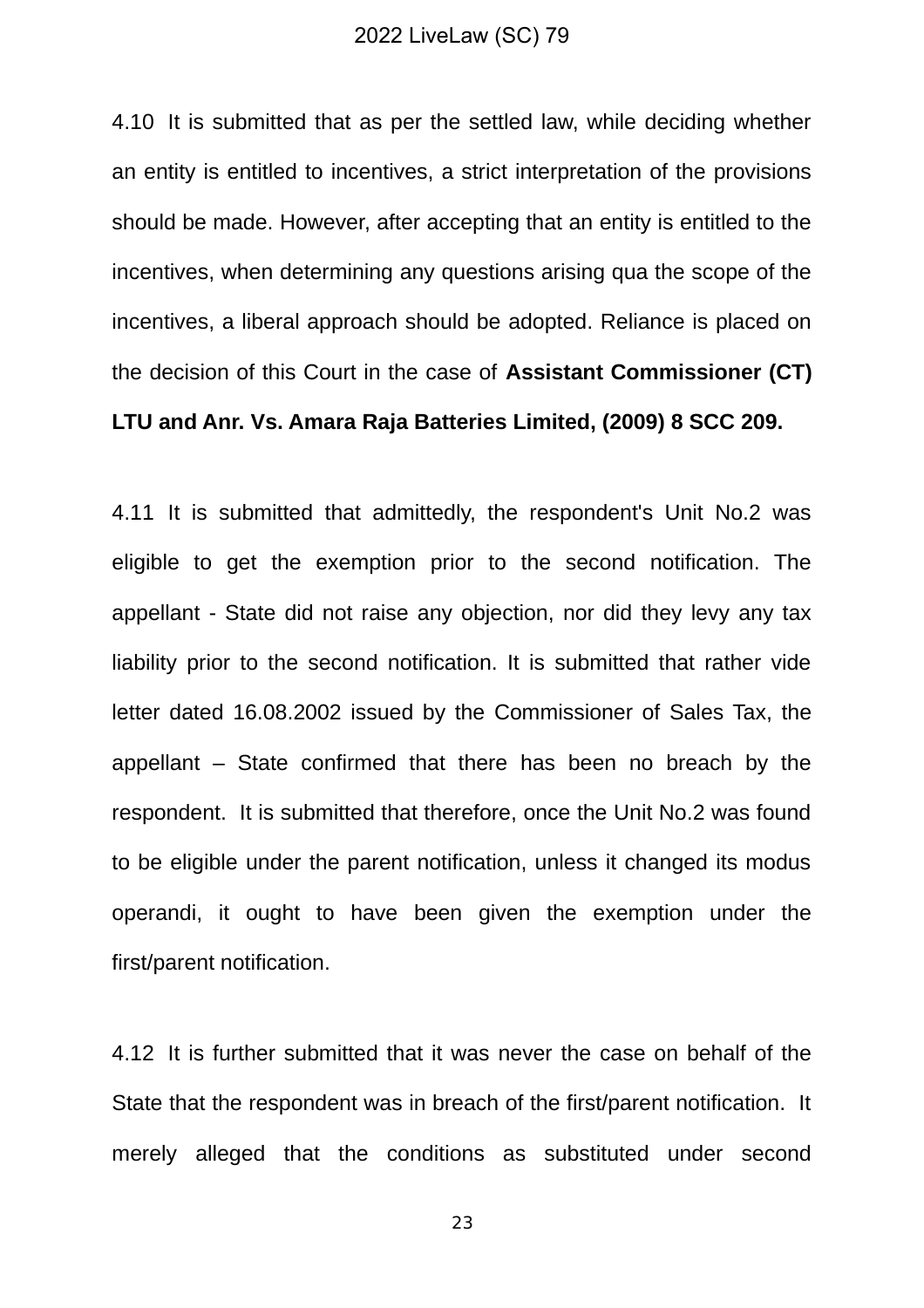4.10 It is submitted that as per the settled law, while deciding whether an entity is entitled to incentives, a strict interpretation of the provisions should be made. However, after accepting that an entity is entitled to the incentives, when determining any questions arising qua the scope of the incentives, a liberal approach should be adopted. Reliance is placed on the decision of this Court in the case of **Assistant Commissioner (CT) LTU and Anr. Vs. Amara Raja Batteries Limited, (2009) 8 SCC 209.**

4.11 It is submitted that admittedly, the respondent's Unit No.2 was eligible to get the exemption prior to the second notification. The appellant - State did not raise any objection, nor did they levy any tax liability prior to the second notification. It is submitted that rather vide letter dated 16.08.2002 issued by the Commissioner of Sales Tax, the appellant – State confirmed that there has been no breach by the respondent. It is submitted that therefore, once the Unit No.2 was found to be eligible under the parent notification, unless it changed its modus operandi, it ought to have been given the exemption under the first/parent notification.

4.12 It is further submitted that it was never the case on behalf of the State that the respondent was in breach of the first/parent notification. It merely alleged that the conditions as substituted under second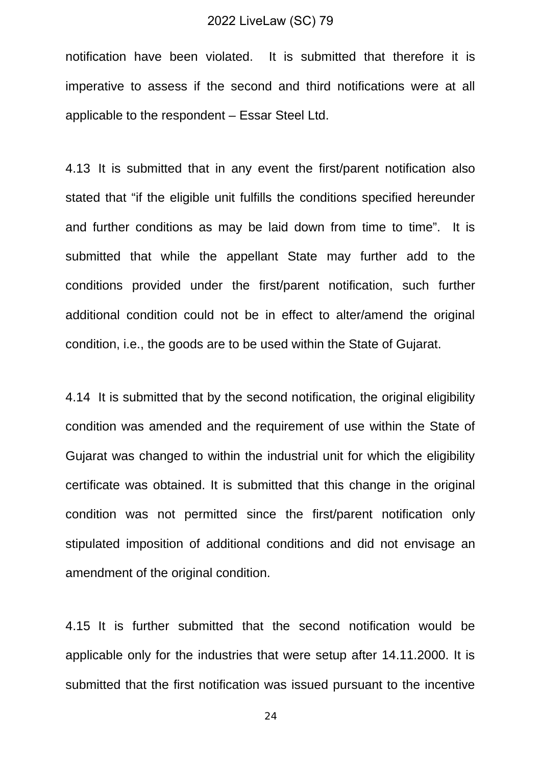notification have been violated. It is submitted that therefore it is imperative to assess if the second and third notifications were at all applicable to the respondent – Essar Steel Ltd.

4.13 It is submitted that in any event the first/parent notification also stated that "if the eligible unit fulfills the conditions specified hereunder and further conditions as may be laid down from time to time". It is submitted that while the appellant State may further add to the conditions provided under the first/parent notification, such further additional condition could not be in effect to alter/amend the original condition, i.e., the goods are to be used within the State of Gujarat.

4.14 It is submitted that by the second notification, the original eligibility condition was amended and the requirement of use within the State of Gujarat was changed to within the industrial unit for which the eligibility certificate was obtained. It is submitted that this change in the original condition was not permitted since the first/parent notification only stipulated imposition of additional conditions and did not envisage an amendment of the original condition.

4.15 It is further submitted that the second notification would be applicable only for the industries that were setup after 14.11.2000. It is submitted that the first notification was issued pursuant to the incentive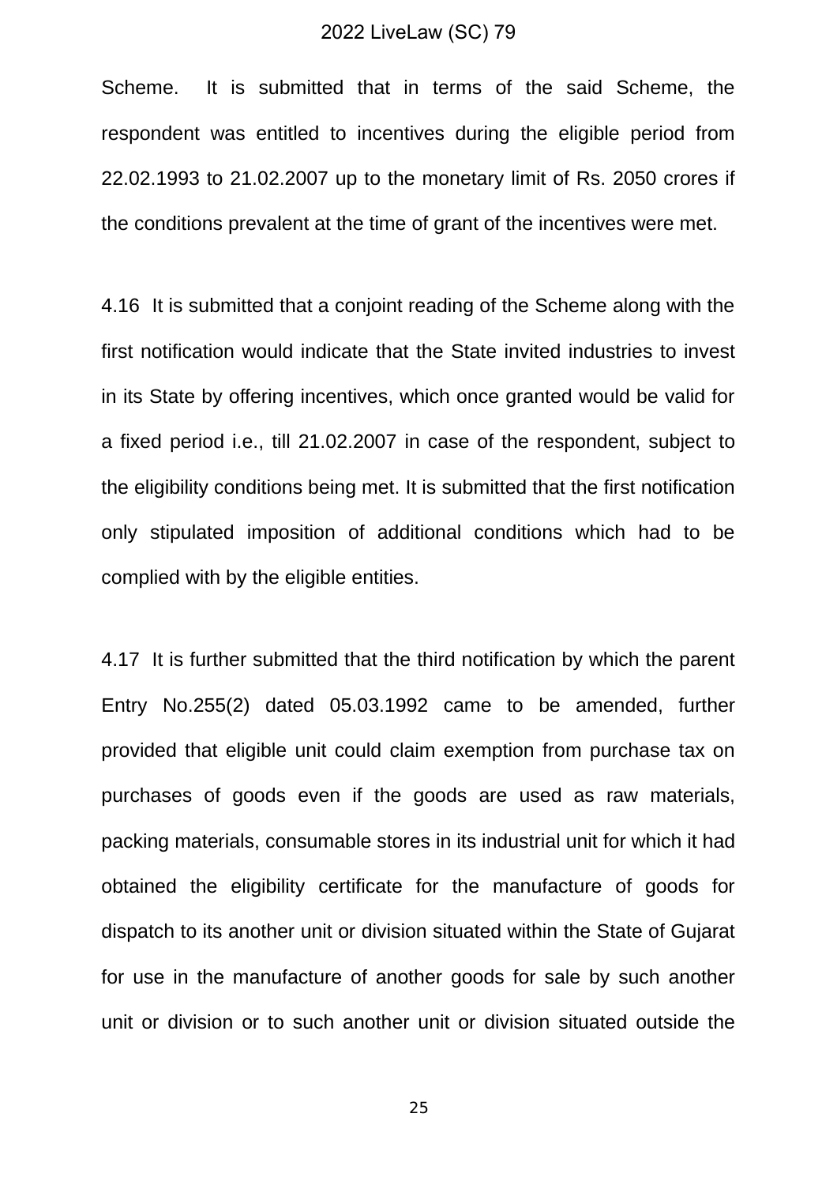Scheme. It is submitted that in terms of the said Scheme, the respondent was entitled to incentives during the eligible period from 22.02.1993 to 21.02.2007 up to the monetary limit of Rs. 2050 crores if the conditions prevalent at the time of grant of the incentives were met.

4.16 It is submitted that a conjoint reading of the Scheme along with the first notification would indicate that the State invited industries to invest in its State by offering incentives, which once granted would be valid for a fixed period i.e., till 21.02.2007 in case of the respondent, subject to the eligibility conditions being met. It is submitted that the first notification only stipulated imposition of additional conditions which had to be complied with by the eligible entities.

4.17 It is further submitted that the third notification by which the parent Entry No.255(2) dated 05.03.1992 came to be amended, further provided that eligible unit could claim exemption from purchase tax on purchases of goods even if the goods are used as raw materials, packing materials, consumable stores in its industrial unit for which it had obtained the eligibility certificate for the manufacture of goods for dispatch to its another unit or division situated within the State of Gujarat for use in the manufacture of another goods for sale by such another unit or division or to such another unit or division situated outside the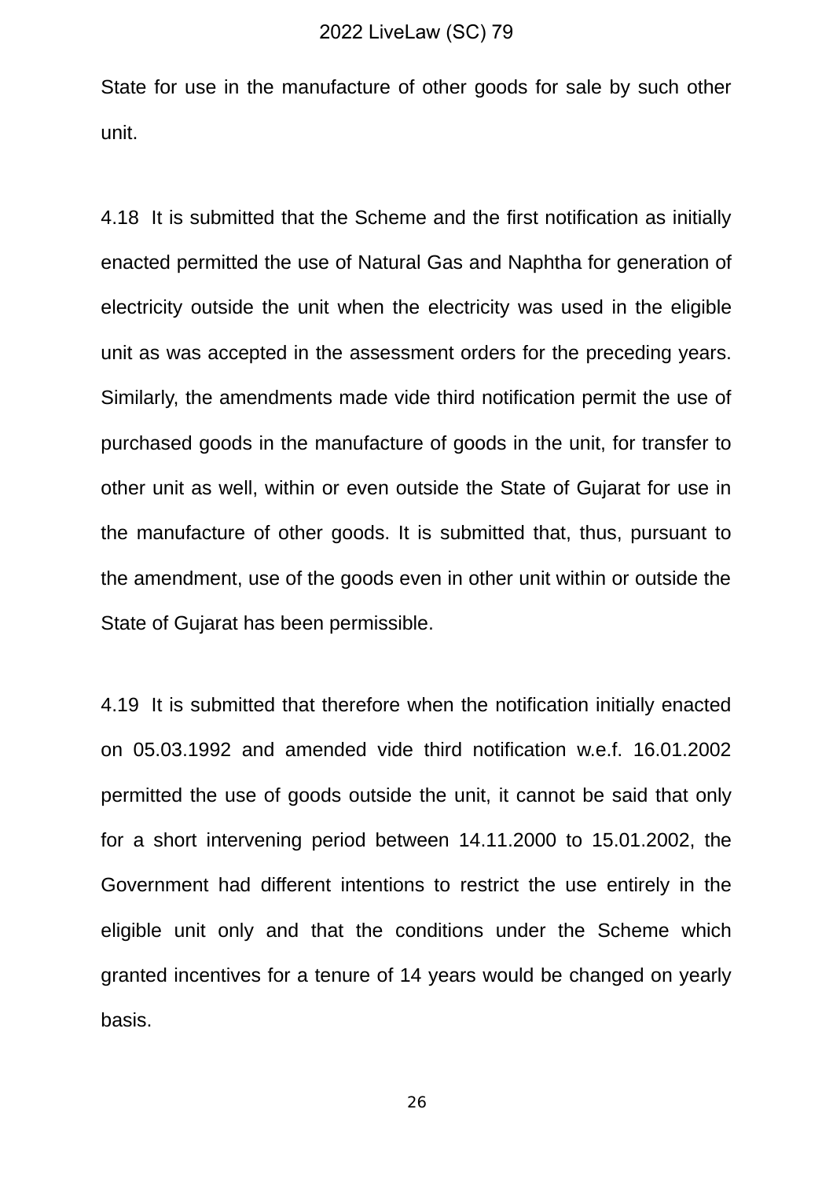State for use in the manufacture of other goods for sale by such other unit.

4.18 It is submitted that the Scheme and the first notification as initially enacted permitted the use of Natural Gas and Naphtha for generation of electricity outside the unit when the electricity was used in the eligible unit as was accepted in the assessment orders for the preceding years. Similarly, the amendments made vide third notification permit the use of purchased goods in the manufacture of goods in the unit, for transfer to other unit as well, within or even outside the State of Gujarat for use in the manufacture of other goods. It is submitted that, thus, pursuant to the amendment, use of the goods even in other unit within or outside the State of Gujarat has been permissible.

4.19 It is submitted that therefore when the notification initially enacted on 05.03.1992 and amended vide third notification w.e.f. 16.01.2002 permitted the use of goods outside the unit, it cannot be said that only for a short intervening period between 14.11.2000 to 15.01.2002, the Government had different intentions to restrict the use entirely in the eligible unit only and that the conditions under the Scheme which granted incentives for a tenure of 14 years would be changed on yearly basis.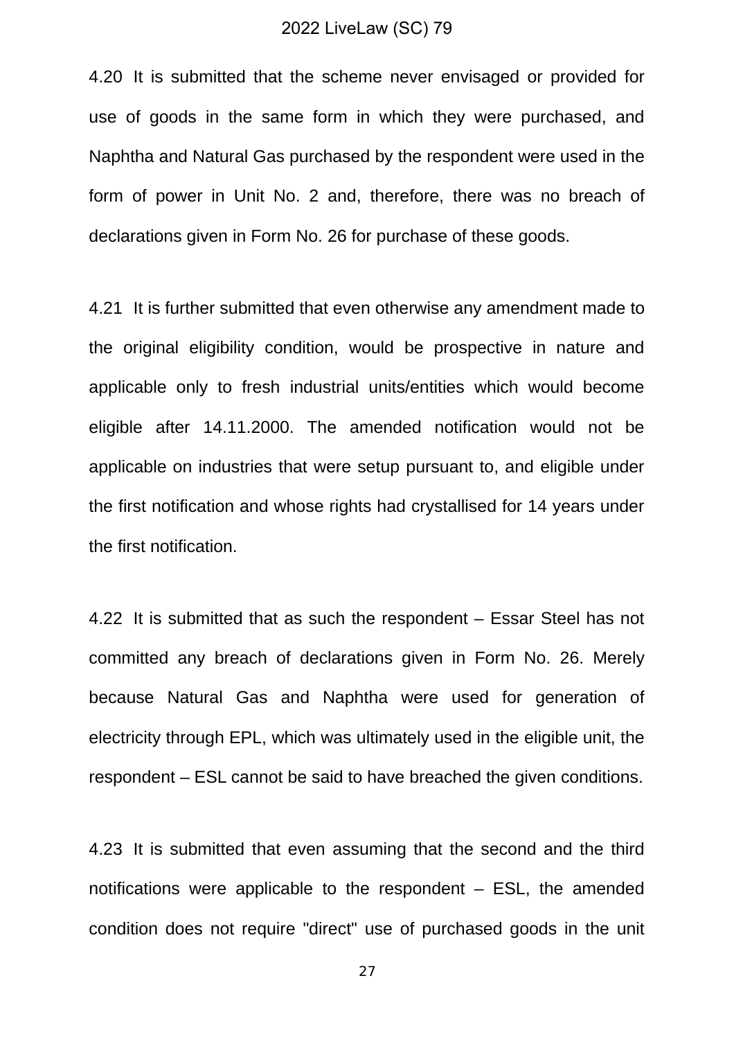4.20 It is submitted that the scheme never envisaged or provided for use of goods in the same form in which they were purchased, and Naphtha and Natural Gas purchased by the respondent were used in the form of power in Unit No. 2 and, therefore, there was no breach of declarations given in Form No. 26 for purchase of these goods.

4.21 It is further submitted that even otherwise any amendment made to the original eligibility condition, would be prospective in nature and applicable only to fresh industrial units/entities which would become eligible after 14.11.2000. The amended notification would not be applicable on industries that were setup pursuant to, and eligible under the first notification and whose rights had crystallised for 14 years under the first notification.

4.22 It is submitted that as such the respondent – Essar Steel has not committed any breach of declarations given in Form No. 26. Merely because Natural Gas and Naphtha were used for generation of electricity through EPL, which was ultimately used in the eligible unit, the respondent – ESL cannot be said to have breached the given conditions.

4.23 It is submitted that even assuming that the second and the third notifications were applicable to the respondent – ESL, the amended condition does not require "direct" use of purchased goods in the unit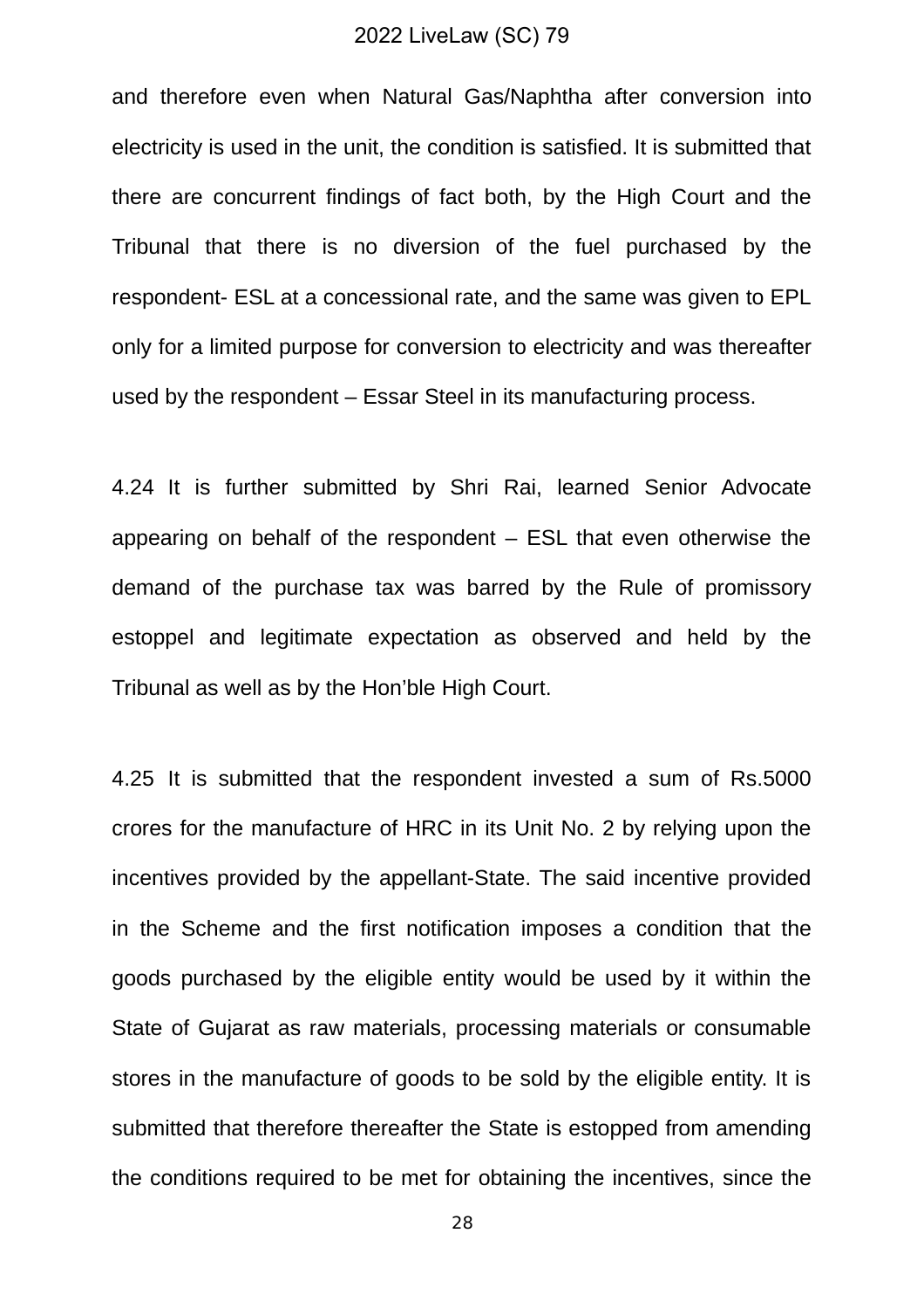and therefore even when Natural Gas/Naphtha after conversion into electricity is used in the unit, the condition is satisfied. It is submitted that there are concurrent findings of fact both, by the High Court and the Tribunal that there is no diversion of the fuel purchased by the respondent- ESL at a concessional rate, and the same was given to EPL only for a limited purpose for conversion to electricity and was thereafter used by the respondent – Essar Steel in its manufacturing process.

4.24 It is further submitted by Shri Rai, learned Senior Advocate appearing on behalf of the respondent – ESL that even otherwise the demand of the purchase tax was barred by the Rule of promissory estoppel and legitimate expectation as observed and held by the Tribunal as well as by the Hon'ble High Court.

4.25 It is submitted that the respondent invested a sum of Rs.5000 crores for the manufacture of HRC in its Unit No. 2 by relying upon the incentives provided by the appellant-State. The said incentive provided in the Scheme and the first notification imposes a condition that the goods purchased by the eligible entity would be used by it within the State of Gujarat as raw materials, processing materials or consumable stores in the manufacture of goods to be sold by the eligible entity. It is submitted that therefore thereafter the State is estopped from amending the conditions required to be met for obtaining the incentives, since the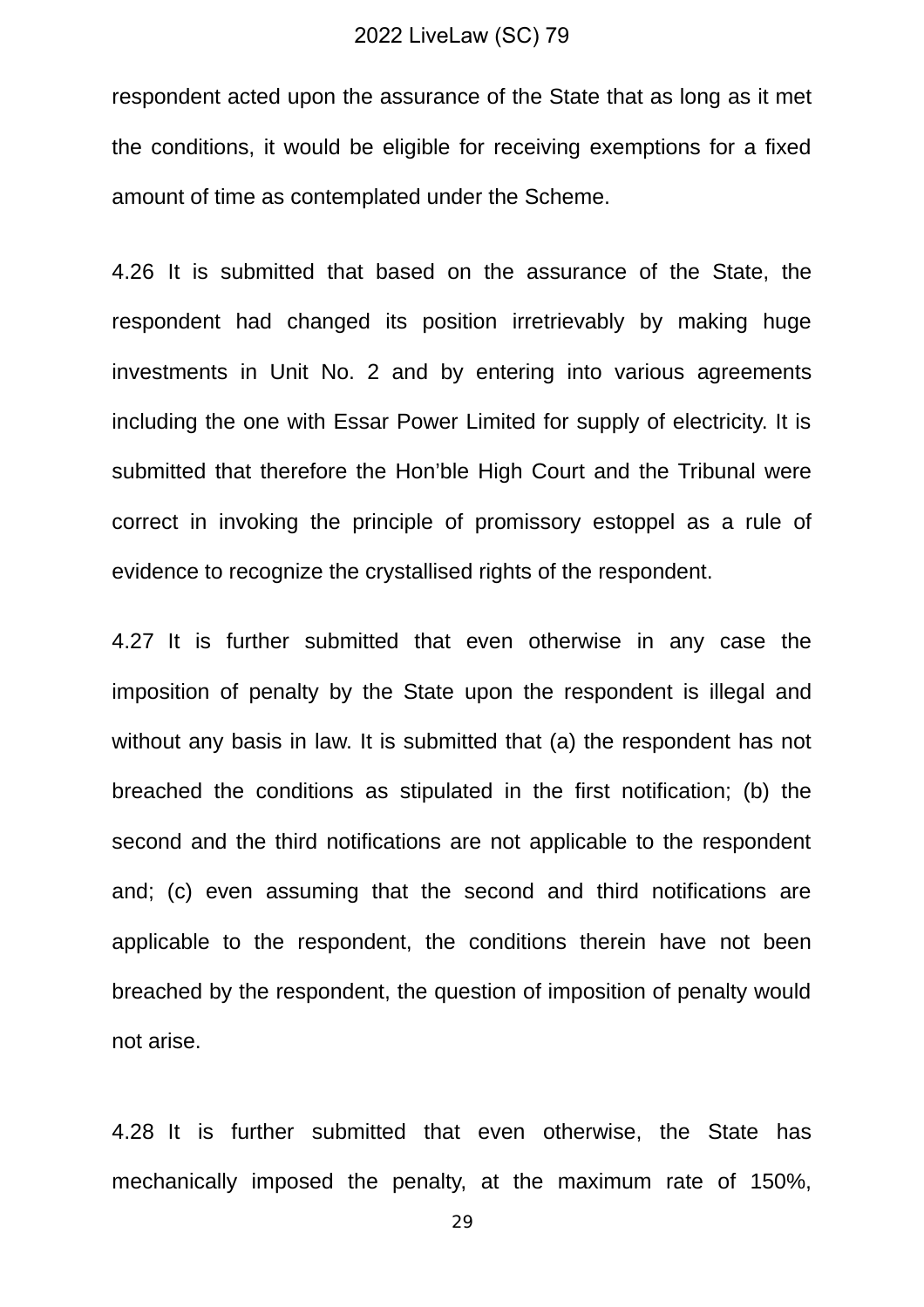respondent acted upon the assurance of the State that as long as it met the conditions, it would be eligible for receiving exemptions for a fixed amount of time as contemplated under the Scheme.

4.26 It is submitted that based on the assurance of the State, the respondent had changed its position irretrievably by making huge investments in Unit No. 2 and by entering into various agreements including the one with Essar Power Limited for supply of electricity. It is submitted that therefore the Hon'ble High Court and the Tribunal were correct in invoking the principle of promissory estoppel as a rule of evidence to recognize the crystallised rights of the respondent.

4.27 It is further submitted that even otherwise in any case the imposition of penalty by the State upon the respondent is illegal and without any basis in law. It is submitted that (a) the respondent has not breached the conditions as stipulated in the first notification; (b) the second and the third notifications are not applicable to the respondent and; (c) even assuming that the second and third notifications are applicable to the respondent, the conditions therein have not been breached by the respondent, the question of imposition of penalty would not arise.

4.28 It is further submitted that even otherwise, the State has mechanically imposed the penalty, at the maximum rate of 150%,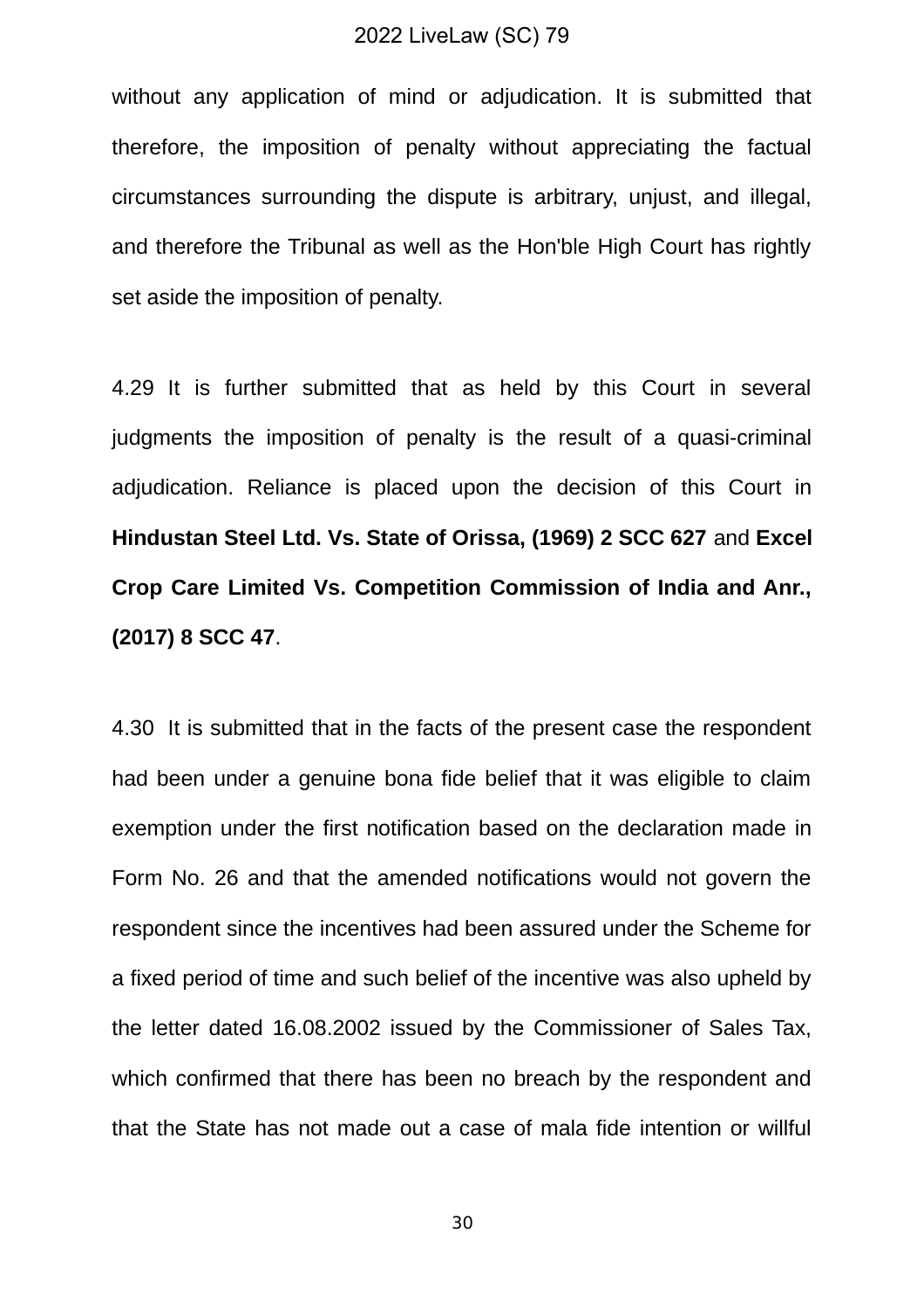without any application of mind or adjudication. It is submitted that therefore, the imposition of penalty without appreciating the factual circumstances surrounding the dispute is arbitrary, unjust, and illegal, and therefore the Tribunal as well as the Hon'ble High Court has rightly set aside the imposition of penalty.

4.29 It is further submitted that as held by this Court in several judgments the imposition of penalty is the result of a quasi-criminal adjudication. Reliance is placed upon the decision of this Court in **Hindustan Steel Ltd. Vs. State of Orissa, (1969) 2 SCC 627** and **Excel Crop Care Limited Vs. Competition Commission of India and Anr., (2017) 8 SCC 47**.

4.30 It is submitted that in the facts of the present case the respondent had been under a genuine bona fide belief that it was eligible to claim exemption under the first notification based on the declaration made in Form No. 26 and that the amended notifications would not govern the respondent since the incentives had been assured under the Scheme for a fixed period of time and such belief of the incentive was also upheld by the letter dated 16.08.2002 issued by the Commissioner of Sales Tax, which confirmed that there has been no breach by the respondent and that the State has not made out a case of mala fide intention or willful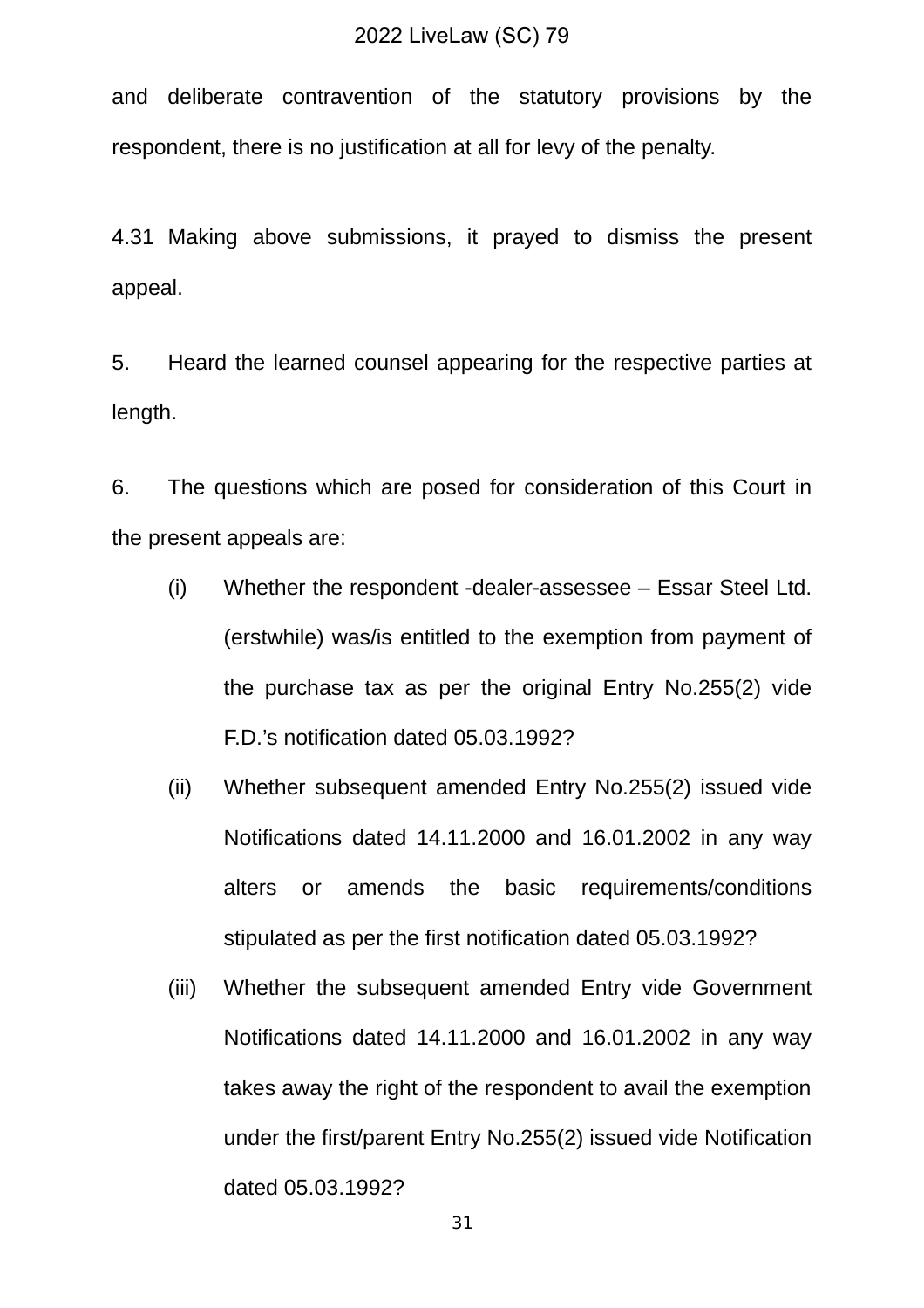and deliberate contravention of the statutory provisions by the respondent, there is no justification at all for levy of the penalty.

4.31 Making above submissions, it prayed to dismiss the present appeal.

5. Heard the learned counsel appearing for the respective parties at length.

6. The questions which are posed for consideration of this Court in the present appeals are:

(i) Whether the respondent -dealer-assessee – Essar Steel Ltd. (erstwhile) was/is entitled to the exemption from payment of the purchase tax as per the original Entry No.255(2) vide F.D.'s notification dated 05.03.1992?

(ii) Whether subsequent amended Entry No.255(2) issued vide Notifications dated 14.11.2000 and 16.01.2002 in any way alters or amends the basic requirements/conditions stipulated as per the first notification dated 05.03.1992?

(iii) Whether the subsequent amended Entry vide Government Notifications dated 14.11.2000 and 16.01.2002 in any way takes away the right of the respondent to avail the exemption under the first/parent Entry No.255(2) issued vide Notification dated 05.03.1992?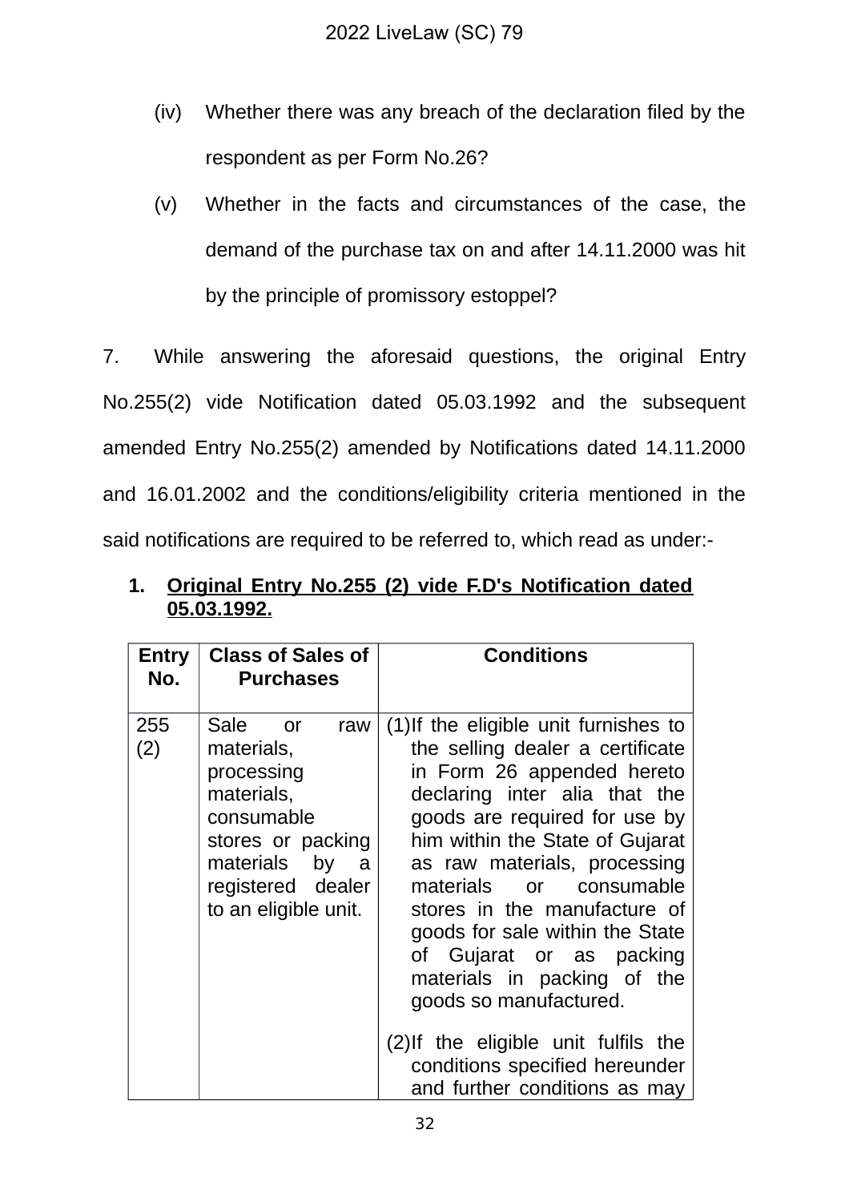(iv) Whether there was any breach of the declaration filed by the respondent as per Form No.26?

(v) Whether in the facts and circumstances of the case, the demand of the purchase tax on and after 14.11.2000 was hit by the principle of promissory estoppel?

7. While answering the aforesaid questions, the original Entry No.255(2) vide Notification dated 05.03.1992 and the subsequent amended Entry No.255(2) amended by Notifications dated 14.11.2000 and 16.01.2002 and the conditions/eligibility criteria mentioned in the said notifications are required to be referred to, which read as under:-

1. **<u>Original Entry No.255 (2) vide F.D's Notification dated 05.03.1992.</u>**

| Entry No. | Class of Sales of Purchases | Conditions |
|---|---|---|
| 255 (2) | Sale or raw materials, processing materials, consumable stores or packing materials by a registered dealer to an eligible unit. | (1) If the eligible unit furnishes to the selling dealer a certificate in Form 26 appended hereto declaring inter alia that the goods are required for use by him within the State of Gujarat as raw materials, processing materials or consumable stores in the manufacture of goods for sale within the State of Gujarat or as packing materials in packing of the goods so manufactured.<br><br>(2) If the eligible unit fulfils the conditions specified hereunder and further conditions as may |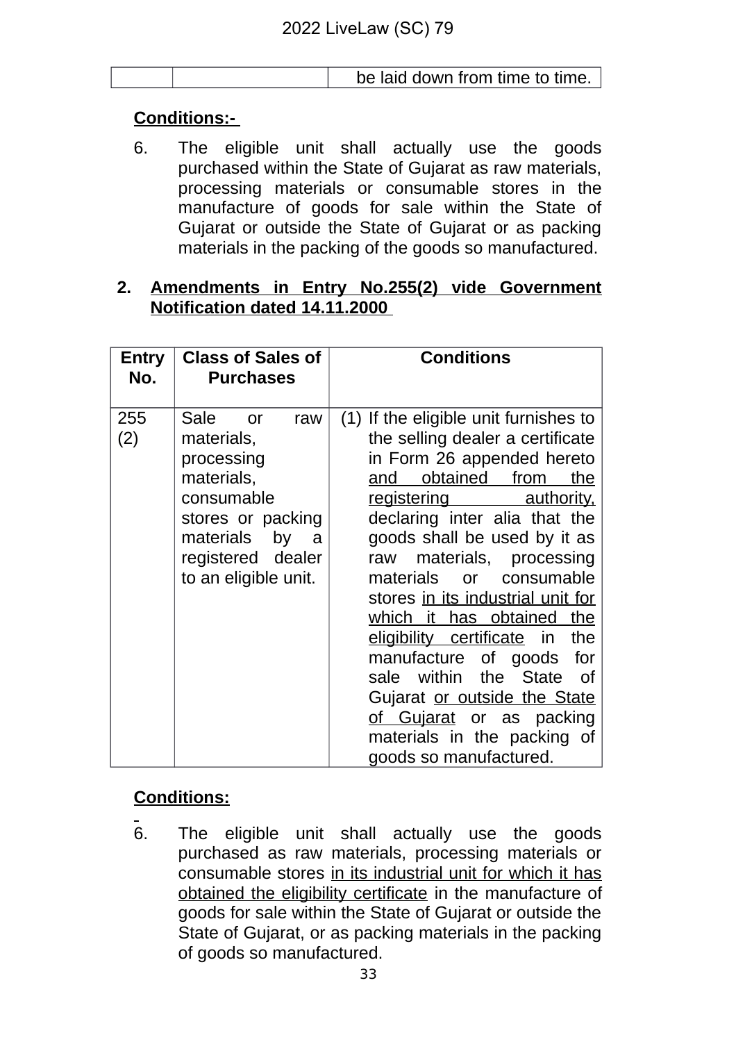| | | be laid down from time to time. |
|---|---|---|

**Conditions:-**

6. The eligible unit shall actually use the goods purchased within the State of Gujarat as raw materials, processing materials or consumable stores in the manufacture of goods for sale within the State of Gujarat or outside the State of Gujarat or as packing materials in the packing of the goods so manufactured.

2. **Amendments in Entry No.255(2) vide Government Notification dated 14.11.2000**

| Entry No. | Class of Sales of Purchases | Conditions |
|---|---|---|
| 255 (2) | Sale or raw materials, processing materials, consumable stores or packing materials by a registered dealer to an eligible unit. | (1) If the eligible unit furnishes to the selling dealer a certificate in Form 26 appended hereto and obtained from the registering authority, declaring inter alia that the goods shall be used by it as raw materials, processing materials or consumable stores in its industrial unit for which it has obtained the eligibility certificate in the manufacture of goods for sale within the State of Gujarat or outside the State of Gujarat or as packing materials in the packing of goods so manufactured. |

**Conditions:**

6. The eligible unit shall actually use the goods purchased as raw materials, processing materials or consumable stores in its industrial unit for which it has obtained the eligibility certificate in the manufacture of goods for sale within the State of Gujarat or outside the State of Gujarat, or as packing materials in the packing of goods so manufactured.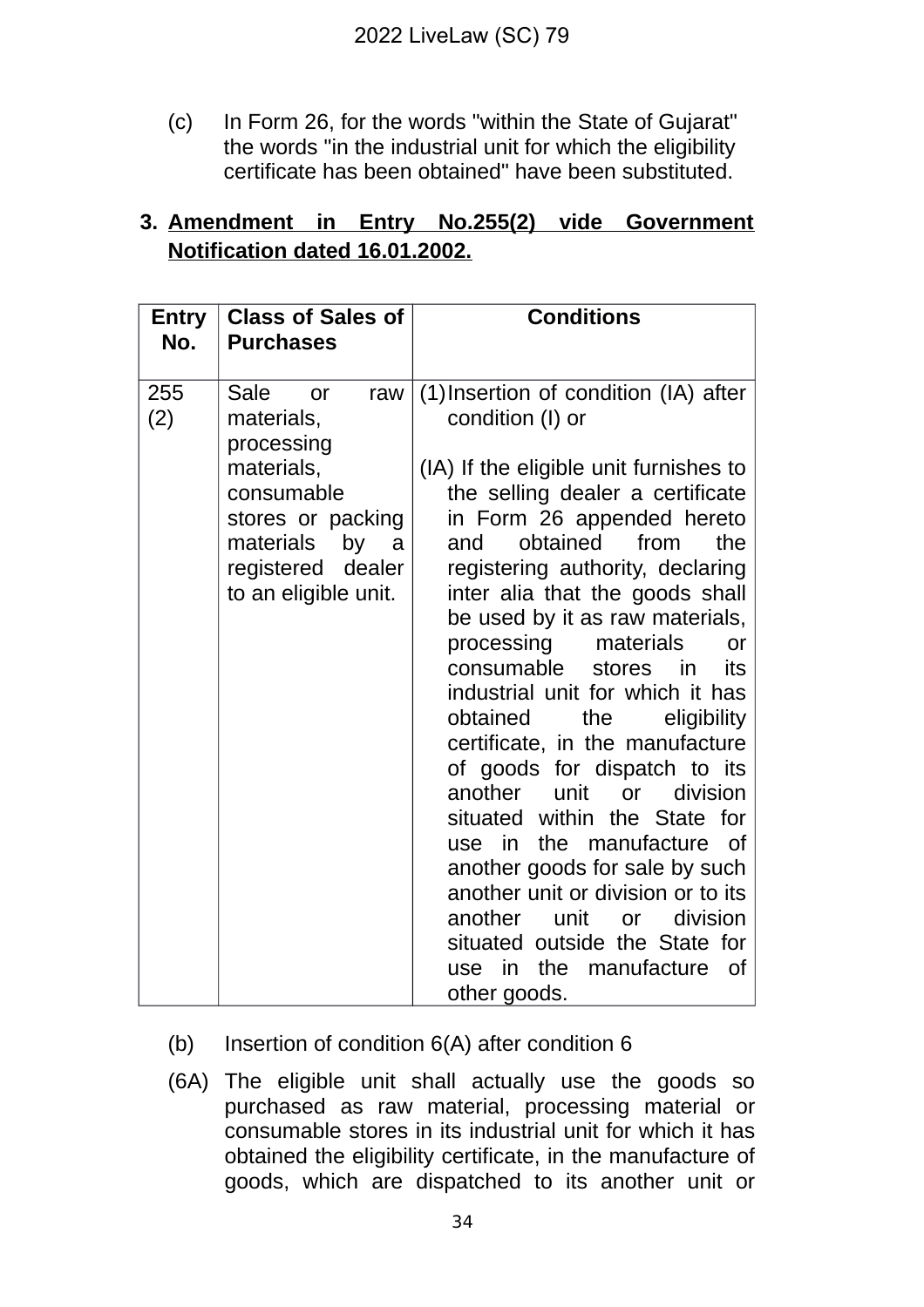(c) In Form 26, for the words "within the State of Gujarat" the words "in the industrial unit for which the eligibility certificate has been obtained" have been substituted.

3. **<u>Amendment in Entry No.255(2) vide Government Notification dated 16.01.2002.</u>**

| Entry No. | Class of Sales of Purchases | Conditions |
|---|---|---|
| 255 (2) | Sale or raw materials, processing materials, consumable stores or packing materials by a registered dealer to an eligible unit. | (1) Insertion of condition (IA) after condition (I) or<br><br>(IA) If the eligible unit furnishes to the selling dealer a certificate in Form 26 appended hereto and obtained from the registering authority, declaring inter alia that the goods shall be used by it as raw materials, processing materials or consumable stores in its industrial unit for which it has obtained the eligibility certificate, in the manufacture of goods for dispatch to its another unit or division situated within the State for use in the manufacture of another goods for sale by such another unit or division or to its another unit or division situated outside the State for use in the manufacture of other goods. |

(b) Insertion of condition 6(A) after condition 6

(6A) The eligible unit shall actually use the goods so purchased as raw material, processing material or consumable stores in its industrial unit for which it has obtained the eligibility certificate, in the manufacture of goods, which are dispatched to its another unit or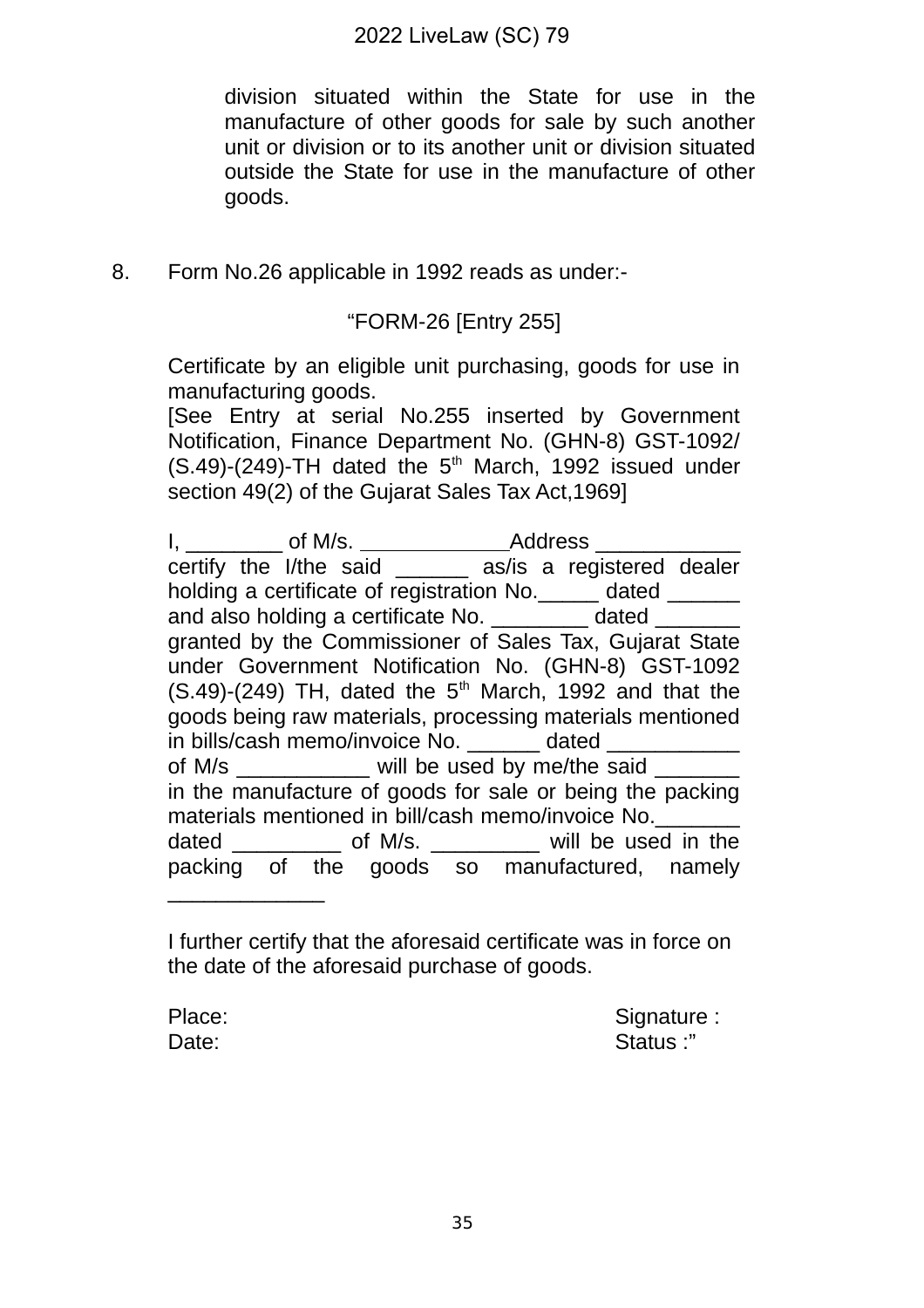division situated within the State for use in the manufacture of other goods for sale by such another unit or division or to its another unit or division situated outside the State for use in the manufacture of other goods.

8. Form No.26 applicable in 1992 reads as under:-

"FORM-26 [Entry 255]

Certificate by an eligible unit purchasing, goods for use in manufacturing goods.
[See Entry at serial No.255 inserted by Government Notification, Finance Department No. (GHN-8) GST-1092/ (S.49)-(249)-TH dated the 5th March, 1992 issued under section 49(2) of the Gujarat Sales Tax Act,1969]

I, ________ of M/s. ____________Address ____________ certify the I/the said ______ as/is a registered dealer holding a certificate of registration No._____ dated ______ and also holding a certificate No. ________ dated _______ granted by the Commissioner of Sales Tax, Gujarat State under Government Notification No. (GHN-8) GST-1092 (S.49)-(249) TH, dated the 5th March, 1992 and that the goods being raw materials, processing materials mentioned in bills/cash memo/invoice No. ______ dated ___________ of M/s ___________ will be used by me/the said _______ in the manufacture of goods for sale or being the packing materials mentioned in bill/cash memo/invoice No._______ dated _________ of M/s. _________ will be used in the packing of the goods so manufactured, namely _____________

I further certify that the aforesaid certificate was in force on the date of the aforesaid purchase of goods.

Place: Signature :
Date: Status :"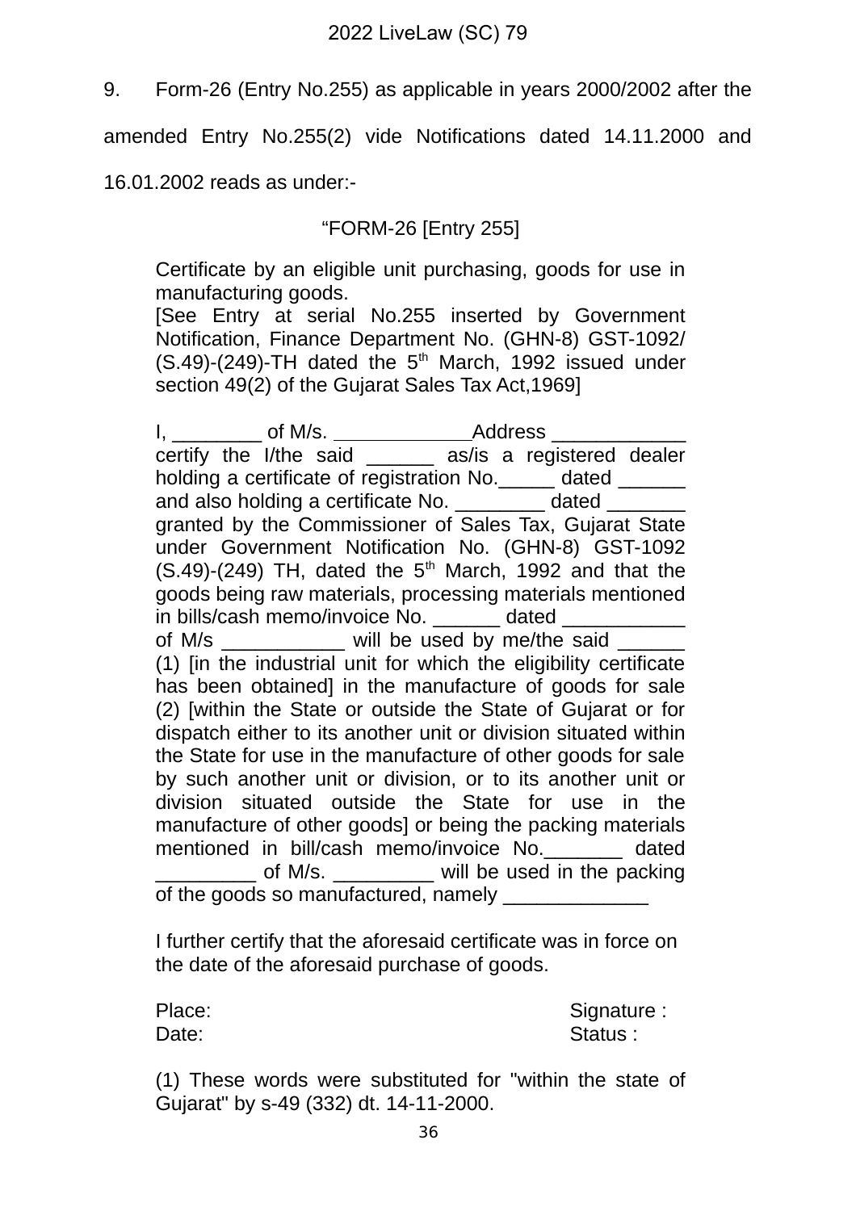9. Form-26 (Entry No.255) as applicable in years 2000/2002 after the amended Entry No.255(2) vide Notifications dated 14.11.2000 and 16.01.2002 reads as under:-

"FORM-26 [Entry 255]

Certificate by an eligible unit purchasing, goods for use in manufacturing goods.
[See Entry at serial No.255 inserted by Government Notification, Finance Department No. (GHN-8) GST-1092/ (S.49)-(249)-TH dated the 5th March, 1992 issued under section 49(2) of the Gujarat Sales Tax Act,1969]

I, ________ of M/s. ____________Address ____________ certify the I/the said ______ as/is a registered dealer holding a certificate of registration No._____ dated ______ and also holding a certificate No. ________ dated _______ granted by the Commissioner of Sales Tax, Gujarat State under Government Notification No. (GHN-8) GST-1092 (S.49)-(249) TH, dated the 5th March, 1992 and that the goods being raw materials, processing materials mentioned in bills/cash memo/invoice No. ______ dated ___________ of M/s ___________ will be used by me/the said ______ (1) [in the industrial unit for which the eligibility certificate has been obtained] in the manufacture of goods for sale (2) [within the State or outside the State of Gujarat or for dispatch either to its another unit or division situated within the State for use in the manufacture of other goods for sale by such another unit or division, or to its another unit or division situated outside the State for use in the manufacture of other goods] or being the packing materials mentioned in bill/cash memo/invoice No._______ dated _________ of M/s. _________ will be used in the packing of the goods so manufactured, namely _____________

I further certify that the aforesaid certificate was in force on the date of the aforesaid purchase of goods.

Place: Signature :
Date: Status :

(1) These words were substituted for "within the state of Gujarat" by s-49 (332) dt. 14-11-2000.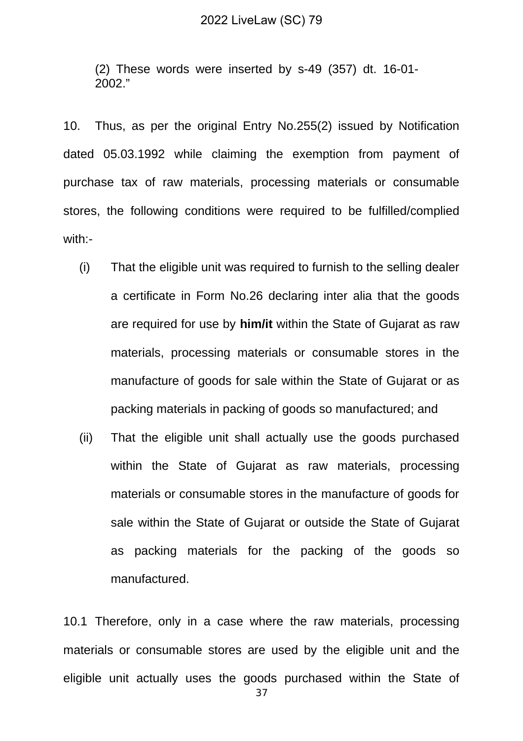(2) These words were inserted by s-49 (357) dt. 16-01-2002."

10. Thus, as per the original Entry No.255(2) issued by Notification dated 05.03.1992 while claiming the exemption from payment of purchase tax of raw materials, processing materials or consumable stores, the following conditions were required to be fulfilled/complied with:-

(i) That the eligible unit was required to furnish to the selling dealer a certificate in Form No.26 declaring inter alia that the goods are required for use by **him/it** within the State of Gujarat as raw materials, processing materials or consumable stores in the manufacture of goods for sale within the State of Gujarat or as packing materials in packing of goods so manufactured; and

(ii) That the eligible unit shall actually use the goods purchased within the State of Gujarat as raw materials, processing materials or consumable stores in the manufacture of goods for sale within the State of Gujarat or outside the State of Gujarat as packing materials for the packing of the goods so manufactured.

10.1 Therefore, only in a case where the raw materials, processing materials or consumable stores are used by the eligible unit and the eligible unit actually uses the goods purchased within the State of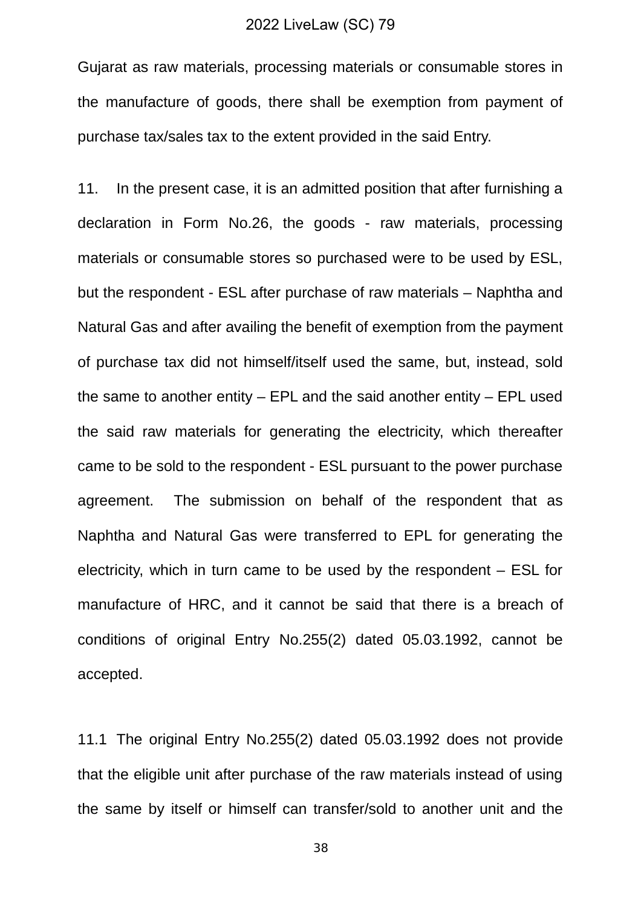Gujarat as raw materials, processing materials or consumable stores in the manufacture of goods, there shall be exemption from payment of purchase tax/sales tax to the extent provided in the said Entry.

11. In the present case, it is an admitted position that after furnishing a declaration in Form No.26, the goods - raw materials, processing materials or consumable stores so purchased were to be used by ESL, but the respondent - ESL after purchase of raw materials – Naphtha and Natural Gas and after availing the benefit of exemption from the payment of purchase tax did not himself/itself used the same, but, instead, sold the same to another entity – EPL and the said another entity – EPL used the said raw materials for generating the electricity, which thereafter came to be sold to the respondent - ESL pursuant to the power purchase agreement. The submission on behalf of the respondent that as Naphtha and Natural Gas were transferred to EPL for generating the electricity, which in turn came to be used by the respondent – ESL for manufacture of HRC, and it cannot be said that there is a breach of conditions of original Entry No.255(2) dated 05.03.1992, cannot be accepted.

11.1 The original Entry No.255(2) dated 05.03.1992 does not provide that the eligible unit after purchase of the raw materials instead of using the same by itself or himself can transfer/sold to another unit and the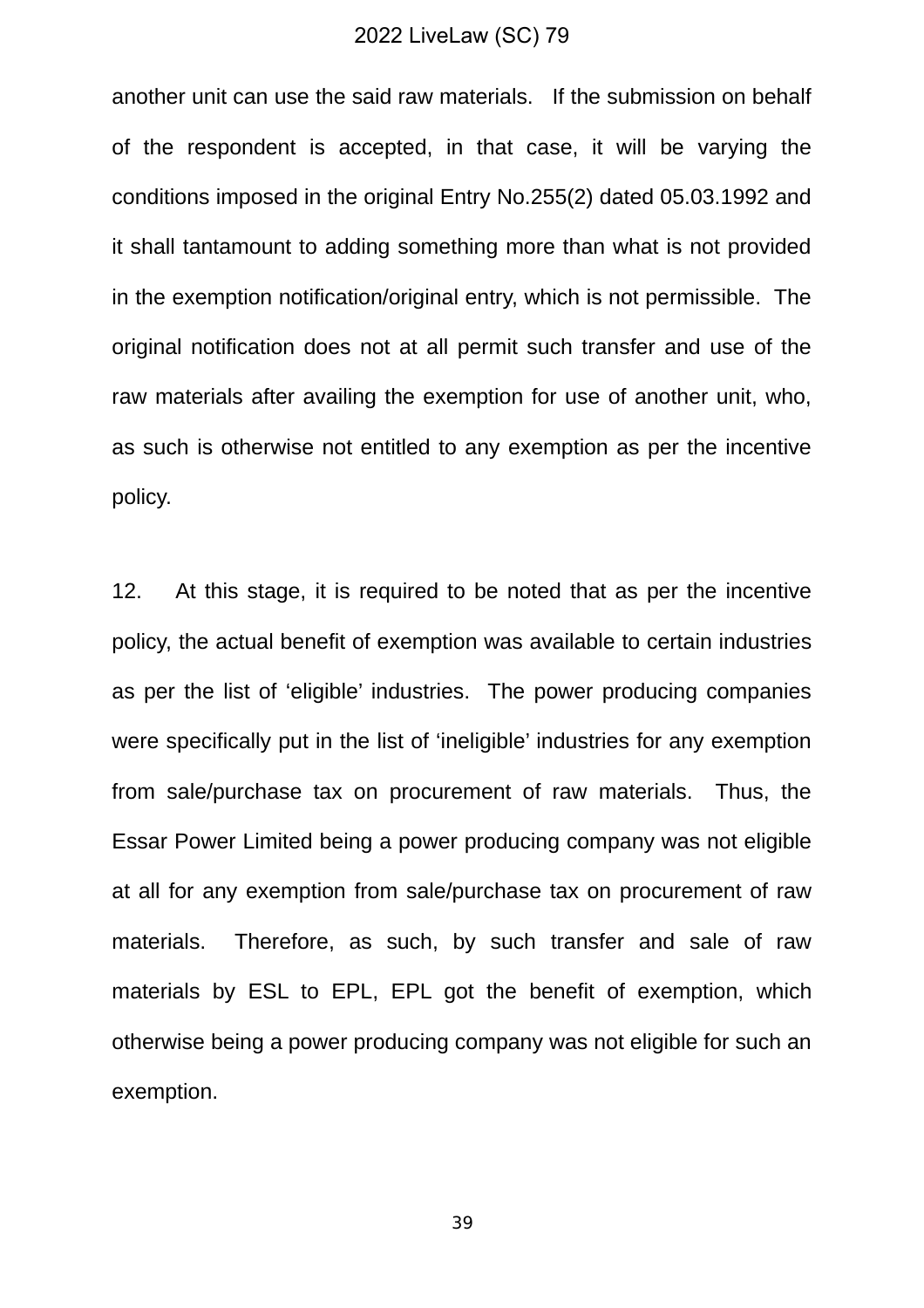another unit can use the said raw materials. If the submission on behalf of the respondent is accepted, in that case, it will be varying the conditions imposed in the original Entry No.255(2) dated 05.03.1992 and it shall tantamount to adding something more than what is not provided in the exemption notification/original entry, which is not permissible. The original notification does not at all permit such transfer and use of the raw materials after availing the exemption for use of another unit, who, as such is otherwise not entitled to any exemption as per the incentive policy.

12. At this stage, it is required to be noted that as per the incentive policy, the actual benefit of exemption was available to certain industries as per the list of 'eligible' industries. The power producing companies were specifically put in the list of 'ineligible' industries for any exemption from sale/purchase tax on procurement of raw materials. Thus, the Essar Power Limited being a power producing company was not eligible at all for any exemption from sale/purchase tax on procurement of raw materials. Therefore, as such, by such transfer and sale of raw materials by ESL to EPL, EPL got the benefit of exemption, which otherwise being a power producing company was not eligible for such an exemption.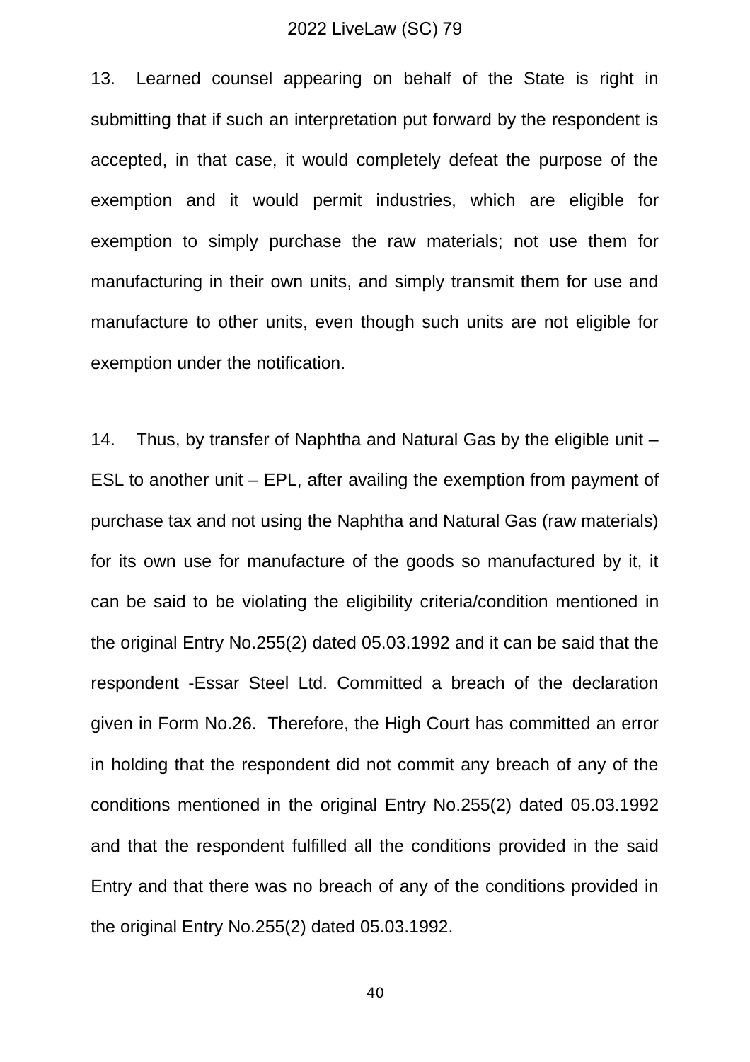13. Learned counsel appearing on behalf of the State is right in submitting that if such an interpretation put forward by the respondent is accepted, in that case, it would completely defeat the purpose of the exemption and it would permit industries, which are eligible for exemption to simply purchase the raw materials; not use them for manufacturing in their own units, and simply transmit them for use and manufacture to other units, even though such units are not eligible for exemption under the notification.

14. Thus, by transfer of Naphtha and Natural Gas by the eligible unit – ESL to another unit – EPL, after availing the exemption from payment of purchase tax and not using the Naphtha and Natural Gas (raw materials) for its own use for manufacture of the goods so manufactured by it, it can be said to be violating the eligibility criteria/condition mentioned in the original Entry No.255(2) dated 05.03.1992 and it can be said that the respondent -Essar Steel Ltd. Committed a breach of the declaration given in Form No.26. Therefore, the High Court has committed an error in holding that the respondent did not commit any breach of any of the conditions mentioned in the original Entry No.255(2) dated 05.03.1992 and that the respondent fulfilled all the conditions provided in the said Entry and that there was no breach of any of the conditions provided in the original Entry No.255(2) dated 05.03.1992.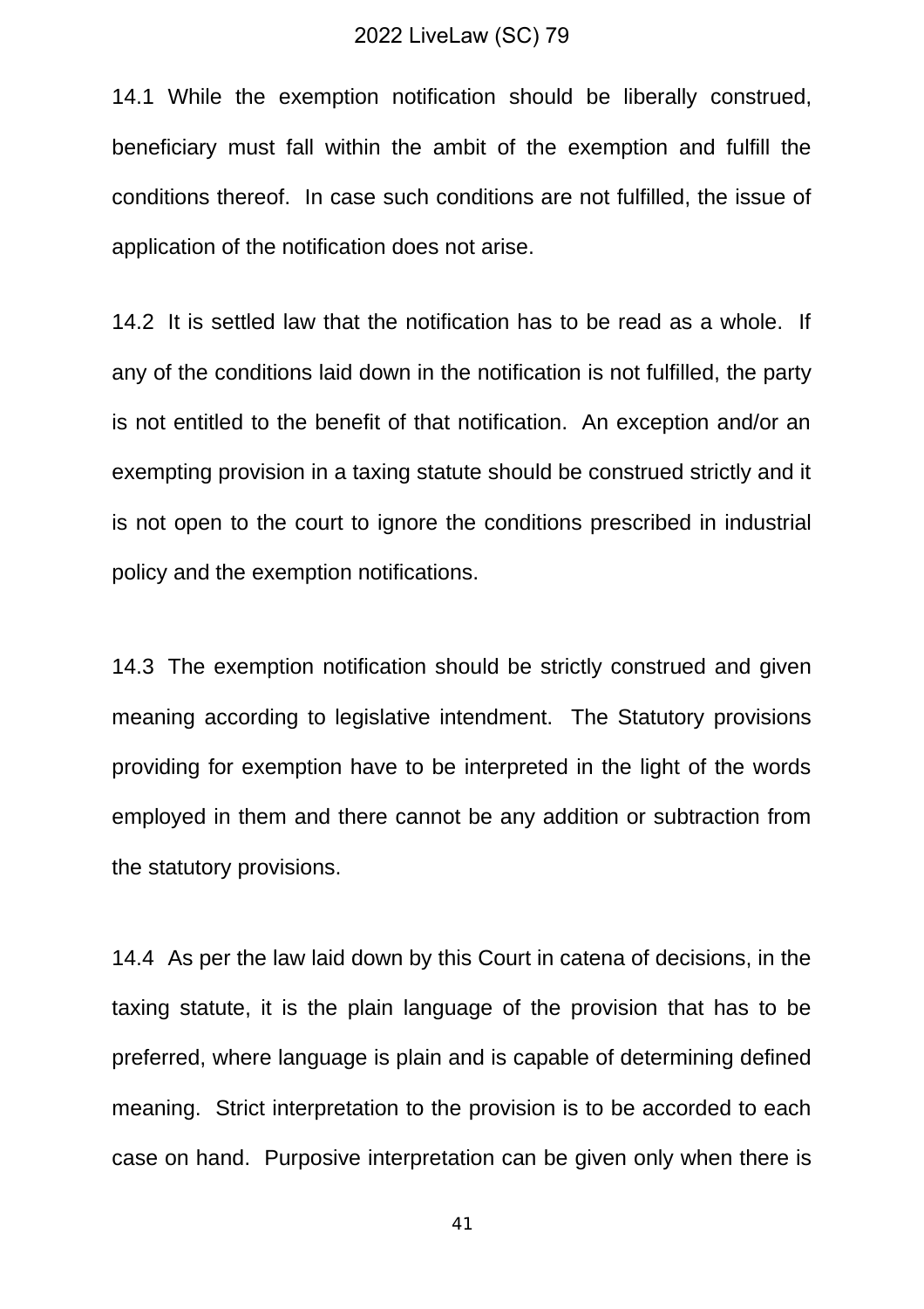14.1 While the exemption notification should be liberally construed, beneficiary must fall within the ambit of the exemption and fulfill the conditions thereof. In case such conditions are not fulfilled, the issue of application of the notification does not arise.

14.2 It is settled law that the notification has to be read as a whole. If any of the conditions laid down in the notification is not fulfilled, the party is not entitled to the benefit of that notification. An exception and/or an exempting provision in a taxing statute should be construed strictly and it is not open to the court to ignore the conditions prescribed in industrial policy and the exemption notifications.

14.3 The exemption notification should be strictly construed and given meaning according to legislative intendment. The Statutory provisions providing for exemption have to be interpreted in the light of the words employed in them and there cannot be any addition or subtraction from the statutory provisions.

14.4 As per the law laid down by this Court in catena of decisions, in the taxing statute, it is the plain language of the provision that has to be preferred, where language is plain and is capable of determining defined meaning. Strict interpretation to the provision is to be accorded to each case on hand. Purposive interpretation can be given only when there is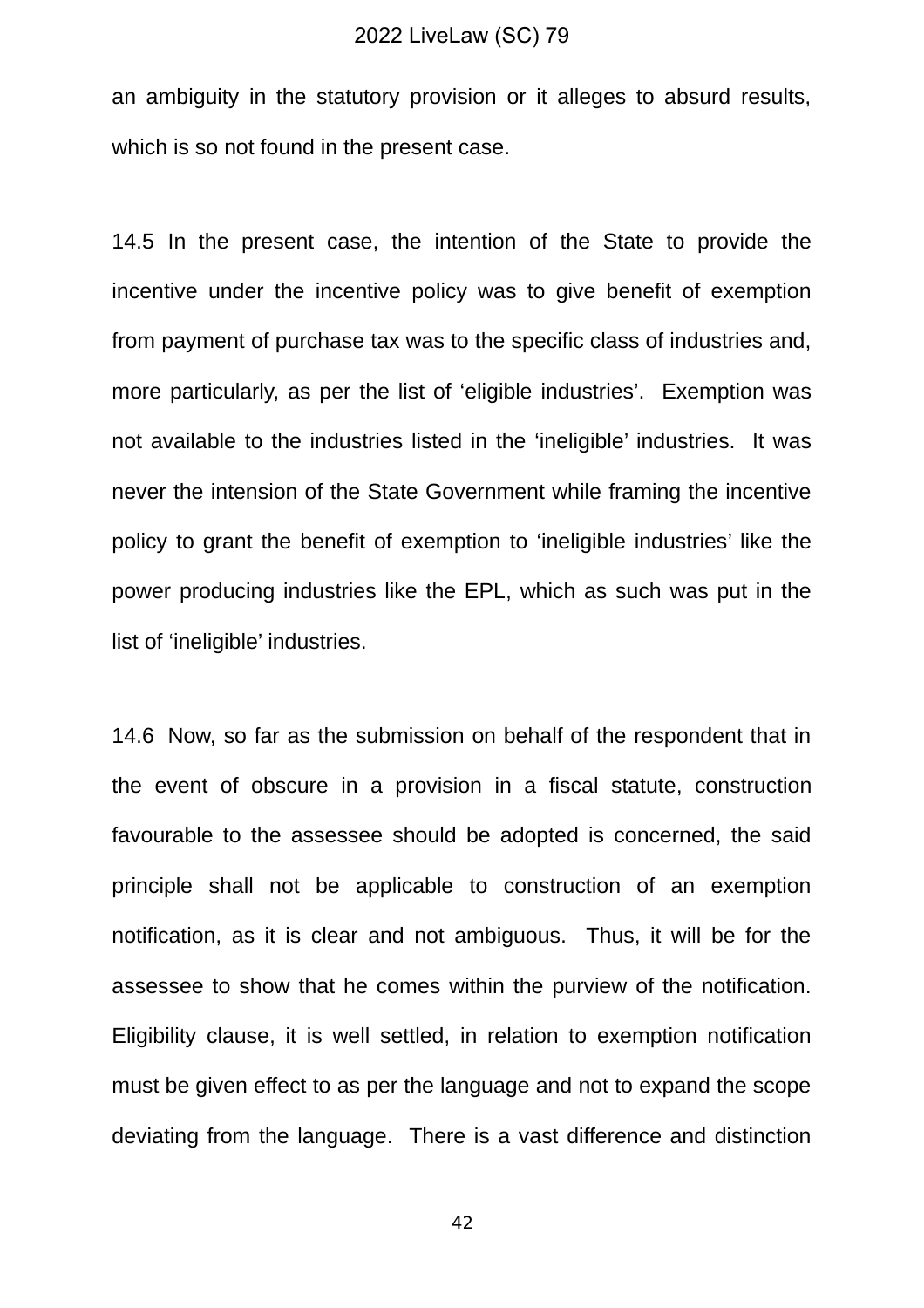an ambiguity in the statutory provision or it alleges to absurd results, which is so not found in the present case.

14.5 In the present case, the intention of the State to provide the incentive under the incentive policy was to give benefit of exemption from payment of purchase tax was to the specific class of industries and, more particularly, as per the list of 'eligible industries'. Exemption was not available to the industries listed in the 'ineligible' industries. It was never the intension of the State Government while framing the incentive policy to grant the benefit of exemption to 'ineligible industries' like the power producing industries like the EPL, which as such was put in the list of 'ineligible' industries.

14.6 Now, so far as the submission on behalf of the respondent that in the event of obscure in a provision in a fiscal statute, construction favourable to the assessee should be adopted is concerned, the said principle shall not be applicable to construction of an exemption notification, as it is clear and not ambiguous. Thus, it will be for the assessee to show that he comes within the purview of the notification. Eligibility clause, it is well settled, in relation to exemption notification must be given effect to as per the language and not to expand the scope deviating from the language. There is a vast difference and distinction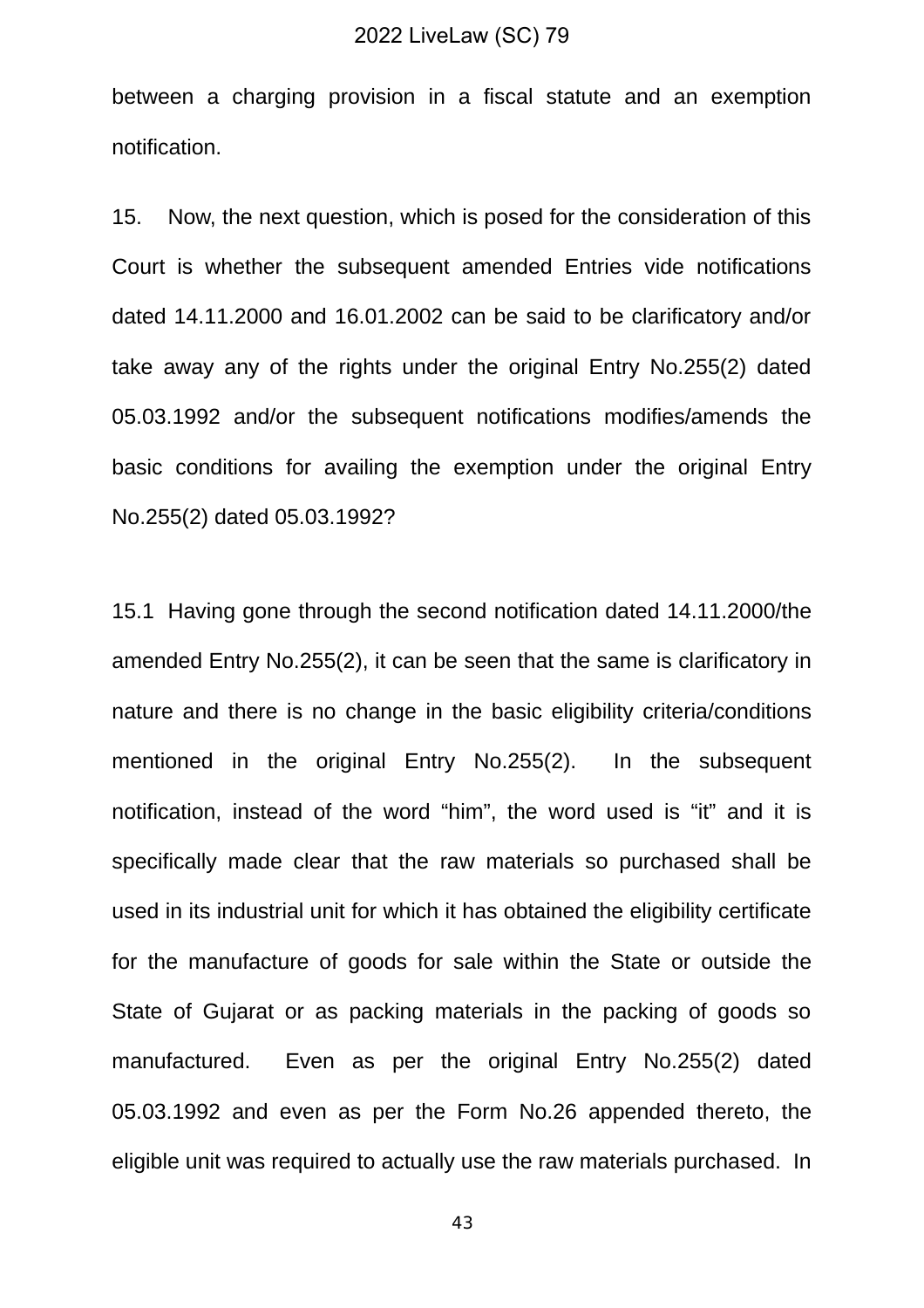between a charging provision in a fiscal statute and an exemption notification.

15. Now, the next question, which is posed for the consideration of this Court is whether the subsequent amended Entries vide notifications dated 14.11.2000 and 16.01.2002 can be said to be clarificatory and/or take away any of the rights under the original Entry No.255(2) dated 05.03.1992 and/or the subsequent notifications modifies/amends the basic conditions for availing the exemption under the original Entry No.255(2) dated 05.03.1992?

15.1 Having gone through the second notification dated 14.11.2000/the amended Entry No.255(2), it can be seen that the same is clarificatory in nature and there is no change in the basic eligibility criteria/conditions mentioned in the original Entry No.255(2). In the subsequent notification, instead of the word "him", the word used is "it" and it is specifically made clear that the raw materials so purchased shall be used in its industrial unit for which it has obtained the eligibility certificate for the manufacture of goods for sale within the State or outside the State of Gujarat or as packing materials in the packing of goods so manufactured. Even as per the original Entry No.255(2) dated 05.03.1992 and even as per the Form No.26 appended thereto, the eligible unit was required to actually use the raw materials purchased. In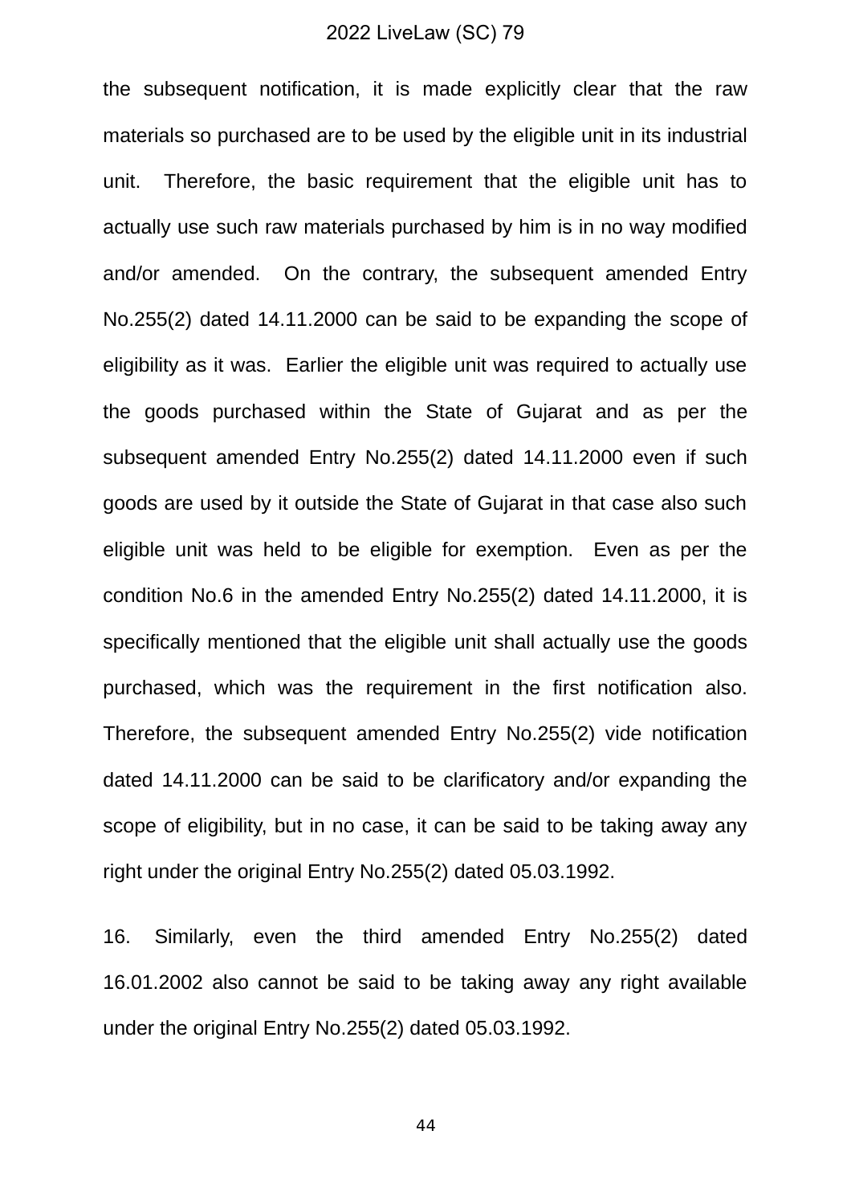the subsequent notification, it is made explicitly clear that the raw materials so purchased are to be used by the eligible unit in its industrial unit. Therefore, the basic requirement that the eligible unit has to actually use such raw materials purchased by him is in no way modified and/or amended. On the contrary, the subsequent amended Entry No.255(2) dated 14.11.2000 can be said to be expanding the scope of eligibility as it was. Earlier the eligible unit was required to actually use the goods purchased within the State of Gujarat and as per the subsequent amended Entry No.255(2) dated 14.11.2000 even if such goods are used by it outside the State of Gujarat in that case also such eligible unit was held to be eligible for exemption. Even as per the condition No.6 in the amended Entry No.255(2) dated 14.11.2000, it is specifically mentioned that the eligible unit shall actually use the goods purchased, which was the requirement in the first notification also. Therefore, the subsequent amended Entry No.255(2) vide notification dated 14.11.2000 can be said to be clarificatory and/or expanding the scope of eligibility, but in no case, it can be said to be taking away any right under the original Entry No.255(2) dated 05.03.1992.

16. Similarly, even the third amended Entry No.255(2) dated 16.01.2002 also cannot be said to be taking away any right available under the original Entry No.255(2) dated 05.03.1992.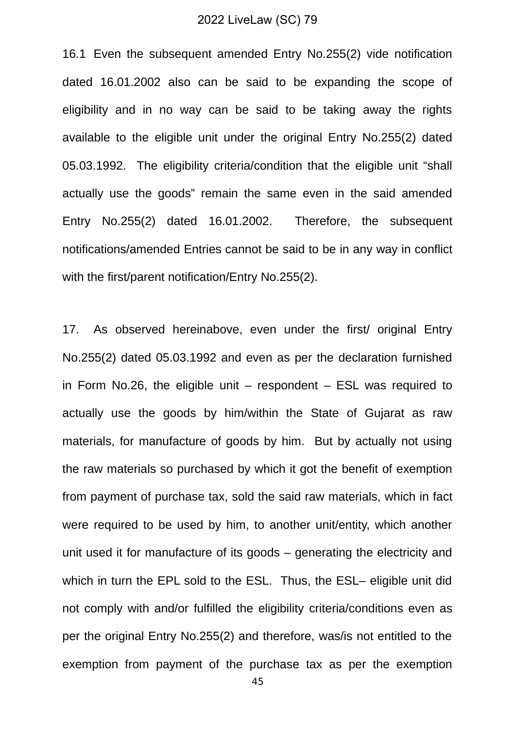16.1 Even the subsequent amended Entry No.255(2) vide notification dated 16.01.2002 also can be said to be expanding the scope of eligibility and in no way can be said to be taking away the rights available to the eligible unit under the original Entry No.255(2) dated 05.03.1992. The eligibility criteria/condition that the eligible unit "shall actually use the goods" remain the same even in the said amended Entry No.255(2) dated 16.01.2002. Therefore, the subsequent notifications/amended Entries cannot be said to be in any way in conflict with the first/parent notification/Entry No.255(2).

17. As observed hereinabove, even under the first/ original Entry No.255(2) dated 05.03.1992 and even as per the declaration furnished in Form No.26, the eligible unit – respondent – ESL was required to actually use the goods by him/within the State of Gujarat as raw materials, for manufacture of goods by him. But by actually not using the raw materials so purchased by which it got the benefit of exemption from payment of purchase tax, sold the said raw materials, which in fact were required to be used by him, to another unit/entity, which another unit used it for manufacture of its goods – generating the electricity and which in turn the EPL sold to the ESL. Thus, the ESL– eligible unit did not comply with and/or fulfilled the eligibility criteria/conditions even as per the original Entry No.255(2) and therefore, was/is not entitled to the exemption from payment of the purchase tax as per the exemption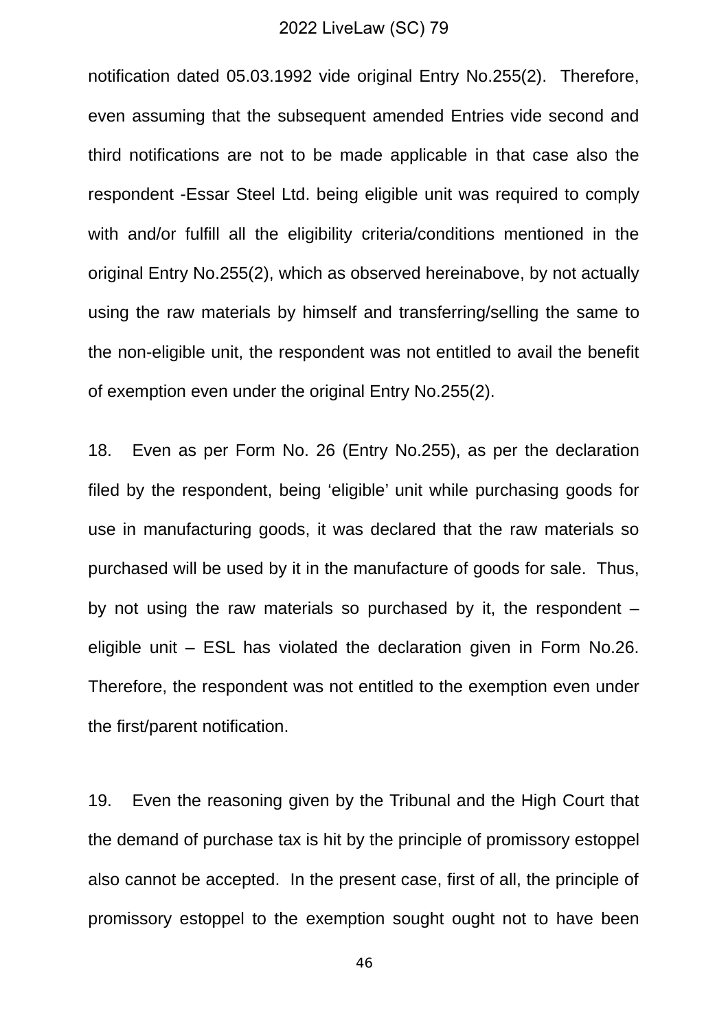notification dated 05.03.1992 vide original Entry No.255(2). Therefore, even assuming that the subsequent amended Entries vide second and third notifications are not to be made applicable in that case also the respondent -Essar Steel Ltd. being eligible unit was required to comply with and/or fulfill all the eligibility criteria/conditions mentioned in the original Entry No.255(2), which as observed hereinabove, by not actually using the raw materials by himself and transferring/selling the same to the non-eligible unit, the respondent was not entitled to avail the benefit of exemption even under the original Entry No.255(2).

18. Even as per Form No. 26 (Entry No.255), as per the declaration filed by the respondent, being 'eligible' unit while purchasing goods for use in manufacturing goods, it was declared that the raw materials so purchased will be used by it in the manufacture of goods for sale. Thus, by not using the raw materials so purchased by it, the respondent – eligible unit – ESL has violated the declaration given in Form No.26. Therefore, the respondent was not entitled to the exemption even under the first/parent notification.

19. Even the reasoning given by the Tribunal and the High Court that the demand of purchase tax is hit by the principle of promissory estoppel also cannot be accepted. In the present case, first of all, the principle of promissory estoppel to the exemption sought ought not to have been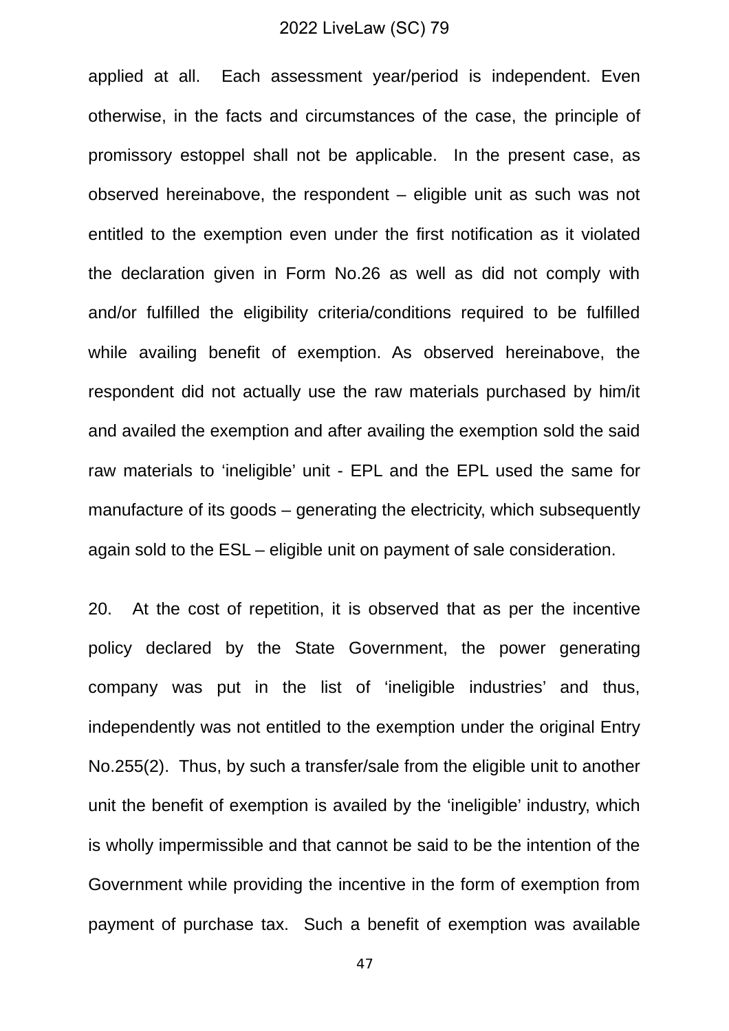applied at all. Each assessment year/period is independent. Even otherwise, in the facts and circumstances of the case, the principle of promissory estoppel shall not be applicable. In the present case, as observed hereinabove, the respondent – eligible unit as such was not entitled to the exemption even under the first notification as it violated the declaration given in Form No.26 as well as did not comply with and/or fulfilled the eligibility criteria/conditions required to be fulfilled while availing benefit of exemption. As observed hereinabove, the respondent did not actually use the raw materials purchased by him/it and availed the exemption and after availing the exemption sold the said raw materials to 'ineligible' unit - EPL and the EPL used the same for manufacture of its goods – generating the electricity, which subsequently again sold to the ESL – eligible unit on payment of sale consideration.

20. At the cost of repetition, it is observed that as per the incentive policy declared by the State Government, the power generating company was put in the list of 'ineligible industries' and thus, independently was not entitled to the exemption under the original Entry No.255(2). Thus, by such a transfer/sale from the eligible unit to another unit the benefit of exemption is availed by the 'ineligible' industry, which is wholly impermissible and that cannot be said to be the intention of the Government while providing the incentive in the form of exemption from payment of purchase tax. Such a benefit of exemption was available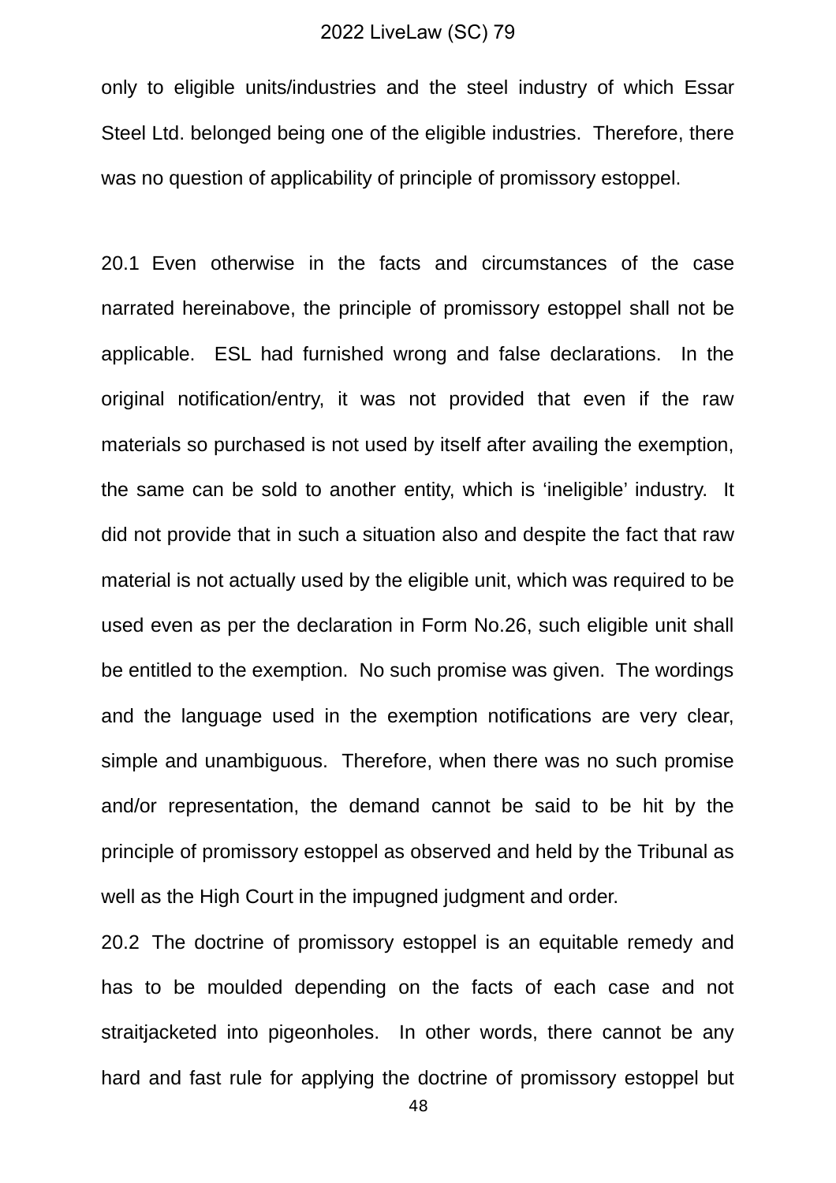only to eligible units/industries and the steel industry of which Essar Steel Ltd. belonged being one of the eligible industries. Therefore, there was no question of applicability of principle of promissory estoppel.

20.1 Even otherwise in the facts and circumstances of the case narrated hereinabove, the principle of promissory estoppel shall not be applicable. ESL had furnished wrong and false declarations. In the original notification/entry, it was not provided that even if the raw materials so purchased is not used by itself after availing the exemption, the same can be sold to another entity, which is 'ineligible' industry. It did not provide that in such a situation also and despite the fact that raw material is not actually used by the eligible unit, which was required to be used even as per the declaration in Form No.26, such eligible unit shall be entitled to the exemption. No such promise was given. The wordings and the language used in the exemption notifications are very clear, simple and unambiguous. Therefore, when there was no such promise and/or representation, the demand cannot be said to be hit by the principle of promissory estoppel as observed and held by the Tribunal as well as the High Court in the impugned judgment and order.

20.2 The doctrine of promissory estoppel is an equitable remedy and has to be moulded depending on the facts of each case and not straitjacketed into pigeonholes. In other words, there cannot be any hard and fast rule for applying the doctrine of promissory estoppel but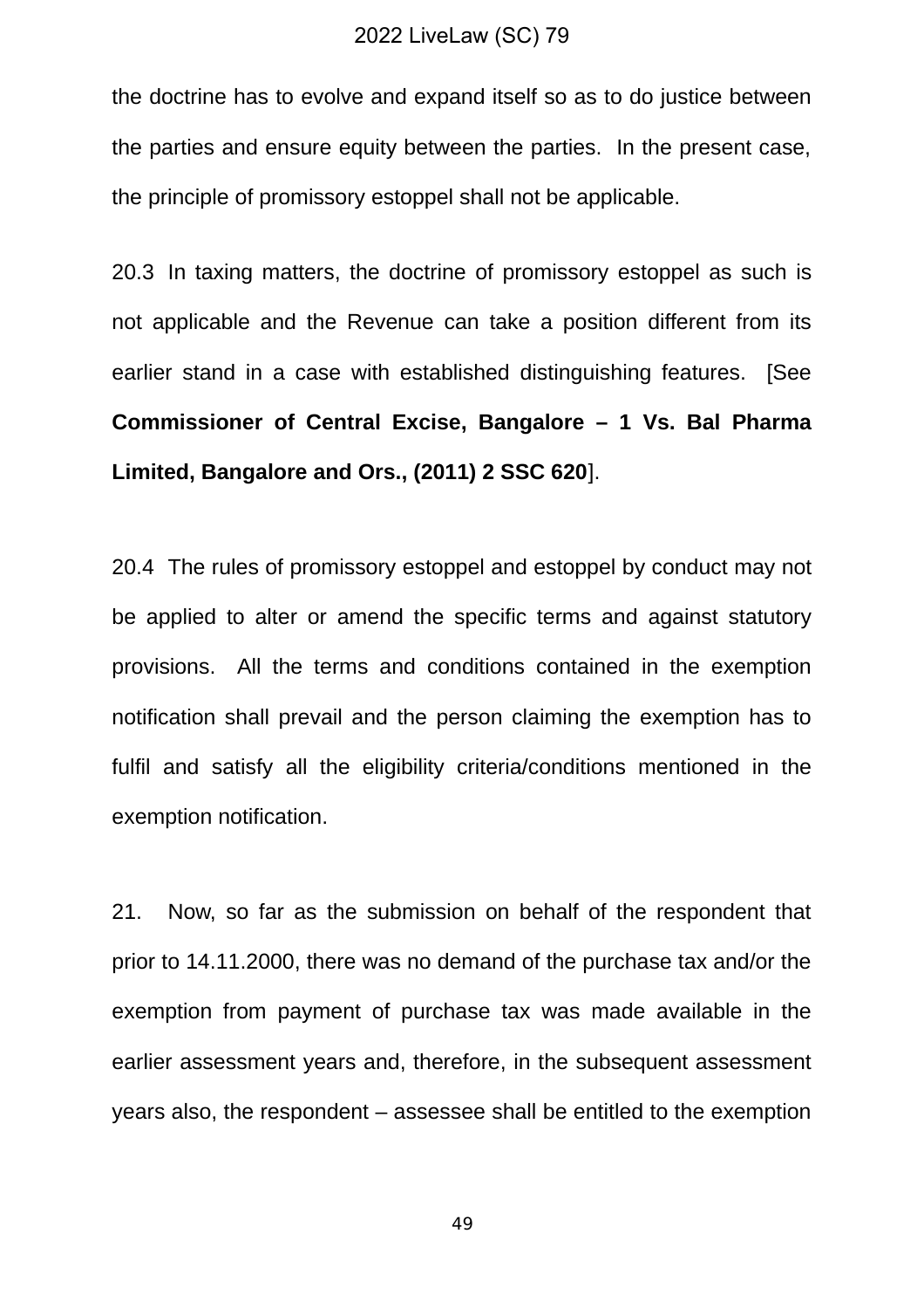the doctrine has to evolve and expand itself so as to do justice between the parties and ensure equity between the parties. In the present case, the principle of promissory estoppel shall not be applicable.

20.3 In taxing matters, the doctrine of promissory estoppel as such is not applicable and the Revenue can take a position different from its earlier stand in a case with established distinguishing features. [See **Commissioner of Central Excise, Bangalore – 1 Vs. Bal Pharma Limited, Bangalore and Ors., (2011) 2 SSC 620**].

20.4 The rules of promissory estoppel and estoppel by conduct may not be applied to alter or amend the specific terms and against statutory provisions. All the terms and conditions contained in the exemption notification shall prevail and the person claiming the exemption has to fulfil and satisfy all the eligibility criteria/conditions mentioned in the exemption notification.

21. Now, so far as the submission on behalf of the respondent that prior to 14.11.2000, there was no demand of the purchase tax and/or the exemption from payment of purchase tax was made available in the earlier assessment years and, therefore, in the subsequent assessment years also, the respondent – assessee shall be entitled to the exemption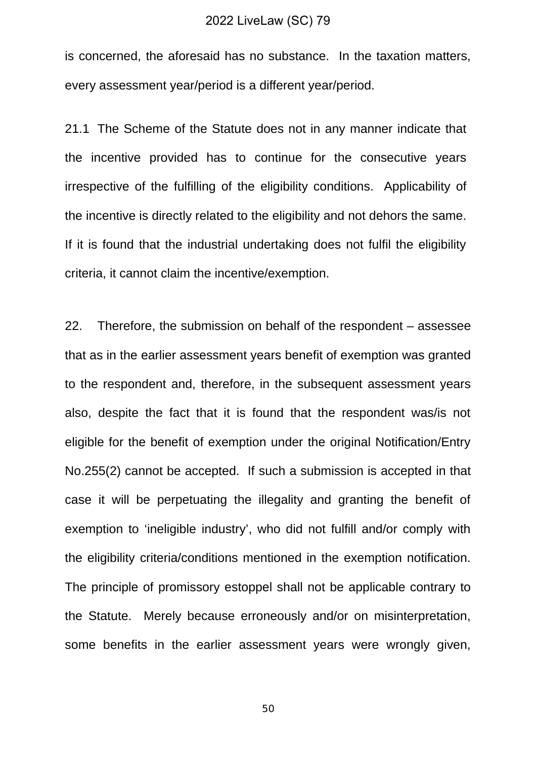is concerned, the aforesaid has no substance. In the taxation matters, every assessment year/period is a different year/period.

21.1 The Scheme of the Statute does not in any manner indicate that the incentive provided has to continue for the consecutive years irrespective of the fulfilling of the eligibility conditions. Applicability of the incentive is directly related to the eligibility and not dehors the same. If it is found that the industrial undertaking does not fulfil the eligibility criteria, it cannot claim the incentive/exemption.

22. Therefore, the submission on behalf of the respondent – assessee that as in the earlier assessment years benefit of exemption was granted to the respondent and, therefore, in the subsequent assessment years also, despite the fact that it is found that the respondent was/is not eligible for the benefit of exemption under the original Notification/Entry No.255(2) cannot be accepted. If such a submission is accepted in that case it will be perpetuating the illegality and granting the benefit of exemption to 'ineligible industry', who did not fulfill and/or comply with the eligibility criteria/conditions mentioned in the exemption notification. The principle of promissory estoppel shall not be applicable contrary to the Statute. Merely because erroneously and/or on misinterpretation, some benefits in the earlier assessment years were wrongly given,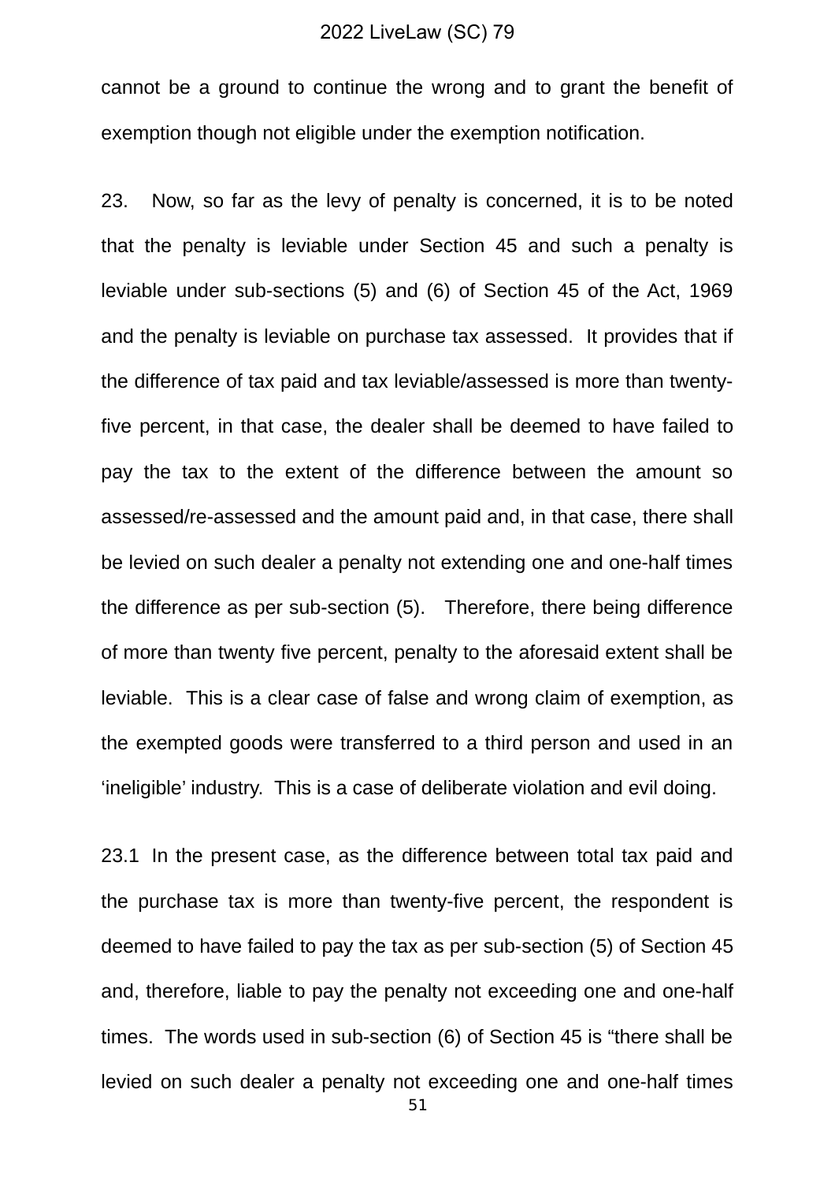cannot be a ground to continue the wrong and to grant the benefit of exemption though not eligible under the exemption notification.

23. Now, so far as the levy of penalty is concerned, it is to be noted that the penalty is leviable under Section 45 and such a penalty is leviable under sub-sections (5) and (6) of Section 45 of the Act, 1969 and the penalty is leviable on purchase tax assessed. It provides that if the difference of tax paid and tax leviable/assessed is more than twenty-five percent, in that case, the dealer shall be deemed to have failed to pay the tax to the extent of the difference between the amount so assessed/re-assessed and the amount paid and, in that case, there shall be levied on such dealer a penalty not extending one and one-half times the difference as per sub-section (5). Therefore, there being difference of more than twenty five percent, penalty to the aforesaid extent shall be leviable. This is a clear case of false and wrong claim of exemption, as the exempted goods were transferred to a third person and used in an 'ineligible' industry. This is a case of deliberate violation and evil doing.

23.1 In the present case, as the difference between total tax paid and the purchase tax is more than twenty-five percent, the respondent is deemed to have failed to pay the tax as per sub-section (5) of Section 45 and, therefore, liable to pay the penalty not exceeding one and one-half times. The words used in sub-section (6) of Section 45 is "there shall be levied on such dealer a penalty not exceeding one and one-half times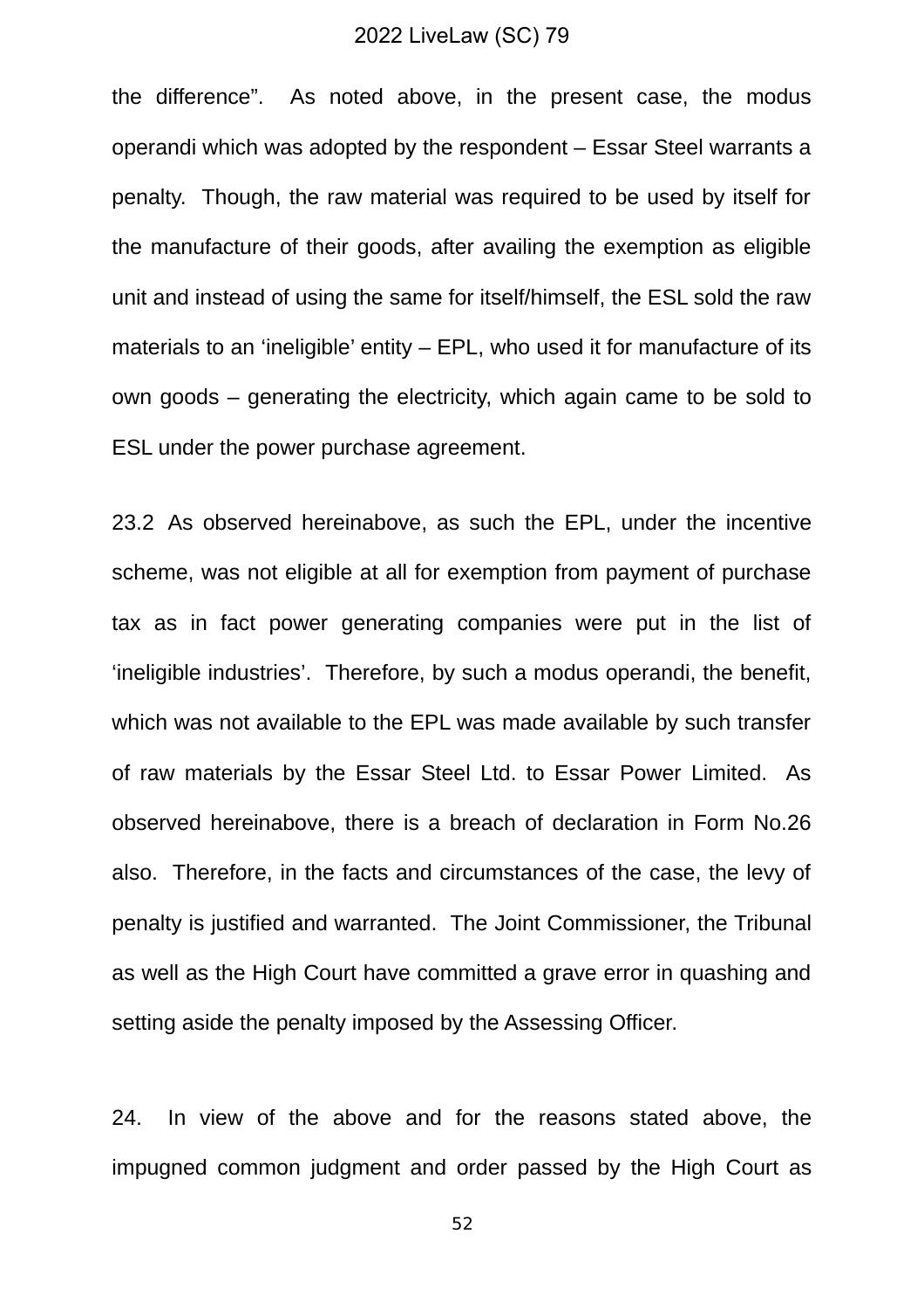the difference". As noted above, in the present case, the modus operandi which was adopted by the respondent – Essar Steel warrants a penalty. Though, the raw material was required to be used by itself for the manufacture of their goods, after availing the exemption as eligible unit and instead of using the same for itself/himself, the ESL sold the raw materials to an 'ineligible' entity – EPL, who used it for manufacture of its own goods – generating the electricity, which again came to be sold to ESL under the power purchase agreement.

23.2 As observed hereinabove, as such the EPL, under the incentive scheme, was not eligible at all for exemption from payment of purchase tax as in fact power generating companies were put in the list of 'ineligible industries'. Therefore, by such a modus operandi, the benefit, which was not available to the EPL was made available by such transfer of raw materials by the Essar Steel Ltd. to Essar Power Limited. As observed hereinabove, there is a breach of declaration in Form No.26 also. Therefore, in the facts and circumstances of the case, the levy of penalty is justified and warranted. The Joint Commissioner, the Tribunal as well as the High Court have committed a grave error in quashing and setting aside the penalty imposed by the Assessing Officer.

24. In view of the above and for the reasons stated above, the impugned common judgment and order passed by the High Court as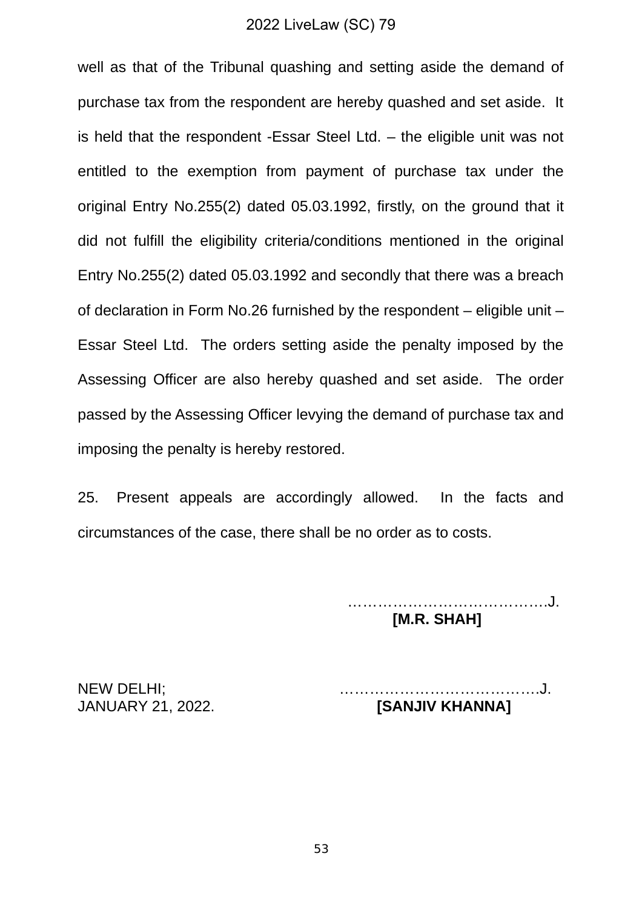well as that of the Tribunal quashing and setting aside the demand of purchase tax from the respondent are hereby quashed and set aside. It is held that the respondent -Essar Steel Ltd. – the eligible unit was not entitled to the exemption from payment of purchase tax under the original Entry No.255(2) dated 05.03.1992, firstly, on the ground that it did not fulfill the eligibility criteria/conditions mentioned in the original Entry No.255(2) dated 05.03.1992 and secondly that there was a breach of declaration in Form No.26 furnished by the respondent – eligible unit – Essar Steel Ltd. The orders setting aside the penalty imposed by the Assessing Officer are also hereby quashed and set aside. The order passed by the Assessing Officer levying the demand of purchase tax and imposing the penalty is hereby restored.

25. Present appeals are accordingly allowed. In the facts and circumstances of the case, there shall be no order as to costs.

………………………………….J.
**[M.R. SHAH]**

NEW DELHI;
JANUARY 21, 2022.

………………………………….J.
**[SANJIV KHANNA]**